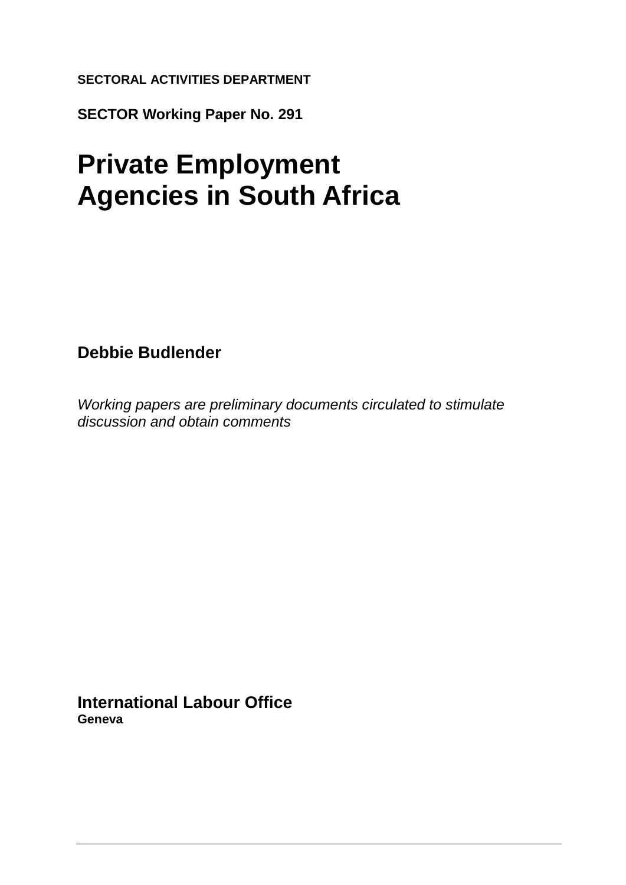**SECTORAL ACTIVITIES DEPARTMENT**

**SECTOR Working Paper No. 291**

# Private Employment Agencies in South Africa

**Debbie Budlender**

*Working papers are preliminary documents circulated to stimulate discussion and obtain comments*

**International Labour Office**
**Geneva**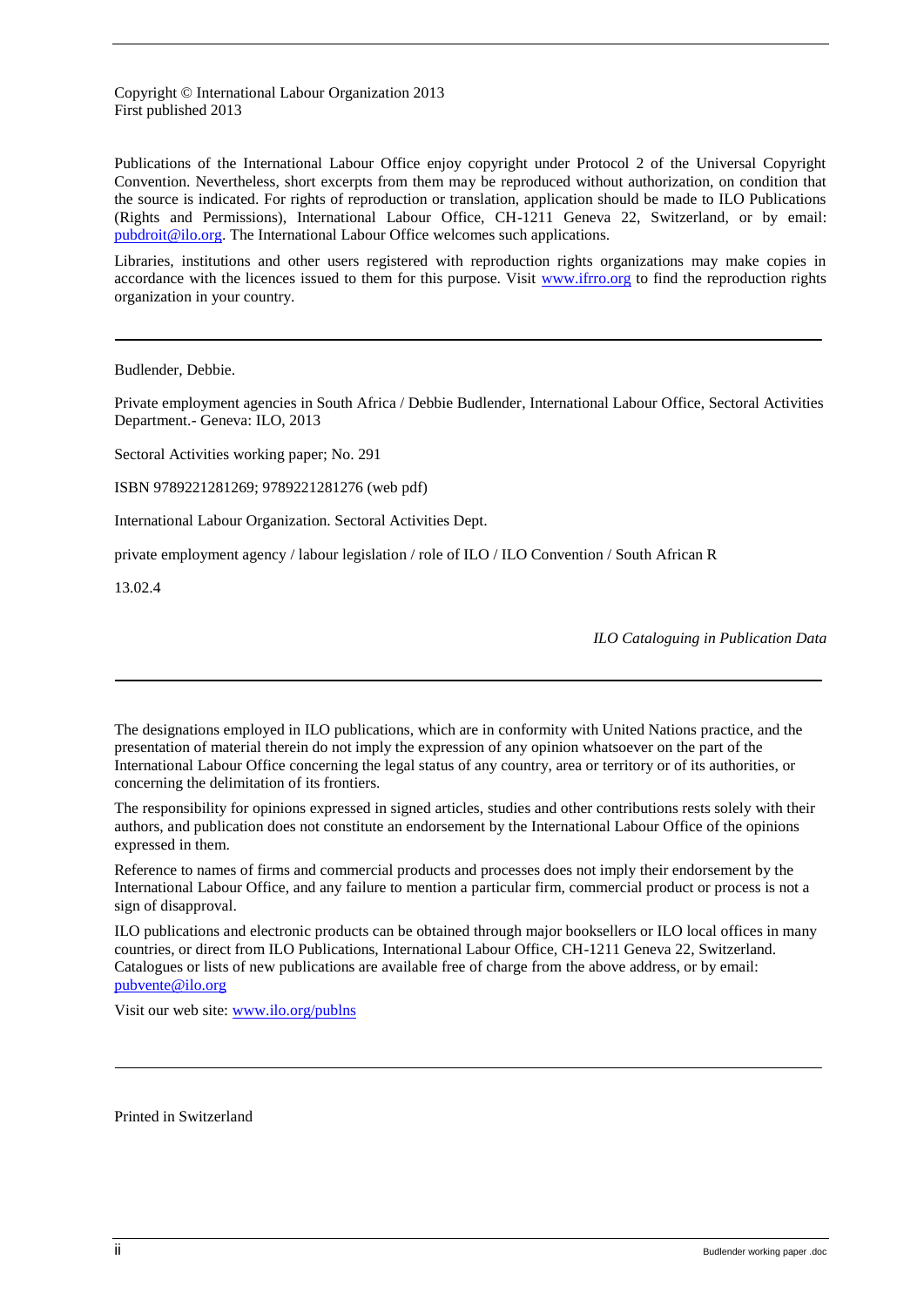Copyright © International Labour Organization 2013
First published 2013

Publications of the International Labour Office enjoy copyright under Protocol 2 of the Universal Copyright Convention. Nevertheless, short excerpts from them may be reproduced without authorization, on condition that the source is indicated. For rights of reproduction or translation, application should be made to ILO Publications (Rights and Permissions), International Labour Office, CH-1211 Geneva 22, Switzerland, or by email: pubdroit@ilo.org. The International Labour Office welcomes such applications.

Libraries, institutions and other users registered with reproduction rights organizations may make copies in accordance with the licences issued to them for this purpose. Visit www.ifrro.org to find the reproduction rights organization in your country.

---

Budlender, Debbie.

Private employment agencies in South Africa / Debbie Budlender, International Labour Office, Sectoral Activities Department.- Geneva: ILO, 2013

Sectoral Activities working paper; No. 291

ISBN 9789221281269; 9789221281276 (web pdf)

International Labour Organization. Sectoral Activities Dept.

private employment agency / labour legislation / role of ILO / ILO Convention / South African R

13.02.4

*ILO Cataloguing in Publication Data*

---

The designations employed in ILO publications, which are in conformity with United Nations practice, and the presentation of material therein do not imply the expression of any opinion whatsoever on the part of the International Labour Office concerning the legal status of any country, area or territory or of its authorities, or concerning the delimitation of its frontiers.

The responsibility for opinions expressed in signed articles, studies and other contributions rests solely with their authors, and publication does not constitute an endorsement by the International Labour Office of the opinions expressed in them.

Reference to names of firms and commercial products and processes does not imply their endorsement by the International Labour Office, and any failure to mention a particular firm, commercial product or process is not a sign of disapproval.

ILO publications and electronic products can be obtained through major booksellers or ILO local offices in many countries, or direct from ILO Publications, International Labour Office, CH-1211 Geneva 22, Switzerland. Catalogues or lists of new publications are available free of charge from the above address, or by email: pubvente@ilo.org

Visit our web site: www.ilo.org/publns

---

Printed in Switzerland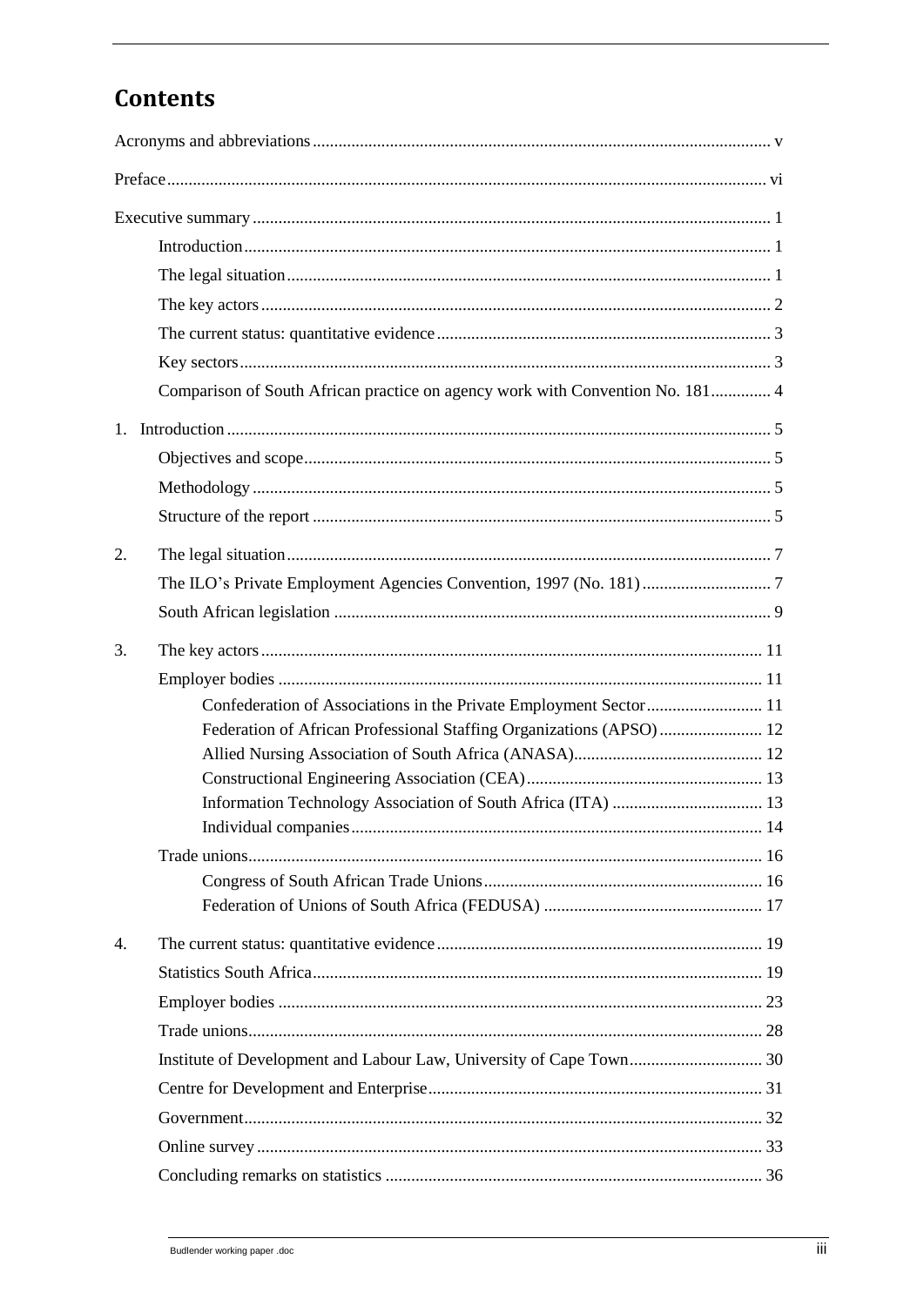# Contents

Acronyms and abbreviations .......... v

Preface .......... vi

Executive summary .......... 1

- Introduction .......... 1
- The legal situation .......... 1
- The key actors .......... 2
- The current status: quantitative evidence .......... 3
- Key sectors .......... 3
- Comparison of South African practice on agency work with Convention No. 181 .......... 4

1. Introduction .......... 5
   - Objectives and scope .......... 5
   - Methodology .......... 5
   - Structure of the report .......... 5

2. The legal situation .......... 7
   - The ILO's Private Employment Agencies Convention, 1997 (No. 181) .......... 7
   - South African legislation .......... 9

3. The key actors .......... 11
   - Employer bodies .......... 11
     - Confederation of Associations in the Private Employment Sector .......... 11
     - Federation of African Professional Staffing Organizations (APSO) .......... 12
     - Allied Nursing Association of South Africa (ANASA) .......... 12
     - Constructional Engineering Association (CEA) .......... 13
     - Information Technology Association of South Africa (ITA) .......... 13
     - Individual companies .......... 14
   - Trade unions .......... 16
     - Congress of South African Trade Unions .......... 16
     - Federation of Unions of South Africa (FEDUSA) .......... 17

4. The current status: quantitative evidence .......... 19
   - Statistics South Africa .......... 19
   - Employer bodies .......... 23
   - Trade unions .......... 28
   - Institute of Development and Labour Law, University of Cape Town .......... 30
   - Centre for Development and Enterprise .......... 31
   - Government .......... 32
   - Online survey .......... 33
   - Concluding remarks on statistics .......... 36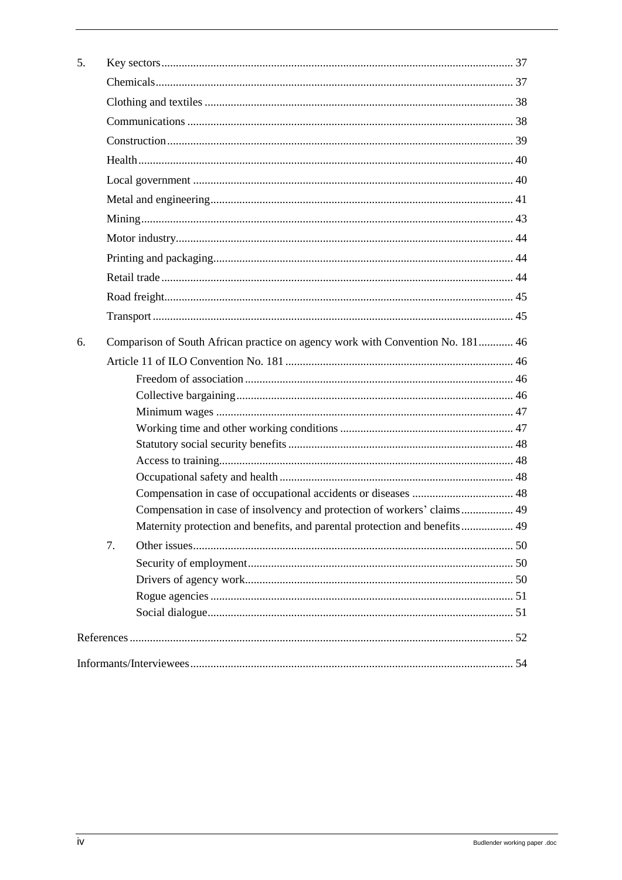5. Key sectors ... 37
   - Chemicals ... 37
   - Clothing and textiles ... 38
   - Communications ... 38
   - Construction ... 39
   - Health ... 40
   - Local government ... 40
   - Metal and engineering ... 41
   - Mining ... 43
   - Motor industry ... 44
   - Printing and packaging ... 44
   - Retail trade ... 44
   - Road freight ... 45
   - Transport ... 45

6. Comparison of South African practice on agency work with Convention No. 181 ... 46
   - Article 11 of ILO Convention No. 181 ... 46
     - Freedom of association ... 46
     - Collective bargaining ... 46
     - Minimum wages ... 47
     - Working time and other working conditions ... 47
     - Statutory social security benefits ... 48
     - Access to training ... 48
     - Occupational safety and health ... 48
     - Compensation in case of occupational accidents or diseases ... 48
     - Compensation in case of insolvency and protection of workers' claims ... 49
     - Maternity protection and benefits, and parental protection and benefits ... 49
   - 7. Other issues ... 50
     - Security of employment ... 50
     - Drivers of agency work ... 50
     - Rogue agencies ... 51
     - Social dialogue ... 51

References ... 52

Informants/Interviewees ... 54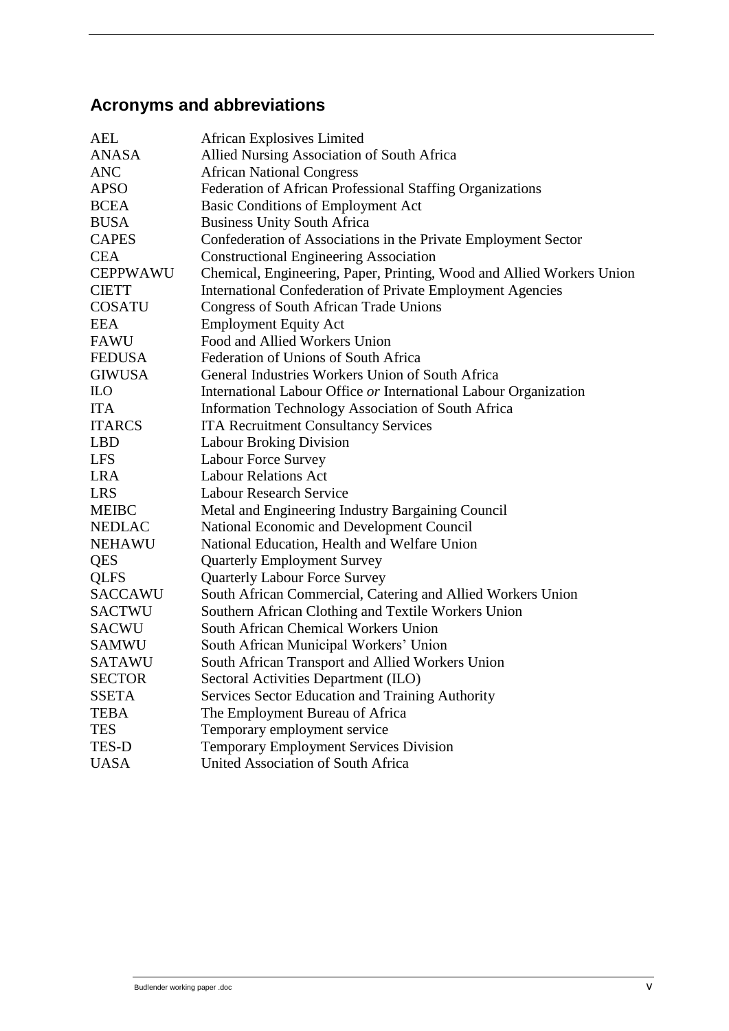## Acronyms and abbreviations

| | |
|---|---|
| AEL | African Explosives Limited |
| ANASA | Allied Nursing Association of South Africa |
| ANC | African National Congress |
| APSO | Federation of African Professional Staffing Organizations |
| BCEA | Basic Conditions of Employment Act |
| BUSA | Business Unity South Africa |
| CAPES | Confederation of Associations in the Private Employment Sector |
| CEA | Constructional Engineering Association |
| CEPPWAWU | Chemical, Engineering, Paper, Printing, Wood and Allied Workers Union |
| CIETT | International Confederation of Private Employment Agencies |
| COSATU | Congress of South African Trade Unions |
| EEA | Employment Equity Act |
| FAWU | Food and Allied Workers Union |
| FEDUSA | Federation of Unions of South Africa |
| GIWUSA | General Industries Workers Union of South Africa |
| ILO | International Labour Office *or* International Labour Organization |
| ITA | Information Technology Association of South Africa |
| ITARCS | ITA Recruitment Consultancy Services |
| LBD | Labour Broking Division |
| LFS | Labour Force Survey |
| LRA | Labour Relations Act |
| LRS | Labour Research Service |
| MEIBC | Metal and Engineering Industry Bargaining Council |
| NEDLAC | National Economic and Development Council |
| NEHAWU | National Education, Health and Welfare Union |
| QES | Quarterly Employment Survey |
| QLFS | Quarterly Labour Force Survey |
| SACCAWU | South African Commercial, Catering and Allied Workers Union |
| SACTWU | Southern African Clothing and Textile Workers Union |
| SACWU | South African Chemical Workers Union |
| SAMWU | South African Municipal Workers' Union |
| SATAWU | South African Transport and Allied Workers Union |
| SECTOR | Sectoral Activities Department (ILO) |
| SSETA | Services Sector Education and Training Authority |
| TEBA | The Employment Bureau of Africa |
| TES | Temporary employment service |
| TES-D | Temporary Employment Services Division |
| UASA | United Association of South Africa |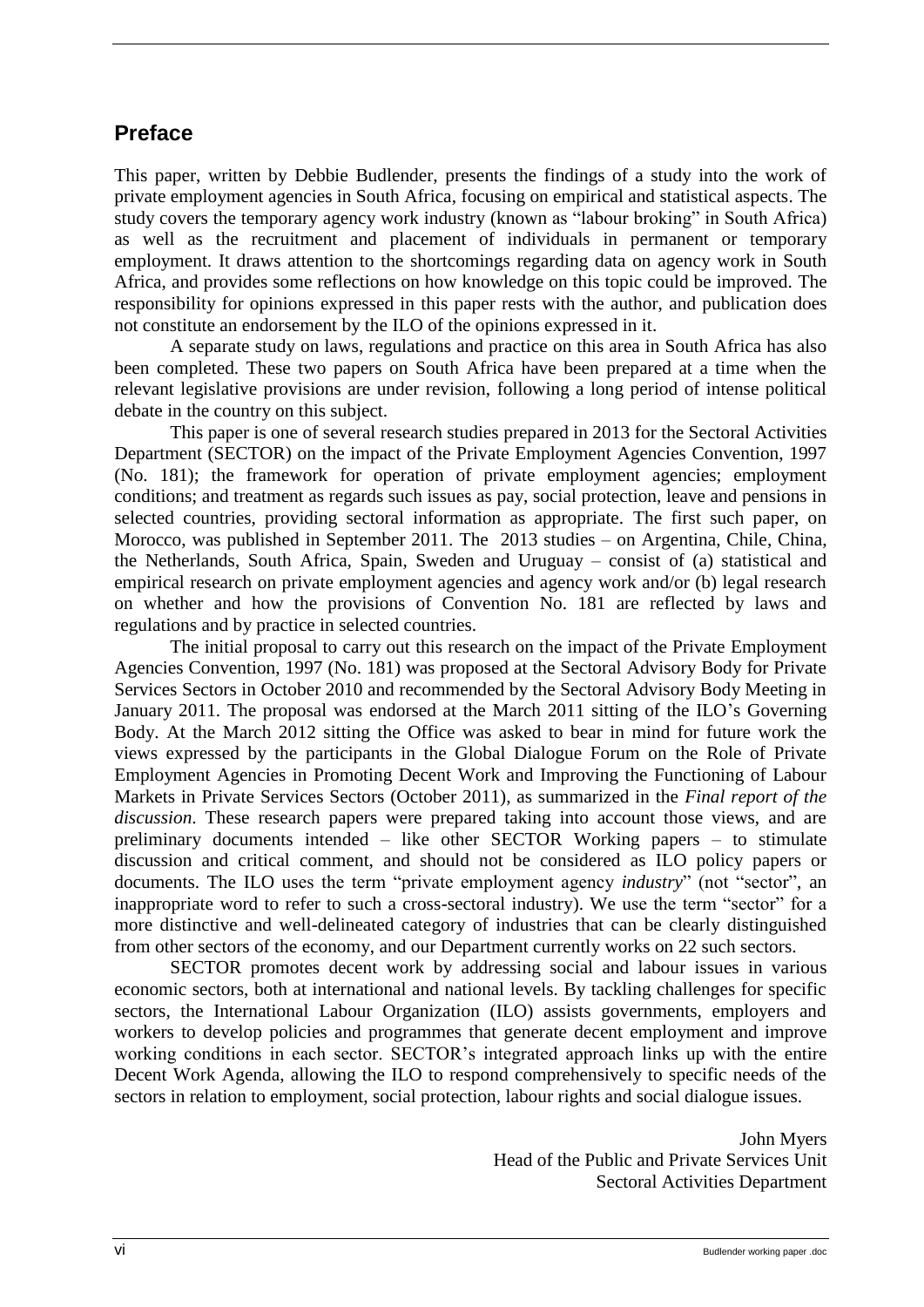## Preface

This paper, written by Debbie Budlender, presents the findings of a study into the work of private employment agencies in South Africa, focusing on empirical and statistical aspects. The study covers the temporary agency work industry (known as "labour broking" in South Africa) as well as the recruitment and placement of individuals in permanent or temporary employment. It draws attention to the shortcomings regarding data on agency work in South Africa, and provides some reflections on how knowledge on this topic could be improved. The responsibility for opinions expressed in this paper rests with the author, and publication does not constitute an endorsement by the ILO of the opinions expressed in it.

A separate study on laws, regulations and practice on this area in South Africa has also been completed. These two papers on South Africa have been prepared at a time when the relevant legislative provisions are under revision, following a long period of intense political debate in the country on this subject.

This paper is one of several research studies prepared in 2013 for the Sectoral Activities Department (SECTOR) on the impact of the Private Employment Agencies Convention, 1997 (No. 181); the framework for operation of private employment agencies; employment conditions; and treatment as regards such issues as pay, social protection, leave and pensions in selected countries, providing sectoral information as appropriate. The first such paper, on Morocco, was published in September 2011. The 2013 studies – on Argentina, Chile, China, the Netherlands, South Africa, Spain, Sweden and Uruguay – consist of (a) statistical and empirical research on private employment agencies and agency work and/or (b) legal research on whether and how the provisions of Convention No. 181 are reflected by laws and regulations and by practice in selected countries.

The initial proposal to carry out this research on the impact of the Private Employment Agencies Convention, 1997 (No. 181) was proposed at the Sectoral Advisory Body for Private Services Sectors in October 2010 and recommended by the Sectoral Advisory Body Meeting in January 2011. The proposal was endorsed at the March 2011 sitting of the ILO's Governing Body. At the March 2012 sitting the Office was asked to bear in mind for future work the views expressed by the participants in the Global Dialogue Forum on the Role of Private Employment Agencies in Promoting Decent Work and Improving the Functioning of Labour Markets in Private Services Sectors (October 2011), as summarized in the *Final report of the discussion*. These research papers were prepared taking into account those views, and are preliminary documents intended – like other SECTOR Working papers – to stimulate discussion and critical comment, and should not be considered as ILO policy papers or documents. The ILO uses the term "private employment agency *industry*" (not "sector", an inappropriate word to refer to such a cross-sectoral industry). We use the term "sector" for a more distinctive and well-delineated category of industries that can be clearly distinguished from other sectors of the economy, and our Department currently works on 22 such sectors.

SECTOR promotes decent work by addressing social and labour issues in various economic sectors, both at international and national levels. By tackling challenges for specific sectors, the International Labour Organization (ILO) assists governments, employers and workers to develop policies and programmes that generate decent employment and improve working conditions in each sector. SECTOR's integrated approach links up with the entire Decent Work Agenda, allowing the ILO to respond comprehensively to specific needs of the sectors in relation to employment, social protection, labour rights and social dialogue issues.

John Myers
Head of the Public and Private Services Unit
Sectoral Activities Department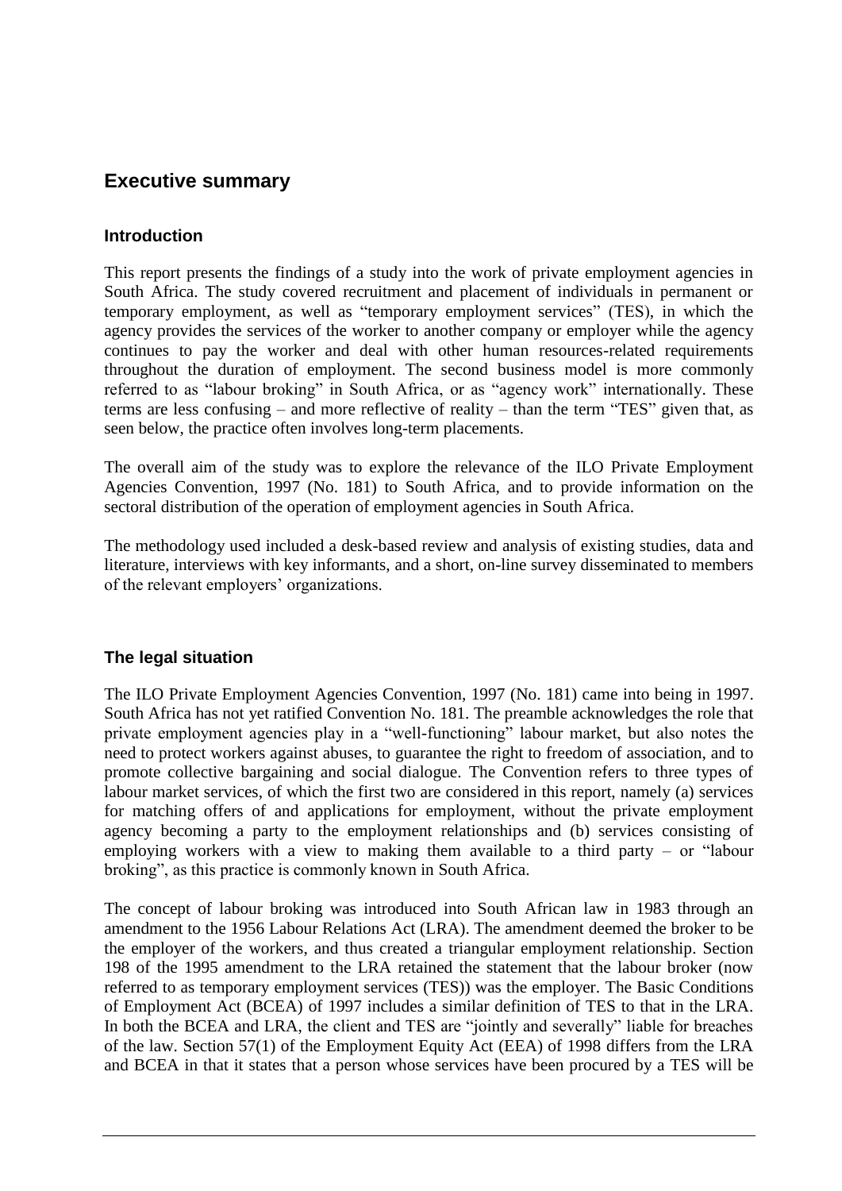## Executive summary

### Introduction

This report presents the findings of a study into the work of private employment agencies in South Africa. The study covered recruitment and placement of individuals in permanent or temporary employment, as well as "temporary employment services" (TES), in which the agency provides the services of the worker to another company or employer while the agency continues to pay the worker and deal with other human resources-related requirements throughout the duration of employment. The second business model is more commonly referred to as "labour broking" in South Africa, or as "agency work" internationally. These terms are less confusing – and more reflective of reality – than the term "TES" given that, as seen below, the practice often involves long-term placements.

The overall aim of the study was to explore the relevance of the ILO Private Employment Agencies Convention, 1997 (No. 181) to South Africa, and to provide information on the sectoral distribution of the operation of employment agencies in South Africa.

The methodology used included a desk-based review and analysis of existing studies, data and literature, interviews with key informants, and a short, on-line survey disseminated to members of the relevant employers' organizations.

### The legal situation

The ILO Private Employment Agencies Convention, 1997 (No. 181) came into being in 1997. South Africa has not yet ratified Convention No. 181. The preamble acknowledges the role that private employment agencies play in a "well-functioning" labour market, but also notes the need to protect workers against abuses, to guarantee the right to freedom of association, and to promote collective bargaining and social dialogue. The Convention refers to three types of labour market services, of which the first two are considered in this report, namely (a) services for matching offers of and applications for employment, without the private employment agency becoming a party to the employment relationships and (b) services consisting of employing workers with a view to making them available to a third party – or "labour broking", as this practice is commonly known in South Africa.

The concept of labour broking was introduced into South African law in 1983 through an amendment to the 1956 Labour Relations Act (LRA). The amendment deemed the broker to be the employer of the workers, and thus created a triangular employment relationship. Section 198 of the 1995 amendment to the LRA retained the statement that the labour broker (now referred to as temporary employment services (TES)) was the employer. The Basic Conditions of Employment Act (BCEA) of 1997 includes a similar definition of TES to that in the LRA. In both the BCEA and LRA, the client and TES are "jointly and severally" liable for breaches of the law. Section 57(1) of the Employment Equity Act (EEA) of 1998 differs from the LRA and BCEA in that it states that a person whose services have been procured by a TES will be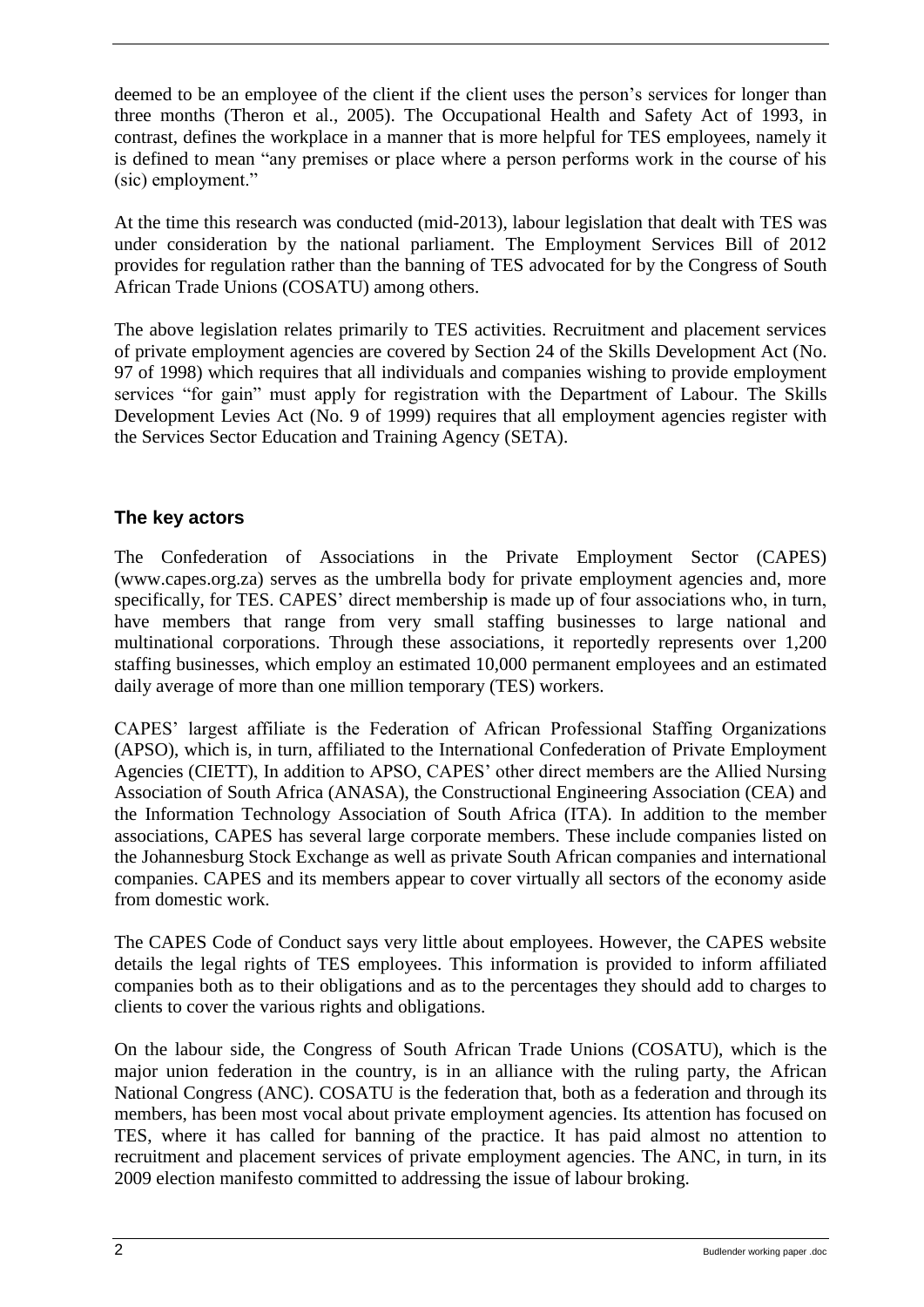deemed to be an employee of the client if the client uses the person's services for longer than three months (Theron et al., 2005). The Occupational Health and Safety Act of 1993, in contrast, defines the workplace in a manner that is more helpful for TES employees, namely it is defined to mean "any premises or place where a person performs work in the course of his (sic) employment."

At the time this research was conducted (mid-2013), labour legislation that dealt with TES was under consideration by the national parliament. The Employment Services Bill of 2012 provides for regulation rather than the banning of TES advocated for by the Congress of South African Trade Unions (COSATU) among others.

The above legislation relates primarily to TES activities. Recruitment and placement services of private employment agencies are covered by Section 24 of the Skills Development Act (No. 97 of 1998) which requires that all individuals and companies wishing to provide employment services "for gain" must apply for registration with the Department of Labour. The Skills Development Levies Act (No. 9 of 1999) requires that all employment agencies register with the Services Sector Education and Training Agency (SETA).

## The key actors

The Confederation of Associations in the Private Employment Sector (CAPES) (www.capes.org.za) serves as the umbrella body for private employment agencies and, more specifically, for TES. CAPES' direct membership is made up of four associations who, in turn, have members that range from very small staffing businesses to large national and multinational corporations. Through these associations, it reportedly represents over 1,200 staffing businesses, which employ an estimated 10,000 permanent employees and an estimated daily average of more than one million temporary (TES) workers.

CAPES' largest affiliate is the Federation of African Professional Staffing Organizations (APSO), which is, in turn, affiliated to the International Confederation of Private Employment Agencies (CIETT), In addition to APSO, CAPES' other direct members are the Allied Nursing Association of South Africa (ANASA), the Constructional Engineering Association (CEA) and the Information Technology Association of South Africa (ITA). In addition to the member associations, CAPES has several large corporate members. These include companies listed on the Johannesburg Stock Exchange as well as private South African companies and international companies. CAPES and its members appear to cover virtually all sectors of the economy aside from domestic work.

The CAPES Code of Conduct says very little about employees. However, the CAPES website details the legal rights of TES employees. This information is provided to inform affiliated companies both as to their obligations and as to the percentages they should add to charges to clients to cover the various rights and obligations.

On the labour side, the Congress of South African Trade Unions (COSATU), which is the major union federation in the country, is in an alliance with the ruling party, the African National Congress (ANC). COSATU is the federation that, both as a federation and through its members, has been most vocal about private employment agencies. Its attention has focused on TES, where it has called for banning of the practice. It has paid almost no attention to recruitment and placement services of private employment agencies. The ANC, in turn, in its 2009 election manifesto committed to addressing the issue of labour broking.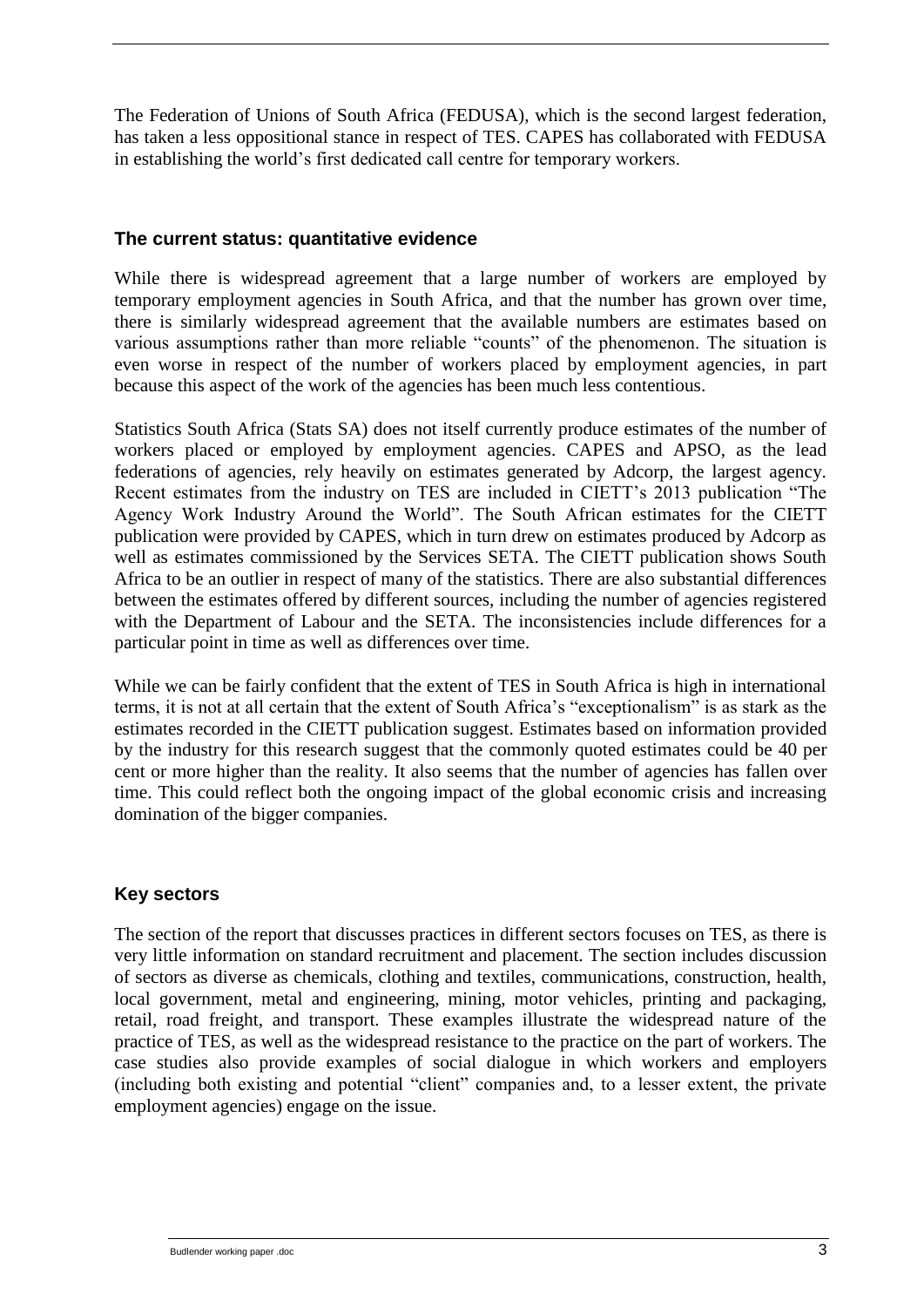The Federation of Unions of South Africa (FEDUSA), which is the second largest federation, has taken a less oppositional stance in respect of TES. CAPES has collaborated with FEDUSA in establishing the world's first dedicated call centre for temporary workers.

### The current status: quantitative evidence

While there is widespread agreement that a large number of workers are employed by temporary employment agencies in South Africa, and that the number has grown over time, there is similarly widespread agreement that the available numbers are estimates based on various assumptions rather than more reliable "counts" of the phenomenon. The situation is even worse in respect of the number of workers placed by employment agencies, in part because this aspect of the work of the agencies has been much less contentious.

Statistics South Africa (Stats SA) does not itself currently produce estimates of the number of workers placed or employed by employment agencies. CAPES and APSO, as the lead federations of agencies, rely heavily on estimates generated by Adcorp, the largest agency. Recent estimates from the industry on TES are included in CIETT's 2013 publication "The Agency Work Industry Around the World". The South African estimates for the CIETT publication were provided by CAPES, which in turn drew on estimates produced by Adcorp as well as estimates commissioned by the Services SETA. The CIETT publication shows South Africa to be an outlier in respect of many of the statistics. There are also substantial differences between the estimates offered by different sources, including the number of agencies registered with the Department of Labour and the SETA. The inconsistencies include differences for a particular point in time as well as differences over time.

While we can be fairly confident that the extent of TES in South Africa is high in international terms, it is not at all certain that the extent of South Africa's "exceptionalism" is as stark as the estimates recorded in the CIETT publication suggest. Estimates based on information provided by the industry for this research suggest that the commonly quoted estimates could be 40 per cent or more higher than the reality. It also seems that the number of agencies has fallen over time. This could reflect both the ongoing impact of the global economic crisis and increasing domination of the bigger companies.

### Key sectors

The section of the report that discusses practices in different sectors focuses on TES, as there is very little information on standard recruitment and placement. The section includes discussion of sectors as diverse as chemicals, clothing and textiles, communications, construction, health, local government, metal and engineering, mining, motor vehicles, printing and packaging, retail, road freight, and transport. These examples illustrate the widespread nature of the practice of TES, as well as the widespread resistance to the practice on the part of workers. The case studies also provide examples of social dialogue in which workers and employers (including both existing and potential "client" companies and, to a lesser extent, the private employment agencies) engage on the issue.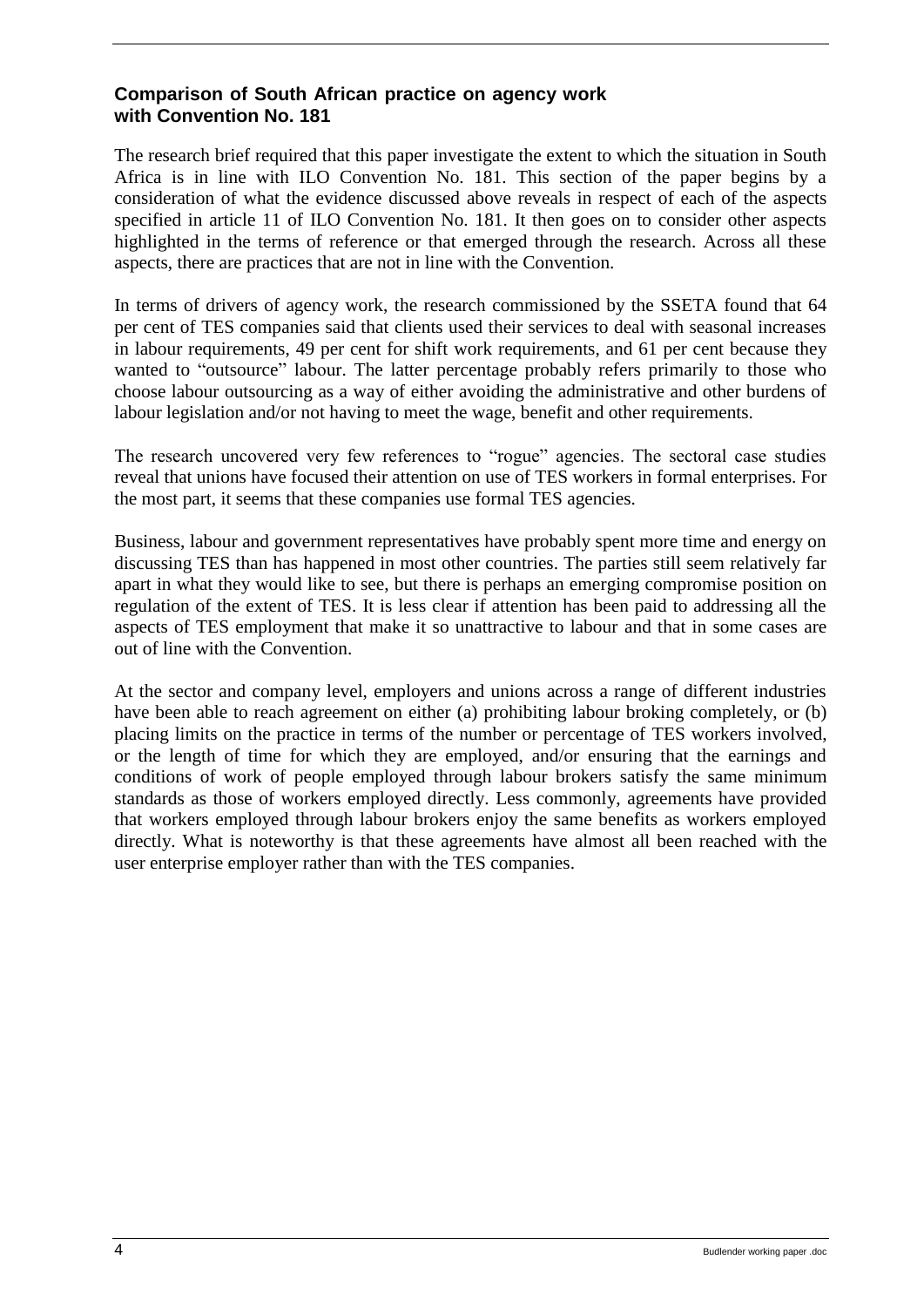## Comparison of South African practice on agency work with Convention No. 181

The research brief required that this paper investigate the extent to which the situation in South Africa is in line with ILO Convention No. 181. This section of the paper begins by a consideration of what the evidence discussed above reveals in respect of each of the aspects specified in article 11 of ILO Convention No. 181. It then goes on to consider other aspects highlighted in the terms of reference or that emerged through the research. Across all these aspects, there are practices that are not in line with the Convention.

In terms of drivers of agency work, the research commissioned by the SSETA found that 64 per cent of TES companies said that clients used their services to deal with seasonal increases in labour requirements, 49 per cent for shift work requirements, and 61 per cent because they wanted to "outsource" labour. The latter percentage probably refers primarily to those who choose labour outsourcing as a way of either avoiding the administrative and other burdens of labour legislation and/or not having to meet the wage, benefit and other requirements.

The research uncovered very few references to "rogue" agencies. The sectoral case studies reveal that unions have focused their attention on use of TES workers in formal enterprises. For the most part, it seems that these companies use formal TES agencies.

Business, labour and government representatives have probably spent more time and energy on discussing TES than has happened in most other countries. The parties still seem relatively far apart in what they would like to see, but there is perhaps an emerging compromise position on regulation of the extent of TES. It is less clear if attention has been paid to addressing all the aspects of TES employment that make it so unattractive to labour and that in some cases are out of line with the Convention.

At the sector and company level, employers and unions across a range of different industries have been able to reach agreement on either (a) prohibiting labour broking completely, or (b) placing limits on the practice in terms of the number or percentage of TES workers involved, or the length of time for which they are employed, and/or ensuring that the earnings and conditions of work of people employed through labour brokers satisfy the same minimum standards as those of workers employed directly. Less commonly, agreements have provided that workers employed through labour brokers enjoy the same benefits as workers employed directly. What is noteworthy is that these agreements have almost all been reached with the user enterprise employer rather than with the TES companies.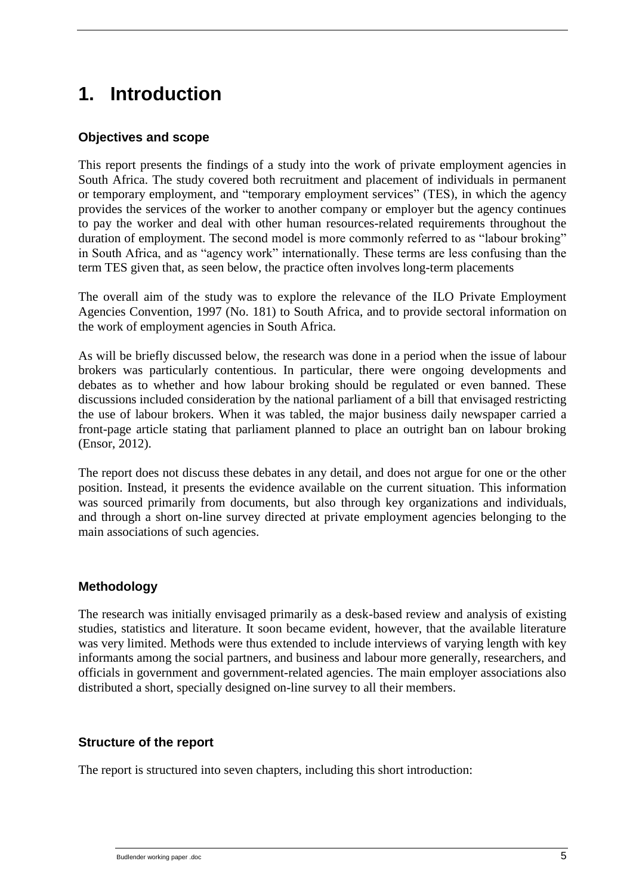# 1. Introduction

### Objectives and scope

This report presents the findings of a study into the work of private employment agencies in South Africa. The study covered both recruitment and placement of individuals in permanent or temporary employment, and "temporary employment services" (TES), in which the agency provides the services of the worker to another company or employer but the agency continues to pay the worker and deal with other human resources-related requirements throughout the duration of employment. The second model is more commonly referred to as "labour broking" in South Africa, and as "agency work" internationally. These terms are less confusing than the term TES given that, as seen below, the practice often involves long-term placements

The overall aim of the study was to explore the relevance of the ILO Private Employment Agencies Convention, 1997 (No. 181) to South Africa, and to provide sectoral information on the work of employment agencies in South Africa.

As will be briefly discussed below, the research was done in a period when the issue of labour brokers was particularly contentious. In particular, there were ongoing developments and debates as to whether and how labour broking should be regulated or even banned. These discussions included consideration by the national parliament of a bill that envisaged restricting the use of labour brokers. When it was tabled, the major business daily newspaper carried a front-page article stating that parliament planned to place an outright ban on labour broking (Ensor, 2012).

The report does not discuss these debates in any detail, and does not argue for one or the other position. Instead, it presents the evidence available on the current situation. This information was sourced primarily from documents, but also through key organizations and individuals, and through a short on-line survey directed at private employment agencies belonging to the main associations of such agencies.

### Methodology

The research was initially envisaged primarily as a desk-based review and analysis of existing studies, statistics and literature. It soon became evident, however, that the available literature was very limited. Methods were thus extended to include interviews of varying length with key informants among the social partners, and business and labour more generally, researchers, and officials in government and government-related agencies. The main employer associations also distributed a short, specially designed on-line survey to all their members.

### Structure of the report

The report is structured into seven chapters, including this short introduction: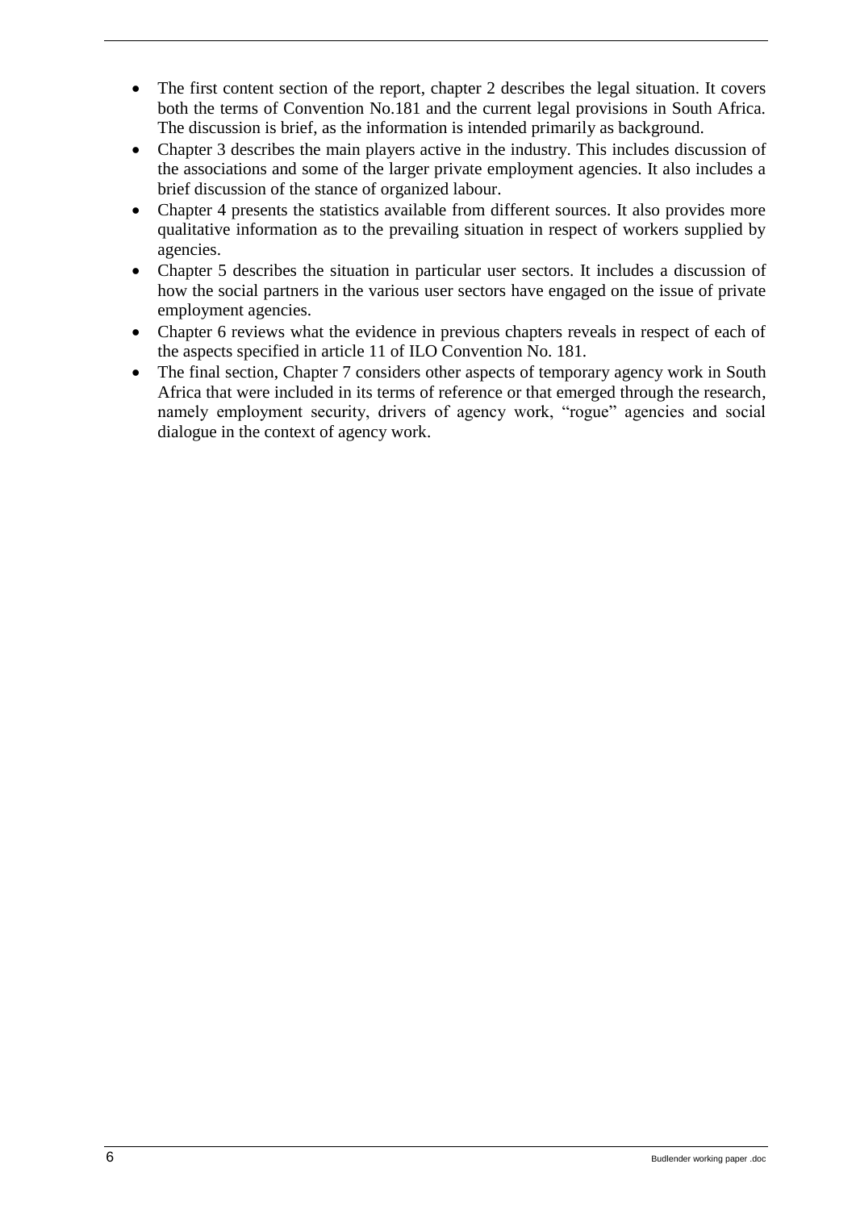- The first content section of the report, chapter 2 describes the legal situation. It covers both the terms of Convention No.181 and the current legal provisions in South Africa. The discussion is brief, as the information is intended primarily as background.
- Chapter 3 describes the main players active in the industry. This includes discussion of the associations and some of the larger private employment agencies. It also includes a brief discussion of the stance of organized labour.
- Chapter 4 presents the statistics available from different sources. It also provides more qualitative information as to the prevailing situation in respect of workers supplied by agencies.
- Chapter 5 describes the situation in particular user sectors. It includes a discussion of how the social partners in the various user sectors have engaged on the issue of private employment agencies.
- Chapter 6 reviews what the evidence in previous chapters reveals in respect of each of the aspects specified in article 11 of ILO Convention No. 181.
- The final section, Chapter 7 considers other aspects of temporary agency work in South Africa that were included in its terms of reference or that emerged through the research, namely employment security, drivers of agency work, "rogue" agencies and social dialogue in the context of agency work.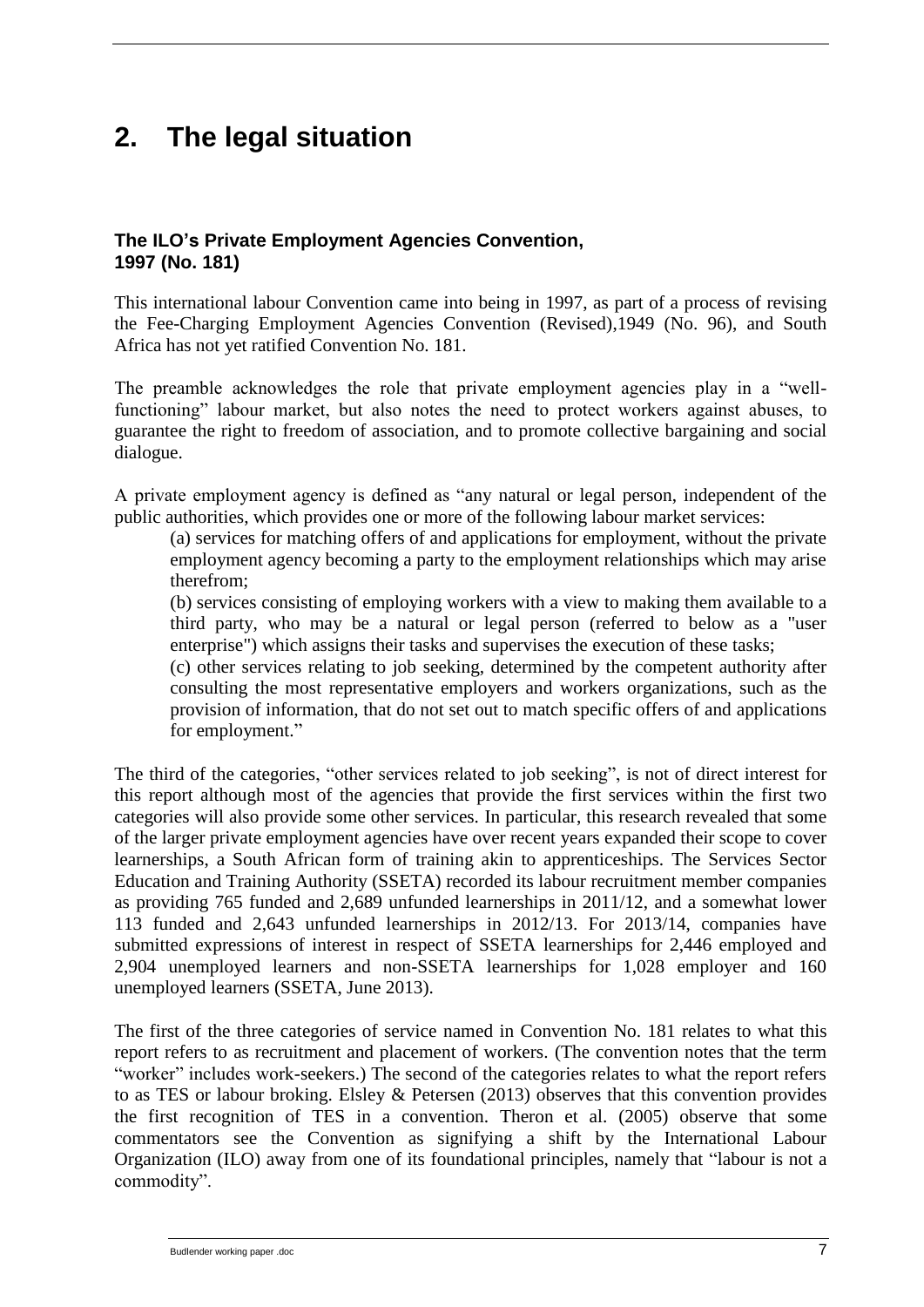# 2. The legal situation

### The ILO's Private Employment Agencies Convention, 1997 (No. 181)

This international labour Convention came into being in 1997, as part of a process of revising the Fee-Charging Employment Agencies Convention (Revised),1949 (No. 96), and South Africa has not yet ratified Convention No. 181.

The preamble acknowledges the role that private employment agencies play in a "well-functioning" labour market, but also notes the need to protect workers against abuses, to guarantee the right to freedom of association, and to promote collective bargaining and social dialogue.

A private employment agency is defined as "any natural or legal person, independent of the public authorities, which provides one or more of the following labour market services:

> (a) services for matching offers of and applications for employment, without the private employment agency becoming a party to the employment relationships which may arise therefrom;
>
> (b) services consisting of employing workers with a view to making them available to a third party, who may be a natural or legal person (referred to below as a "user enterprise") which assigns their tasks and supervises the execution of these tasks;
>
> (c) other services relating to job seeking, determined by the competent authority after consulting the most representative employers and workers organizations, such as the provision of information, that do not set out to match specific offers of and applications for employment."

The third of the categories, "other services related to job seeking", is not of direct interest for this report although most of the agencies that provide the first services within the first two categories will also provide some other services. In particular, this research revealed that some of the larger private employment agencies have over recent years expanded their scope to cover learnerships, a South African form of training akin to apprenticeships. The Services Sector Education and Training Authority (SSETA) recorded its labour recruitment member companies as providing 765 funded and 2,689 unfunded learnerships in 2011/12, and a somewhat lower 113 funded and 2,643 unfunded learnerships in 2012/13. For 2013/14, companies have submitted expressions of interest in respect of SSETA learnerships for 2,446 employed and 2,904 unemployed learners and non-SSETA learnerships for 1,028 employer and 160 unemployed learners (SSETA, June 2013).

The first of the three categories of service named in Convention No. 181 relates to what this report refers to as recruitment and placement of workers. (The convention notes that the term "worker" includes work-seekers.) The second of the categories relates to what the report refers to as TES or labour broking. Elsley & Petersen (2013) observes that this convention provides the first recognition of TES in a convention. Theron et al. (2005) observe that some commentators see the Convention as signifying a shift by the International Labour Organization (ILO) away from one of its foundational principles, namely that "labour is not a commodity".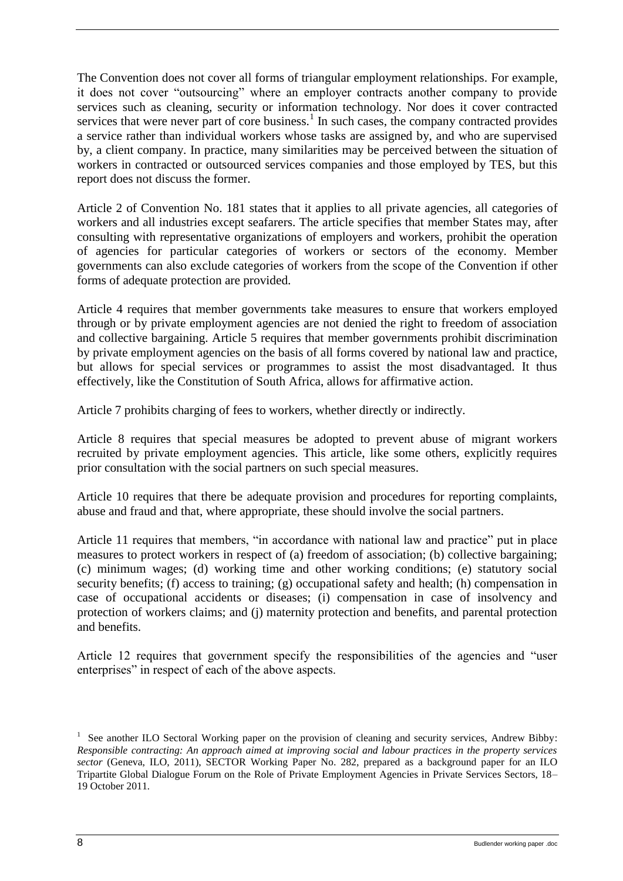The Convention does not cover all forms of triangular employment relationships. For example, it does not cover "outsourcing" where an employer contracts another company to provide services such as cleaning, security or information technology. Nor does it cover contracted services that were never part of core business.[1] In such cases, the company contracted provides a service rather than individual workers whose tasks are assigned by, and who are supervised by, a client company. In practice, many similarities may be perceived between the situation of workers in contracted or outsourced services companies and those employed by TES, but this report does not discuss the former.

Article 2 of Convention No. 181 states that it applies to all private agencies, all categories of workers and all industries except seafarers. The article specifies that member States may, after consulting with representative organizations of employers and workers, prohibit the operation of agencies for particular categories of workers or sectors of the economy. Member governments can also exclude categories of workers from the scope of the Convention if other forms of adequate protection are provided.

Article 4 requires that member governments take measures to ensure that workers employed through or by private employment agencies are not denied the right to freedom of association and collective bargaining. Article 5 requires that member governments prohibit discrimination by private employment agencies on the basis of all forms covered by national law and practice, but allows for special services or programmes to assist the most disadvantaged. It thus effectively, like the Constitution of South Africa, allows for affirmative action.

Article 7 prohibits charging of fees to workers, whether directly or indirectly.

Article 8 requires that special measures be adopted to prevent abuse of migrant workers recruited by private employment agencies. This article, like some others, explicitly requires prior consultation with the social partners on such special measures.

Article 10 requires that there be adequate provision and procedures for reporting complaints, abuse and fraud and that, where appropriate, these should involve the social partners.

Article 11 requires that members, "in accordance with national law and practice" put in place measures to protect workers in respect of (a) freedom of association; (b) collective bargaining; (c) minimum wages; (d) working time and other working conditions; (e) statutory social security benefits; (f) access to training; (g) occupational safety and health; (h) compensation in case of occupational accidents or diseases; (i) compensation in case of insolvency and protection of workers claims; and (j) maternity protection and benefits, and parental protection and benefits.

Article 12 requires that government specify the responsibilities of the agencies and "user enterprises" in respect of each of the above aspects.

---

[1] See another ILO Sectoral Working paper on the provision of cleaning and security services, Andrew Bibby: *Responsible contracting: An approach aimed at improving social and labour practices in the property services sector* (Geneva, ILO, 2011), SECTOR Working Paper No. 282, prepared as a background paper for an ILO Tripartite Global Dialogue Forum on the Role of Private Employment Agencies in Private Services Sectors, 18–19 October 2011.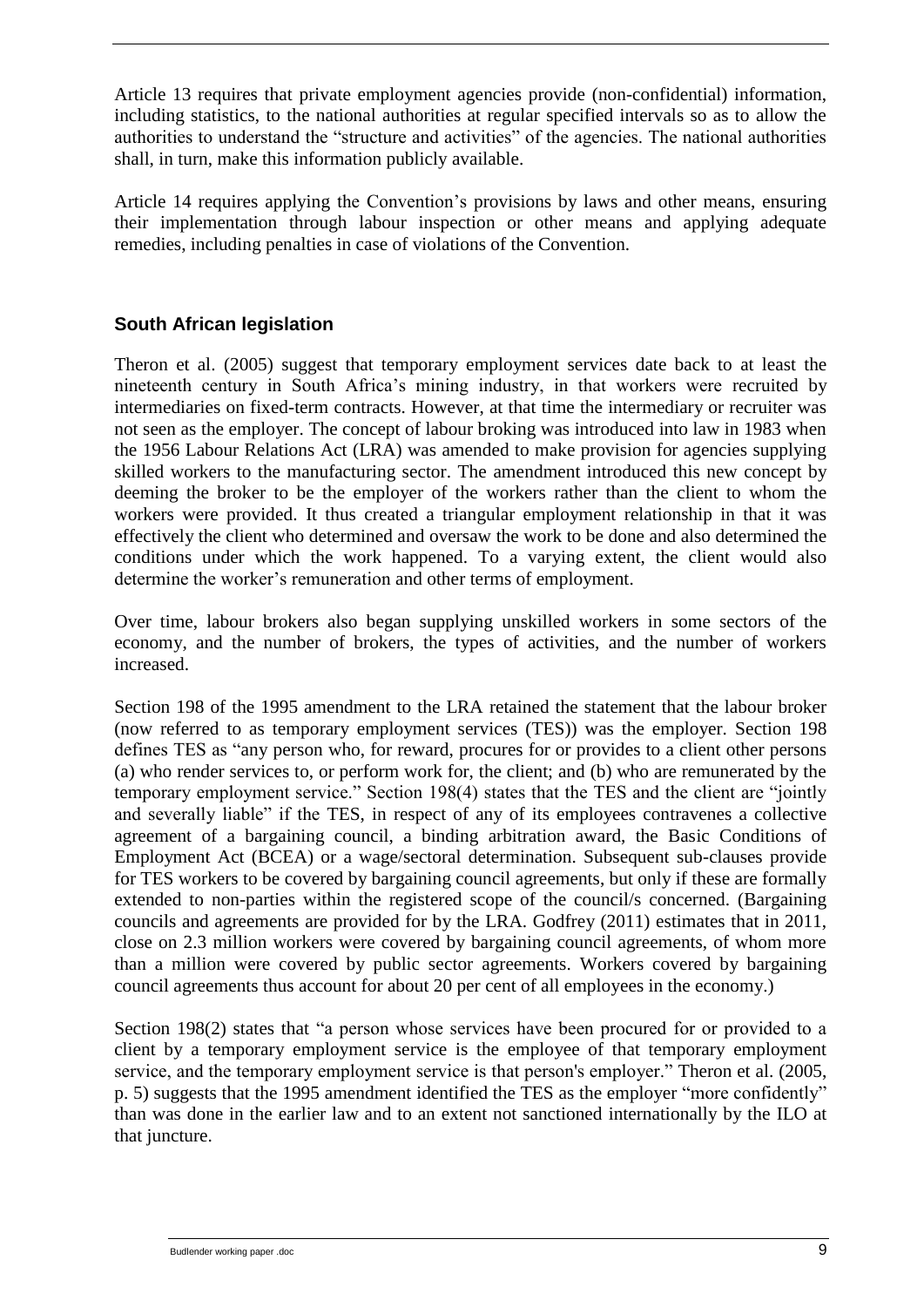Article 13 requires that private employment agencies provide (non-confidential) information, including statistics, to the national authorities at regular specified intervals so as to allow the authorities to understand the "structure and activities" of the agencies. The national authorities shall, in turn, make this information publicly available.

Article 14 requires applying the Convention's provisions by laws and other means, ensuring their implementation through labour inspection or other means and applying adequate remedies, including penalties in case of violations of the Convention.

## South African legislation

Theron et al. (2005) suggest that temporary employment services date back to at least the nineteenth century in South Africa's mining industry, in that workers were recruited by intermediaries on fixed-term contracts. However, at that time the intermediary or recruiter was not seen as the employer. The concept of labour broking was introduced into law in 1983 when the 1956 Labour Relations Act (LRA) was amended to make provision for agencies supplying skilled workers to the manufacturing sector. The amendment introduced this new concept by deeming the broker to be the employer of the workers rather than the client to whom the workers were provided. It thus created a triangular employment relationship in that it was effectively the client who determined and oversaw the work to be done and also determined the conditions under which the work happened. To a varying extent, the client would also determine the worker's remuneration and other terms of employment.

Over time, labour brokers also began supplying unskilled workers in some sectors of the economy, and the number of brokers, the types of activities, and the number of workers increased.

Section 198 of the 1995 amendment to the LRA retained the statement that the labour broker (now referred to as temporary employment services (TES)) was the employer. Section 198 defines TES as "any person who, for reward, procures for or provides to a client other persons (a) who render services to, or perform work for, the client; and (b) who are remunerated by the temporary employment service." Section 198(4) states that the TES and the client are "jointly and severally liable" if the TES, in respect of any of its employees contravenes a collective agreement of a bargaining council, a binding arbitration award, the Basic Conditions of Employment Act (BCEA) or a wage/sectoral determination. Subsequent sub-clauses provide for TES workers to be covered by bargaining council agreements, but only if these are formally extended to non-parties within the registered scope of the council/s concerned. (Bargaining councils and agreements are provided for by the LRA. Godfrey (2011) estimates that in 2011, close on 2.3 million workers were covered by bargaining council agreements, of whom more than a million were covered by public sector agreements. Workers covered by bargaining council agreements thus account for about 20 per cent of all employees in the economy.)

Section 198(2) states that "a person whose services have been procured for or provided to a client by a temporary employment service is the employee of that temporary employment service, and the temporary employment service is that person's employer." Theron et al. (2005, p. 5) suggests that the 1995 amendment identified the TES as the employer "more confidently" than was done in the earlier law and to an extent not sanctioned internationally by the ILO at that juncture.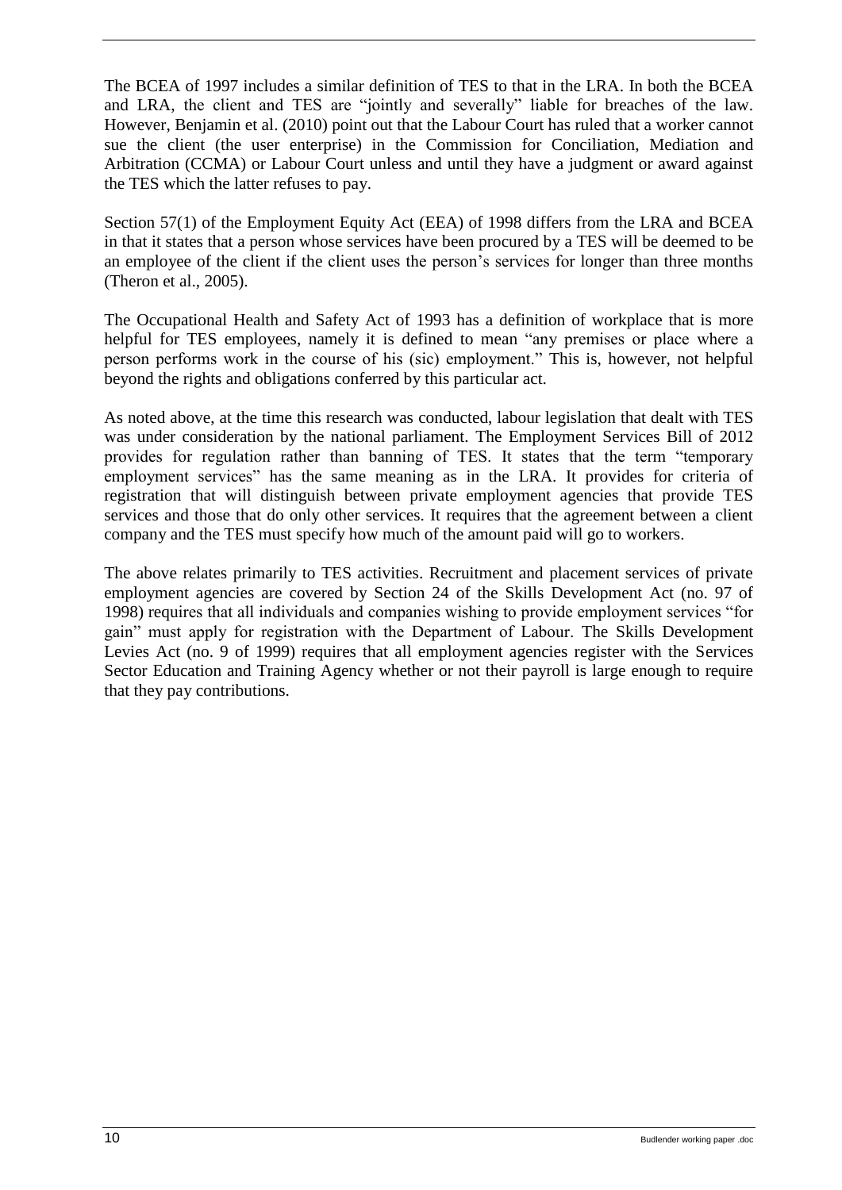The BCEA of 1997 includes a similar definition of TES to that in the LRA. In both the BCEA and LRA, the client and TES are "jointly and severally" liable for breaches of the law. However, Benjamin et al. (2010) point out that the Labour Court has ruled that a worker cannot sue the client (the user enterprise) in the Commission for Conciliation, Mediation and Arbitration (CCMA) or Labour Court unless and until they have a judgment or award against the TES which the latter refuses to pay.

Section 57(1) of the Employment Equity Act (EEA) of 1998 differs from the LRA and BCEA in that it states that a person whose services have been procured by a TES will be deemed to be an employee of the client if the client uses the person's services for longer than three months (Theron et al., 2005).

The Occupational Health and Safety Act of 1993 has a definition of workplace that is more helpful for TES employees, namely it is defined to mean "any premises or place where a person performs work in the course of his (sic) employment." This is, however, not helpful beyond the rights and obligations conferred by this particular act.

As noted above, at the time this research was conducted, labour legislation that dealt with TES was under consideration by the national parliament. The Employment Services Bill of 2012 provides for regulation rather than banning of TES. It states that the term "temporary employment services" has the same meaning as in the LRA. It provides for criteria of registration that will distinguish between private employment agencies that provide TES services and those that do only other services. It requires that the agreement between a client company and the TES must specify how much of the amount paid will go to workers.

The above relates primarily to TES activities. Recruitment and placement services of private employment agencies are covered by Section 24 of the Skills Development Act (no. 97 of 1998) requires that all individuals and companies wishing to provide employment services "for gain" must apply for registration with the Department of Labour. The Skills Development Levies Act (no. 9 of 1999) requires that all employment agencies register with the Services Sector Education and Training Agency whether or not their payroll is large enough to require that they pay contributions.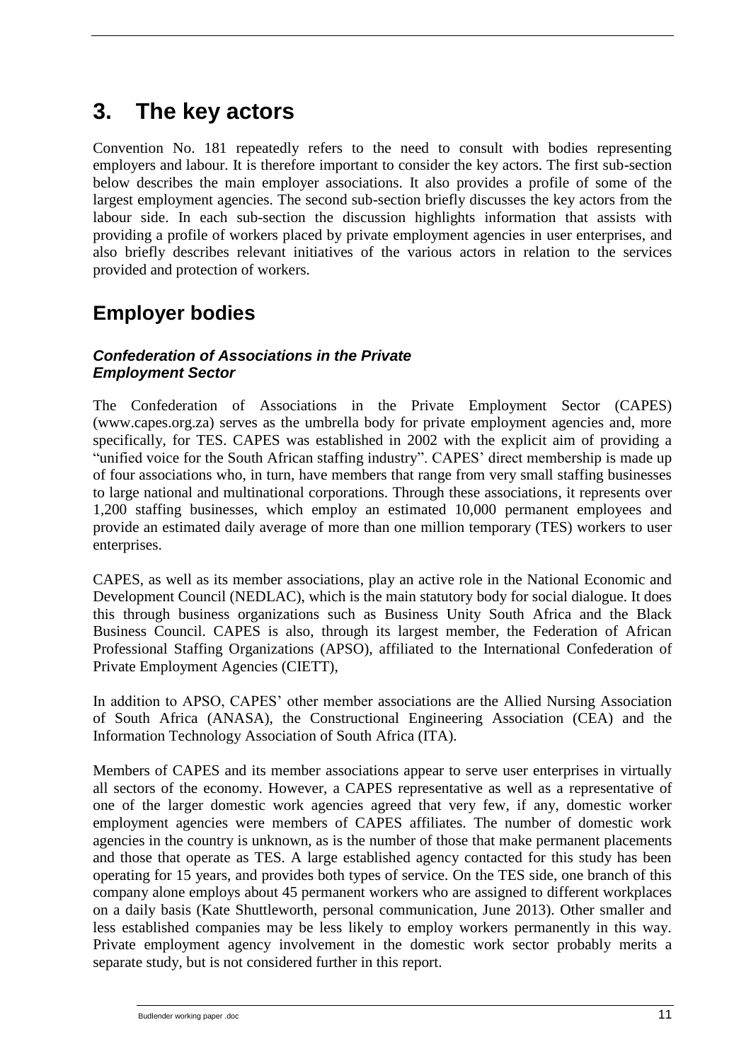# 3. The key actors

Convention No. 181 repeatedly refers to the need to consult with bodies representing employers and labour. It is therefore important to consider the key actors. The first sub-section below describes the main employer associations. It also provides a profile of some of the largest employment agencies. The second sub-section briefly discusses the key actors from the labour side. In each sub-section the discussion highlights information that assists with providing a profile of workers placed by private employment agencies in user enterprises, and also briefly describes relevant initiatives of the various actors in relation to the services provided and protection of workers.

## Employer bodies

### *Confederation of Associations in the Private Employment Sector*

The Confederation of Associations in the Private Employment Sector (CAPES) (www.capes.org.za) serves as the umbrella body for private employment agencies and, more specifically, for TES. CAPES was established in 2002 with the explicit aim of providing a "unified voice for the South African staffing industry". CAPES' direct membership is made up of four associations who, in turn, have members that range from very small staffing businesses to large national and multinational corporations. Through these associations, it represents over 1,200 staffing businesses, which employ an estimated 10,000 permanent employees and provide an estimated daily average of more than one million temporary (TES) workers to user enterprises.

CAPES, as well as its member associations, play an active role in the National Economic and Development Council (NEDLAC), which is the main statutory body for social dialogue. It does this through business organizations such as Business Unity South Africa and the Black Business Council. CAPES is also, through its largest member, the Federation of African Professional Staffing Organizations (APSO), affiliated to the International Confederation of Private Employment Agencies (CIETT),

In addition to APSO, CAPES' other member associations are the Allied Nursing Association of South Africa (ANASA), the Constructional Engineering Association (CEA) and the Information Technology Association of South Africa (ITA).

Members of CAPES and its member associations appear to serve user enterprises in virtually all sectors of the economy. However, a CAPES representative as well as a representative of one of the larger domestic work agencies agreed that very few, if any, domestic worker employment agencies were members of CAPES affiliates. The number of domestic work agencies in the country is unknown, as is the number of those that make permanent placements and those that operate as TES. A large established agency contacted for this study has been operating for 15 years, and provides both types of service. On the TES side, one branch of this company alone employs about 45 permanent workers who are assigned to different workplaces on a daily basis (Kate Shuttleworth, personal communication, June 2013). Other smaller and less established companies may be less likely to employ workers permanently in this way. Private employment agency involvement in the domestic work sector probably merits a separate study, but is not considered further in this report.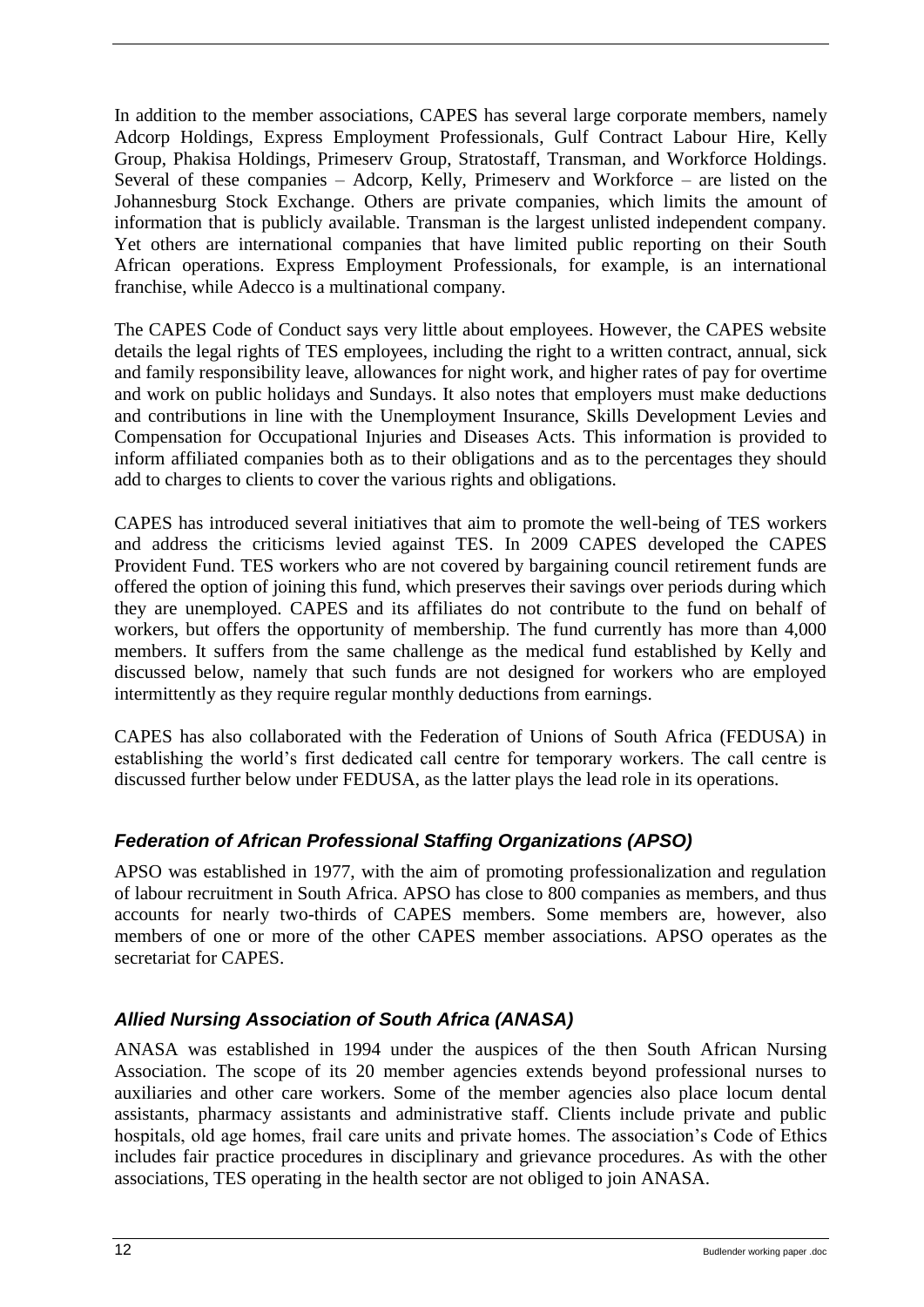In addition to the member associations, CAPES has several large corporate members, namely Adcorp Holdings, Express Employment Professionals, Gulf Contract Labour Hire, Kelly Group, Phakisa Holdings, Primeserv Group, Stratostaff, Transman, and Workforce Holdings. Several of these companies – Adcorp, Kelly, Primeserv and Workforce – are listed on the Johannesburg Stock Exchange. Others are private companies, which limits the amount of information that is publicly available. Transman is the largest unlisted independent company. Yet others are international companies that have limited public reporting on their South African operations. Express Employment Professionals, for example, is an international franchise, while Adecco is a multinational company.

The CAPES Code of Conduct says very little about employees. However, the CAPES website details the legal rights of TES employees, including the right to a written contract, annual, sick and family responsibility leave, allowances for night work, and higher rates of pay for overtime and work on public holidays and Sundays. It also notes that employers must make deductions and contributions in line with the Unemployment Insurance, Skills Development Levies and Compensation for Occupational Injuries and Diseases Acts. This information is provided to inform affiliated companies both as to their obligations and as to the percentages they should add to charges to clients to cover the various rights and obligations.

CAPES has introduced several initiatives that aim to promote the well-being of TES workers and address the criticisms levied against TES. In 2009 CAPES developed the CAPES Provident Fund. TES workers who are not covered by bargaining council retirement funds are offered the option of joining this fund, which preserves their savings over periods during which they are unemployed. CAPES and its affiliates do not contribute to the fund on behalf of workers, but offers the opportunity of membership. The fund currently has more than 4,000 members. It suffers from the same challenge as the medical fund established by Kelly and discussed below, namely that such funds are not designed for workers who are employed intermittently as they require regular monthly deductions from earnings.

CAPES has also collaborated with the Federation of Unions of South Africa (FEDUSA) in establishing the world's first dedicated call centre for temporary workers. The call centre is discussed further below under FEDUSA, as the latter plays the lead role in its operations.

### *Federation of African Professional Staffing Organizations (APSO)*

APSO was established in 1977, with the aim of promoting professionalization and regulation of labour recruitment in South Africa. APSO has close to 800 companies as members, and thus accounts for nearly two-thirds of CAPES members. Some members are, however, also members of one or more of the other CAPES member associations. APSO operates as the secretariat for CAPES.

### *Allied Nursing Association of South Africa (ANASA)*

ANASA was established in 1994 under the auspices of the then South African Nursing Association. The scope of its 20 member agencies extends beyond professional nurses to auxiliaries and other care workers. Some of the member agencies also place locum dental assistants, pharmacy assistants and administrative staff. Clients include private and public hospitals, old age homes, frail care units and private homes. The association's Code of Ethics includes fair practice procedures in disciplinary and grievance procedures. As with the other associations, TES operating in the health sector are not obliged to join ANASA.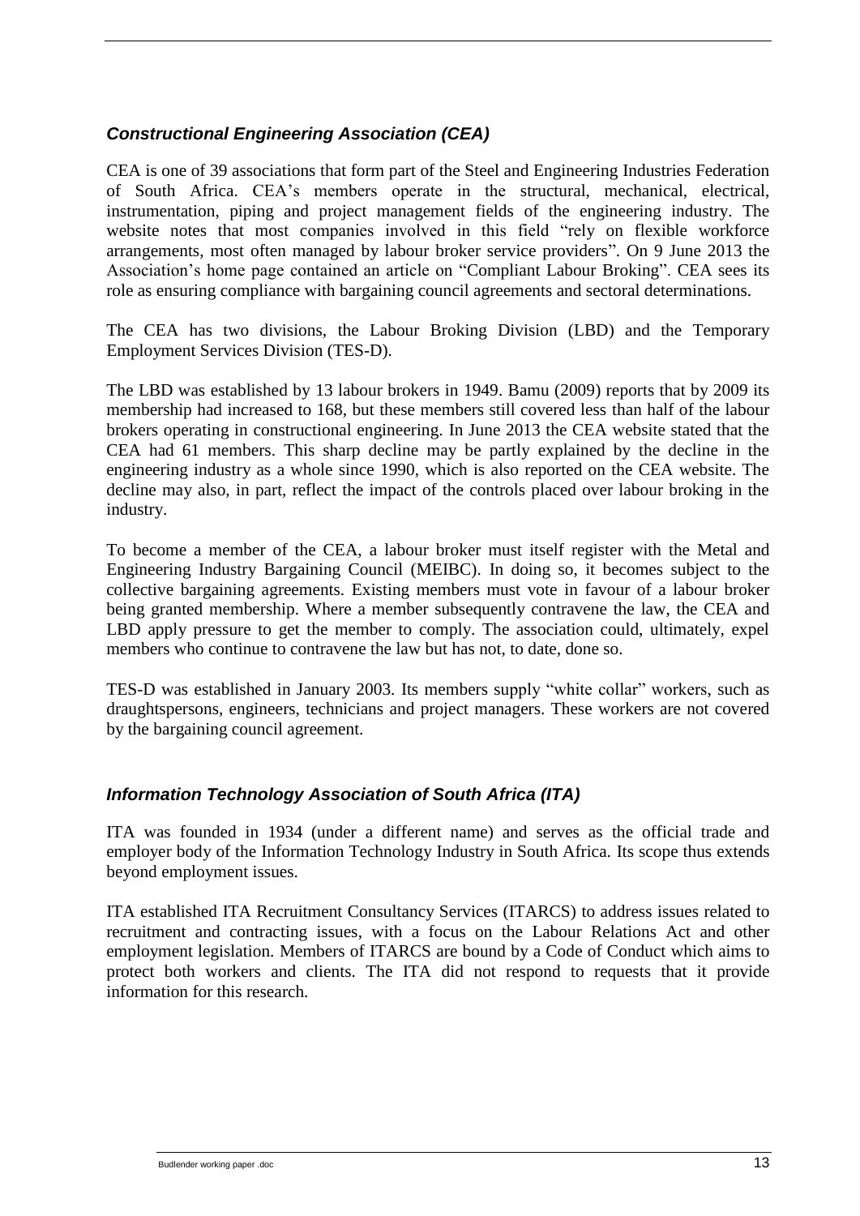### *Constructional Engineering Association (CEA)*

CEA is one of 39 associations that form part of the Steel and Engineering Industries Federation of South Africa. CEA's members operate in the structural, mechanical, electrical, instrumentation, piping and project management fields of the engineering industry. The website notes that most companies involved in this field "rely on flexible workforce arrangements, most often managed by labour broker service providers". On 9 June 2013 the Association's home page contained an article on "Compliant Labour Broking". CEA sees its role as ensuring compliance with bargaining council agreements and sectoral determinations.

The CEA has two divisions, the Labour Broking Division (LBD) and the Temporary Employment Services Division (TES-D).

The LBD was established by 13 labour brokers in 1949. Bamu (2009) reports that by 2009 its membership had increased to 168, but these members still covered less than half of the labour brokers operating in constructional engineering. In June 2013 the CEA website stated that the CEA had 61 members. This sharp decline may be partly explained by the decline in the engineering industry as a whole since 1990, which is also reported on the CEA website. The decline may also, in part, reflect the impact of the controls placed over labour broking in the industry.

To become a member of the CEA, a labour broker must itself register with the Metal and Engineering Industry Bargaining Council (MEIBC). In doing so, it becomes subject to the collective bargaining agreements. Existing members must vote in favour of a labour broker being granted membership. Where a member subsequently contravene the law, the CEA and LBD apply pressure to get the member to comply. The association could, ultimately, expel members who continue to contravene the law but has not, to date, done so.

TES-D was established in January 2003. Its members supply "white collar" workers, such as draughtspersons, engineers, technicians and project managers. These workers are not covered by the bargaining council agreement.

### *Information Technology Association of South Africa (ITA)*

ITA was founded in 1934 (under a different name) and serves as the official trade and employer body of the Information Technology Industry in South Africa. Its scope thus extends beyond employment issues.

ITA established ITA Recruitment Consultancy Services (ITARCS) to address issues related to recruitment and contracting issues, with a focus on the Labour Relations Act and other employment legislation. Members of ITARCS are bound by a Code of Conduct which aims to protect both workers and clients. The ITA did not respond to requests that it provide information for this research.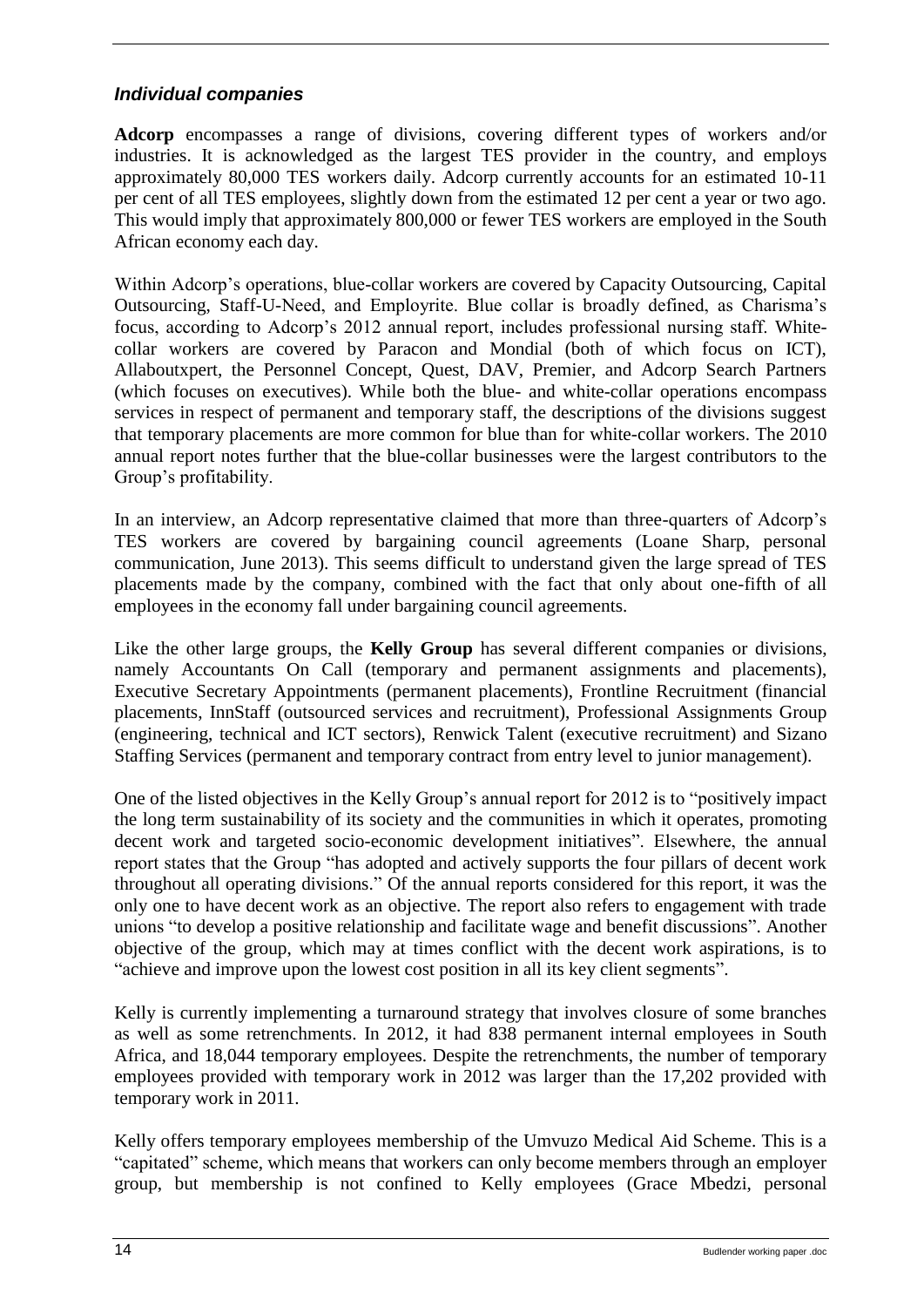### *Individual companies*

**Adcorp** encompasses a range of divisions, covering different types of workers and/or industries. It is acknowledged as the largest TES provider in the country, and employs approximately 80,000 TES workers daily. Adcorp currently accounts for an estimated 10-11 per cent of all TES employees, slightly down from the estimated 12 per cent a year or two ago. This would imply that approximately 800,000 or fewer TES workers are employed in the South African economy each day.

Within Adcorp's operations, blue-collar workers are covered by Capacity Outsourcing, Capital Outsourcing, Staff-U-Need, and Employrite. Blue collar is broadly defined, as Charisma's focus, according to Adcorp's 2012 annual report, includes professional nursing staff. White-collar workers are covered by Paracon and Mondial (both of which focus on ICT), Allaboutxpert, the Personnel Concept, Quest, DAV, Premier, and Adcorp Search Partners (which focuses on executives). While both the blue- and white-collar operations encompass services in respect of permanent and temporary staff, the descriptions of the divisions suggest that temporary placements are more common for blue than for white-collar workers. The 2010 annual report notes further that the blue-collar businesses were the largest contributors to the Group's profitability.

In an interview, an Adcorp representative claimed that more than three-quarters of Adcorp's TES workers are covered by bargaining council agreements (Loane Sharp, personal communication, June 2013). This seems difficult to understand given the large spread of TES placements made by the company, combined with the fact that only about one-fifth of all employees in the economy fall under bargaining council agreements.

Like the other large groups, the **Kelly Group** has several different companies or divisions, namely Accountants On Call (temporary and permanent assignments and placements), Executive Secretary Appointments (permanent placements), Frontline Recruitment (financial placements, InnStaff (outsourced services and recruitment), Professional Assignments Group (engineering, technical and ICT sectors), Renwick Talent (executive recruitment) and Sizano Staffing Services (permanent and temporary contract from entry level to junior management).

One of the listed objectives in the Kelly Group's annual report for 2012 is to "positively impact the long term sustainability of its society and the communities in which it operates, promoting decent work and targeted socio-economic development initiatives". Elsewhere, the annual report states that the Group "has adopted and actively supports the four pillars of decent work throughout all operating divisions." Of the annual reports considered for this report, it was the only one to have decent work as an objective. The report also refers to engagement with trade unions "to develop a positive relationship and facilitate wage and benefit discussions". Another objective of the group, which may at times conflict with the decent work aspirations, is to "achieve and improve upon the lowest cost position in all its key client segments".

Kelly is currently implementing a turnaround strategy that involves closure of some branches as well as some retrenchments. In 2012, it had 838 permanent internal employees in South Africa, and 18,044 temporary employees. Despite the retrenchments, the number of temporary employees provided with temporary work in 2012 was larger than the 17,202 provided with temporary work in 2011.

Kelly offers temporary employees membership of the Umvuzo Medical Aid Scheme. This is a "capitated" scheme, which means that workers can only become members through an employer group, but membership is not confined to Kelly employees (Grace Mbedzi, personal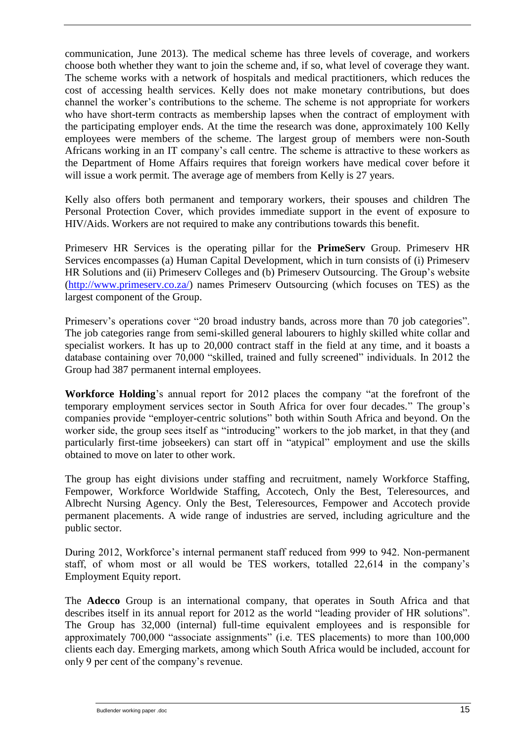communication, June 2013). The medical scheme has three levels of coverage, and workers choose both whether they want to join the scheme and, if so, what level of coverage they want. The scheme works with a network of hospitals and medical practitioners, which reduces the cost of accessing health services. Kelly does not make monetary contributions, but does channel the worker's contributions to the scheme. The scheme is not appropriate for workers who have short-term contracts as membership lapses when the contract of employment with the participating employer ends. At the time the research was done, approximately 100 Kelly employees were members of the scheme. The largest group of members were non-South Africans working in an IT company's call centre. The scheme is attractive to these workers as the Department of Home Affairs requires that foreign workers have medical cover before it will issue a work permit. The average age of members from Kelly is 27 years.

Kelly also offers both permanent and temporary workers, their spouses and children The Personal Protection Cover, which provides immediate support in the event of exposure to HIV/Aids. Workers are not required to make any contributions towards this benefit.

Primeserv HR Services is the operating pillar for the **PrimeServ** Group. Primeserv HR Services encompasses (a) Human Capital Development, which in turn consists of (i) Primeserv HR Solutions and (ii) Primeserv Colleges and (b) Primeserv Outsourcing. The Group's website (http://www.primeserv.co.za/) names Primeserv Outsourcing (which focuses on TES) as the largest component of the Group.

Primeserv's operations cover "20 broad industry bands, across more than 70 job categories". The job categories range from semi-skilled general labourers to highly skilled white collar and specialist workers. It has up to 20,000 contract staff in the field at any time, and it boasts a database containing over 70,000 "skilled, trained and fully screened" individuals. In 2012 the Group had 387 permanent internal employees.

**Workforce Holding**'s annual report for 2012 places the company "at the forefront of the temporary employment services sector in South Africa for over four decades." The group's companies provide "employer-centric solutions" both within South Africa and beyond. On the worker side, the group sees itself as "introducing" workers to the job market, in that they (and particularly first-time jobseekers) can start off in "atypical" employment and use the skills obtained to move on later to other work.

The group has eight divisions under staffing and recruitment, namely Workforce Staffing, Fempower, Workforce Worldwide Staffing, Accotech, Only the Best, Teleresources, and Albrecht Nursing Agency. Only the Best, Teleresources, Fempower and Accotech provide permanent placements. A wide range of industries are served, including agriculture and the public sector.

During 2012, Workforce's internal permanent staff reduced from 999 to 942. Non-permanent staff, of whom most or all would be TES workers, totalled 22,614 in the company's Employment Equity report.

The **Adecco** Group is an international company, that operates in South Africa and that describes itself in its annual report for 2012 as the world "leading provider of HR solutions". The Group has 32,000 (internal) full-time equivalent employees and is responsible for approximately 700,000 "associate assignments" (i.e. TES placements) to more than 100,000 clients each day. Emerging markets, among which South Africa would be included, account for only 9 per cent of the company's revenue.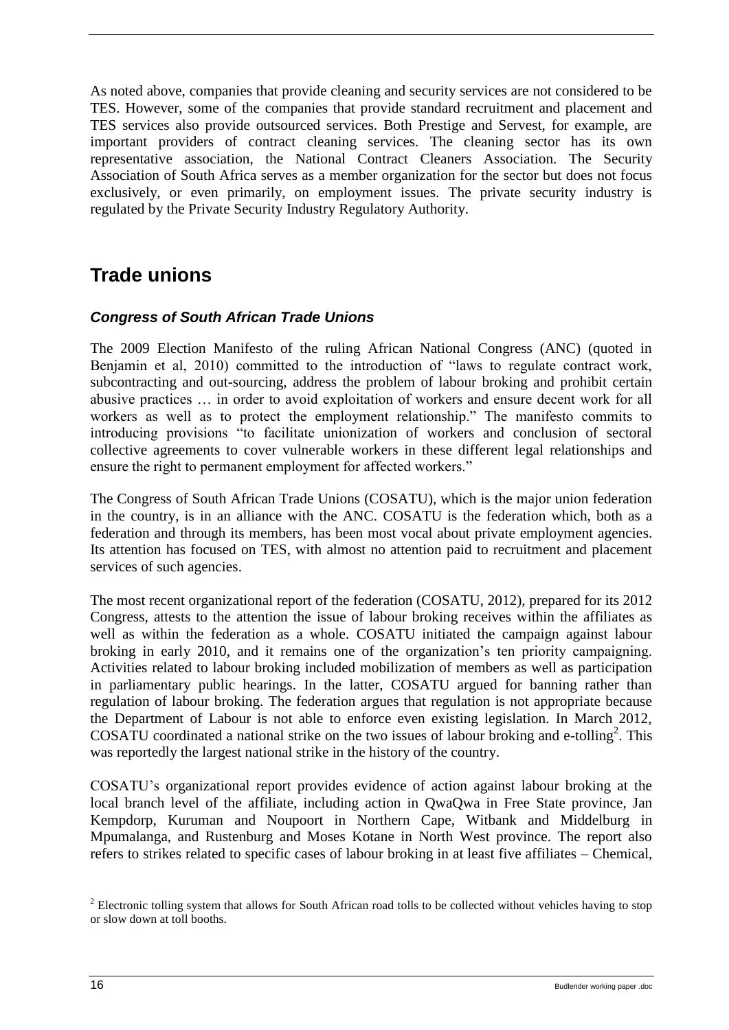As noted above, companies that provide cleaning and security services are not considered to be TES. However, some of the companies that provide standard recruitment and placement and TES services also provide outsourced services. Both Prestige and Servest, for example, are important providers of contract cleaning services. The cleaning sector has its own representative association, the National Contract Cleaners Association. The Security Association of South Africa serves as a member organization for the sector but does not focus exclusively, or even primarily, on employment issues. The private security industry is regulated by the Private Security Industry Regulatory Authority.

## Trade unions

### *Congress of South African Trade Unions*

The 2009 Election Manifesto of the ruling African National Congress (ANC) (quoted in Benjamin et al, 2010) committed to the introduction of "laws to regulate contract work, subcontracting and out-sourcing, address the problem of labour broking and prohibit certain abusive practices … in order to avoid exploitation of workers and ensure decent work for all workers as well as to protect the employment relationship." The manifesto commits to introducing provisions "to facilitate unionization of workers and conclusion of sectoral collective agreements to cover vulnerable workers in these different legal relationships and ensure the right to permanent employment for affected workers."

The Congress of South African Trade Unions (COSATU), which is the major union federation in the country, is in an alliance with the ANC. COSATU is the federation which, both as a federation and through its members, has been most vocal about private employment agencies. Its attention has focused on TES, with almost no attention paid to recruitment and placement services of such agencies.

The most recent organizational report of the federation (COSATU, 2012), prepared for its 2012 Congress, attests to the attention the issue of labour broking receives within the affiliates as well as within the federation as a whole. COSATU initiated the campaign against labour broking in early 2010, and it remains one of the organization's ten priority campaigning. Activities related to labour broking included mobilization of members as well as participation in parliamentary public hearings. In the latter, COSATU argued for banning rather than regulation of labour broking. The federation argues that regulation is not appropriate because the Department of Labour is not able to enforce even existing legislation. In March 2012, COSATU coordinated a national strike on the two issues of labour broking and e-tolling[2]. This was reportedly the largest national strike in the history of the country.

COSATU's organizational report provides evidence of action against labour broking at the local branch level of the affiliate, including action in QwaQwa in Free State province, Jan Kempdorp, Kuruman and Noupoort in Northern Cape, Witbank and Middelburg in Mpumalanga, and Rustenburg and Moses Kotane in North West province. The report also refers to strikes related to specific cases of labour broking in at least five affiliates – Chemical,

[2] Electronic tolling system that allows for South African road tolls to be collected without vehicles having to stop or slow down at toll booths.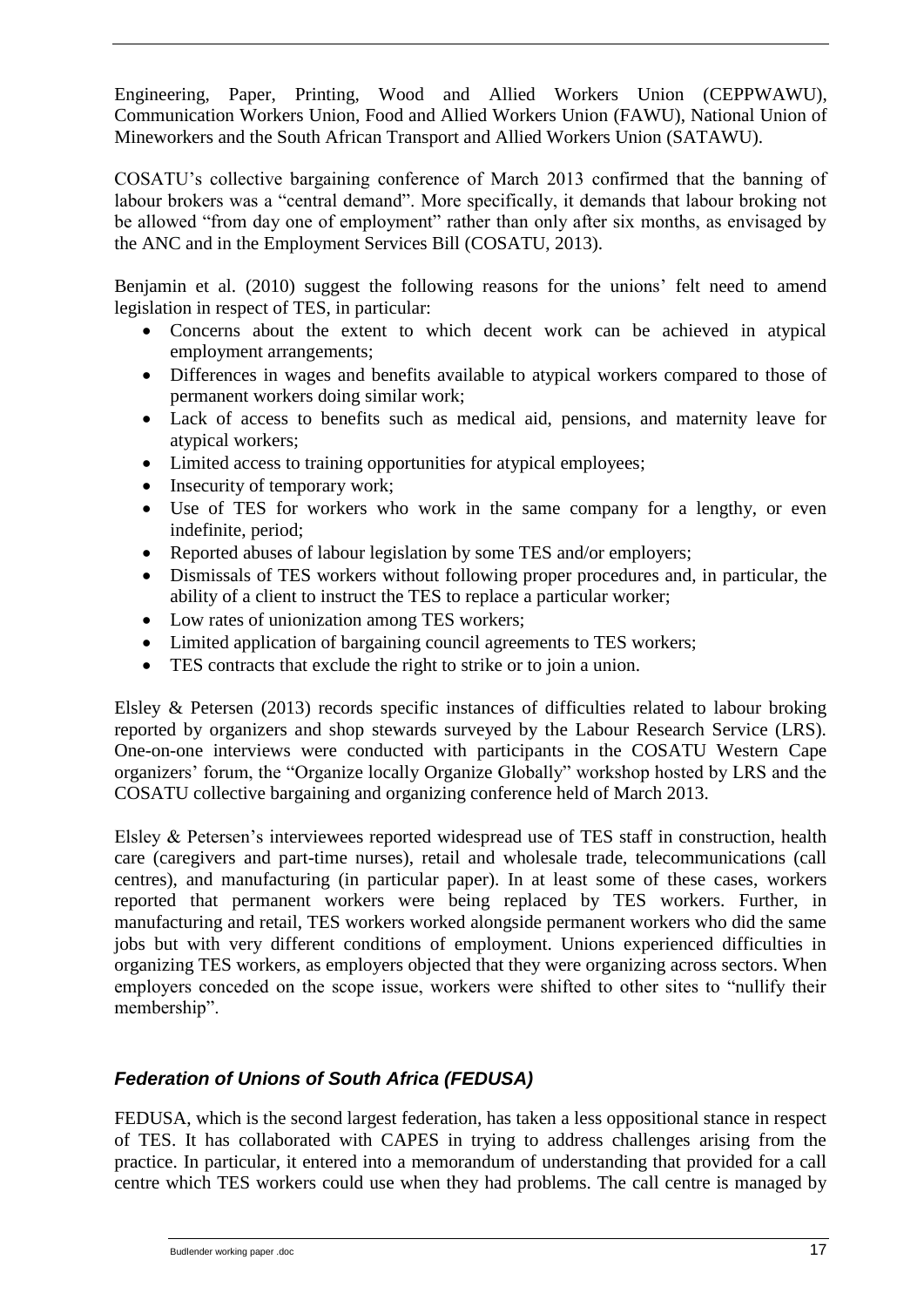Engineering, Paper, Printing, Wood and Allied Workers Union (CEPPWAWU), Communication Workers Union, Food and Allied Workers Union (FAWU), National Union of Mineworkers and the South African Transport and Allied Workers Union (SATAWU).

COSATU's collective bargaining conference of March 2013 confirmed that the banning of labour brokers was a "central demand". More specifically, it demands that labour broking not be allowed "from day one of employment" rather than only after six months, as envisaged by the ANC and in the Employment Services Bill (COSATU, 2013).

Benjamin et al. (2010) suggest the following reasons for the unions' felt need to amend legislation in respect of TES, in particular:

- Concerns about the extent to which decent work can be achieved in atypical employment arrangements;
- Differences in wages and benefits available to atypical workers compared to those of permanent workers doing similar work;
- Lack of access to benefits such as medical aid, pensions, and maternity leave for atypical workers;
- Limited access to training opportunities for atypical employees;
- Insecurity of temporary work;
- Use of TES for workers who work in the same company for a lengthy, or even indefinite, period;
- Reported abuses of labour legislation by some TES and/or employers;
- Dismissals of TES workers without following proper procedures and, in particular, the ability of a client to instruct the TES to replace a particular worker;
- Low rates of unionization among TES workers;
- Limited application of bargaining council agreements to TES workers;
- TES contracts that exclude the right to strike or to join a union.

Elsley & Petersen (2013) records specific instances of difficulties related to labour broking reported by organizers and shop stewards surveyed by the Labour Research Service (LRS). One-on-one interviews were conducted with participants in the COSATU Western Cape organizers' forum, the "Organize locally Organize Globally" workshop hosted by LRS and the COSATU collective bargaining and organizing conference held of March 2013.

Elsley & Petersen's interviewees reported widespread use of TES staff in construction, health care (caregivers and part-time nurses), retail and wholesale trade, telecommunications (call centres), and manufacturing (in particular paper). In at least some of these cases, workers reported that permanent workers were being replaced by TES workers. Further, in manufacturing and retail, TES workers worked alongside permanent workers who did the same jobs but with very different conditions of employment. Unions experienced difficulties in organizing TES workers, as employers objected that they were organizing across sectors. When employers conceded on the scope issue, workers were shifted to other sites to "nullify their membership".

### *Federation of Unions of South Africa (FEDUSA)*

FEDUSA, which is the second largest federation, has taken a less oppositional stance in respect of TES. It has collaborated with CAPES in trying to address challenges arising from the practice. In particular, it entered into a memorandum of understanding that provided for a call centre which TES workers could use when they had problems. The call centre is managed by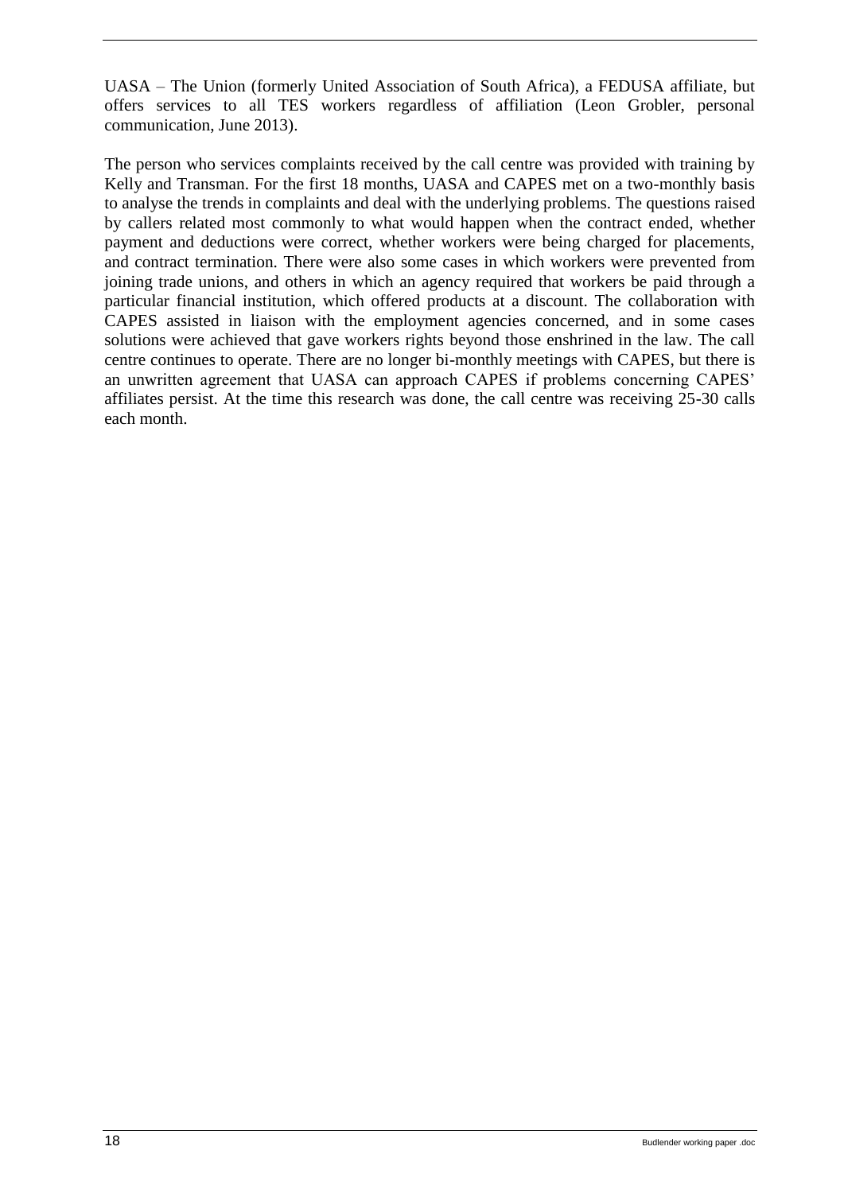UASA – The Union (formerly United Association of South Africa), a FEDUSA affiliate, but offers services to all TES workers regardless of affiliation (Leon Grobler, personal communication, June 2013).

The person who services complaints received by the call centre was provided with training by Kelly and Transman. For the first 18 months, UASA and CAPES met on a two-monthly basis to analyse the trends in complaints and deal with the underlying problems. The questions raised by callers related most commonly to what would happen when the contract ended, whether payment and deductions were correct, whether workers were being charged for placements, and contract termination. There were also some cases in which workers were prevented from joining trade unions, and others in which an agency required that workers be paid through a particular financial institution, which offered products at a discount. The collaboration with CAPES assisted in liaison with the employment agencies concerned, and in some cases solutions were achieved that gave workers rights beyond those enshrined in the law. The call centre continues to operate. There are no longer bi-monthly meetings with CAPES, but there is an unwritten agreement that UASA can approach CAPES if problems concerning CAPES' affiliates persist. At the time this research was done, the call centre was receiving 25-30 calls each month.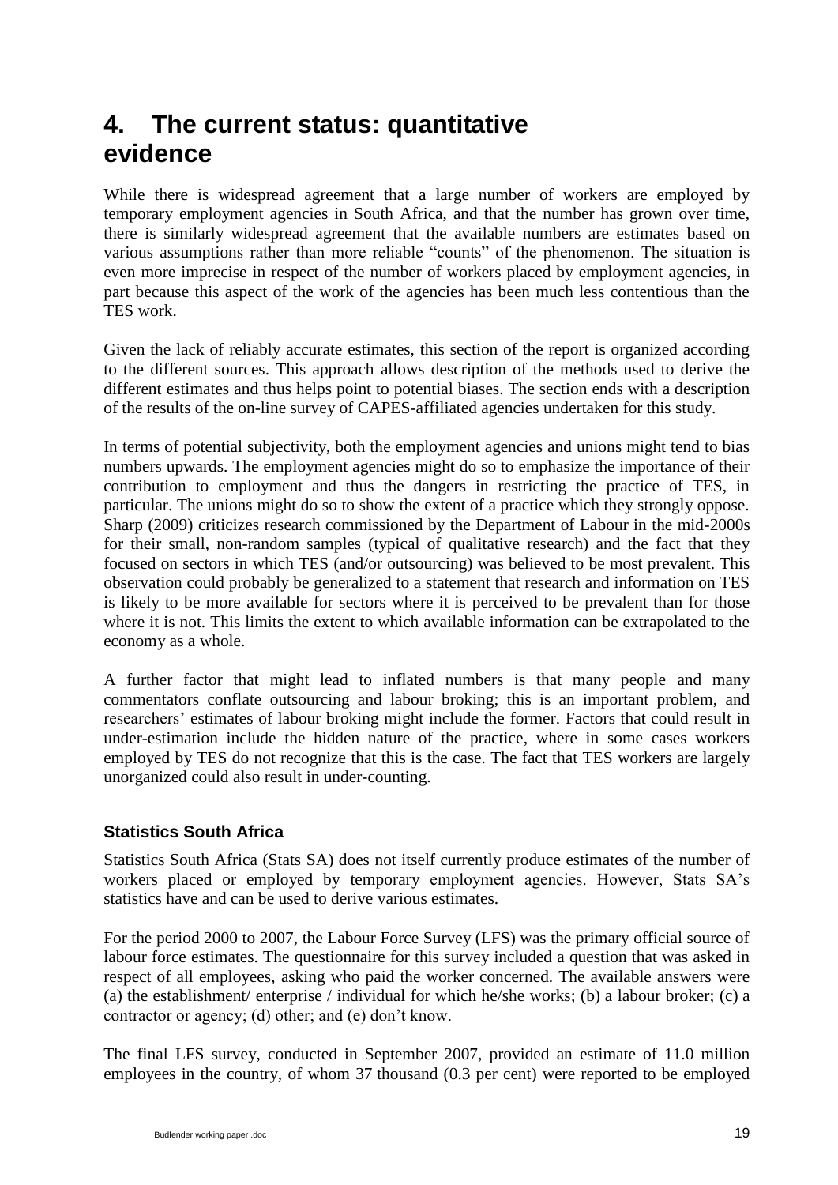# 4. The current status: quantitative evidence

While there is widespread agreement that a large number of workers are employed by temporary employment agencies in South Africa, and that the number has grown over time, there is similarly widespread agreement that the available numbers are estimates based on various assumptions rather than more reliable "counts" of the phenomenon. The situation is even more imprecise in respect of the number of workers placed by employment agencies, in part because this aspect of the work of the agencies has been much less contentious than the TES work.

Given the lack of reliably accurate estimates, this section of the report is organized according to the different sources. This approach allows description of the methods used to derive the different estimates and thus helps point to potential biases. The section ends with a description of the results of the on-line survey of CAPES-affiliated agencies undertaken for this study.

In terms of potential subjectivity, both the employment agencies and unions might tend to bias numbers upwards. The employment agencies might do so to emphasize the importance of their contribution to employment and thus the dangers in restricting the practice of TES, in particular. The unions might do so to show the extent of a practice which they strongly oppose. Sharp (2009) criticizes research commissioned by the Department of Labour in the mid-2000s for their small, non-random samples (typical of qualitative research) and the fact that they focused on sectors in which TES (and/or outsourcing) was believed to be most prevalent. This observation could probably be generalized to a statement that research and information on TES is likely to be more available for sectors where it is perceived to be prevalent than for those where it is not. This limits the extent to which available information can be extrapolated to the economy as a whole.

A further factor that might lead to inflated numbers is that many people and many commentators conflate outsourcing and labour broking; this is an important problem, and researchers' estimates of labour broking might include the former. Factors that could result in under-estimation include the hidden nature of the practice, where in some cases workers employed by TES do not recognize that this is the case. The fact that TES workers are largely unorganized could also result in under-counting.

### Statistics South Africa

Statistics South Africa (Stats SA) does not itself currently produce estimates of the number of workers placed or employed by temporary employment agencies. However, Stats SA's statistics have and can be used to derive various estimates.

For the period 2000 to 2007, the Labour Force Survey (LFS) was the primary official source of labour force estimates. The questionnaire for this survey included a question that was asked in respect of all employees, asking who paid the worker concerned. The available answers were (a) the establishment/ enterprise / individual for which he/she works; (b) a labour broker; (c) a contractor or agency; (d) other; and (e) don't know.

The final LFS survey, conducted in September 2007, provided an estimate of 11.0 million employees in the country, of whom 37 thousand (0.3 per cent) were reported to be employed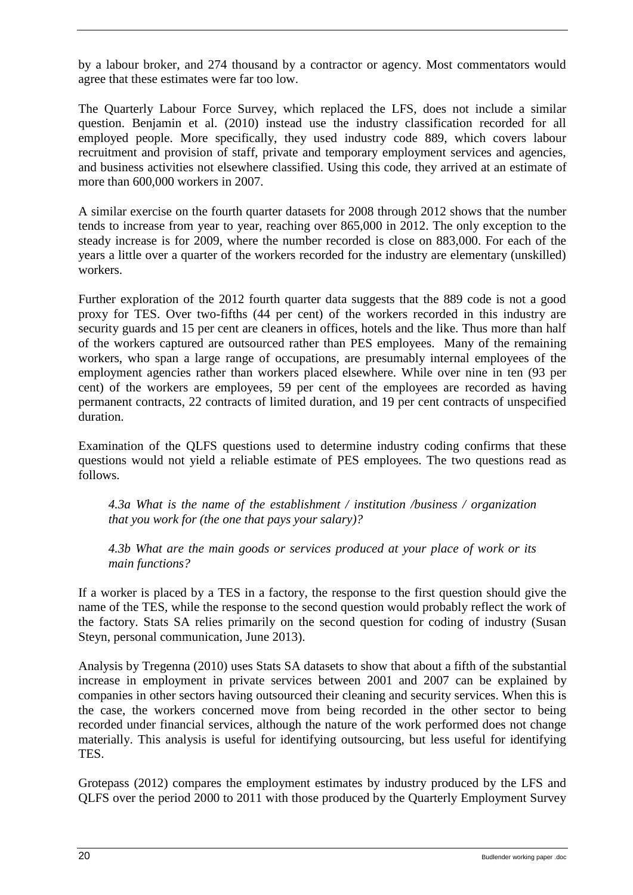by a labour broker, and 274 thousand by a contractor or agency. Most commentators would agree that these estimates were far too low.

The Quarterly Labour Force Survey, which replaced the LFS, does not include a similar question. Benjamin et al. (2010) instead use the industry classification recorded for all employed people. More specifically, they used industry code 889, which covers labour recruitment and provision of staff, private and temporary employment services and agencies, and business activities not elsewhere classified. Using this code, they arrived at an estimate of more than 600,000 workers in 2007.

A similar exercise on the fourth quarter datasets for 2008 through 2012 shows that the number tends to increase from year to year, reaching over 865,000 in 2012. The only exception to the steady increase is for 2009, where the number recorded is close on 883,000. For each of the years a little over a quarter of the workers recorded for the industry are elementary (unskilled) workers.

Further exploration of the 2012 fourth quarter data suggests that the 889 code is not a good proxy for TES. Over two-fifths (44 per cent) of the workers recorded in this industry are security guards and 15 per cent are cleaners in offices, hotels and the like. Thus more than half of the workers captured are outsourced rather than PES employees. Many of the remaining workers, who span a large range of occupations, are presumably internal employees of the employment agencies rather than workers placed elsewhere. While over nine in ten (93 per cent) of the workers are employees, 59 per cent of the employees are recorded as having permanent contracts, 22 contracts of limited duration, and 19 per cent contracts of unspecified duration.

Examination of the QLFS questions used to determine industry coding confirms that these questions would not yield a reliable estimate of PES employees. The two questions read as follows.

> *4.3a What is the name of the establishment / institution /business / organization that you work for (the one that pays your salary)?*
>
> *4.3b What are the main goods or services produced at your place of work or its main functions?*

If a worker is placed by a TES in a factory, the response to the first question should give the name of the TES, while the response to the second question would probably reflect the work of the factory. Stats SA relies primarily on the second question for coding of industry (Susan Steyn, personal communication, June 2013).

Analysis by Tregenna (2010) uses Stats SA datasets to show that about a fifth of the substantial increase in employment in private services between 2001 and 2007 can be explained by companies in other sectors having outsourced their cleaning and security services. When this is the case, the workers concerned move from being recorded in the other sector to being recorded under financial services, although the nature of the work performed does not change materially. This analysis is useful for identifying outsourcing, but less useful for identifying TES.

Grotepass (2012) compares the employment estimates by industry produced by the LFS and QLFS over the period 2000 to 2011 with those produced by the Quarterly Employment Survey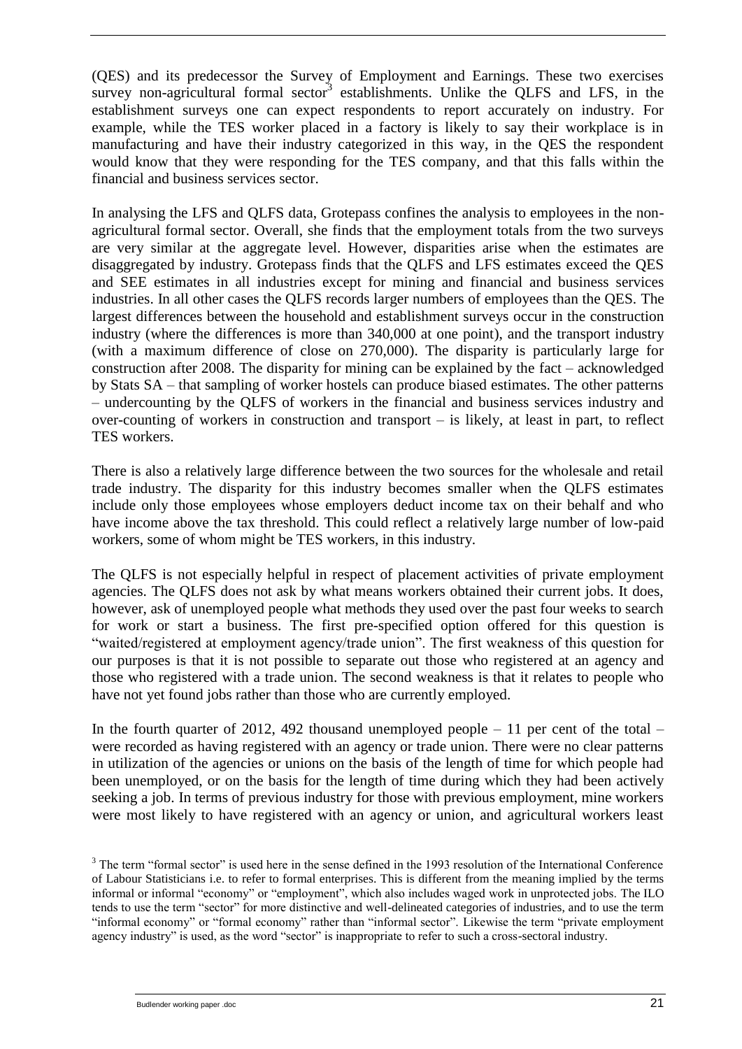(QES) and its predecessor the Survey of Employment and Earnings. These two exercises survey non-agricultural formal sector[3] establishments. Unlike the QLFS and LFS, in the establishment surveys one can expect respondents to report accurately on industry. For example, while the TES worker placed in a factory is likely to say their workplace is in manufacturing and have their industry categorized in this way, in the QES the respondent would know that they were responding for the TES company, and that this falls within the financial and business services sector.

In analysing the LFS and QLFS data, Grotepass confines the analysis to employees in the non-agricultural formal sector. Overall, she finds that the employment totals from the two surveys are very similar at the aggregate level. However, disparities arise when the estimates are disaggregated by industry. Grotepass finds that the QLFS and LFS estimates exceed the QES and SEE estimates in all industries except for mining and financial and business services industries. In all other cases the QLFS records larger numbers of employees than the QES. The largest differences between the household and establishment surveys occur in the construction industry (where the differences is more than 340,000 at one point), and the transport industry (with a maximum difference of close on 270,000). The disparity is particularly large for construction after 2008. The disparity for mining can be explained by the fact – acknowledged by Stats SA – that sampling of worker hostels can produce biased estimates. The other patterns – undercounting by the QLFS of workers in the financial and business services industry and over-counting of workers in construction and transport – is likely, at least in part, to reflect TES workers.

There is also a relatively large difference between the two sources for the wholesale and retail trade industry. The disparity for this industry becomes smaller when the QLFS estimates include only those employees whose employers deduct income tax on their behalf and who have income above the tax threshold. This could reflect a relatively large number of low-paid workers, some of whom might be TES workers, in this industry.

The QLFS is not especially helpful in respect of placement activities of private employment agencies. The QLFS does not ask by what means workers obtained their current jobs. It does, however, ask of unemployed people what methods they used over the past four weeks to search for work or start a business. The first pre-specified option offered for this question is "waited/registered at employment agency/trade union". The first weakness of this question for our purposes is that it is not possible to separate out those who registered at an agency and those who registered with a trade union. The second weakness is that it relates to people who have not yet found jobs rather than those who are currently employed.

In the fourth quarter of 2012, 492 thousand unemployed people – 11 per cent of the total – were recorded as having registered with an agency or trade union. There were no clear patterns in utilization of the agencies or unions on the basis of the length of time for which people had been unemployed, or on the basis for the length of time during which they had been actively seeking a job. In terms of previous industry for those with previous employment, mine workers were most likely to have registered with an agency or union, and agricultural workers least

[3] The term "formal sector" is used here in the sense defined in the 1993 resolution of the International Conference of Labour Statisticians i.e. to refer to formal enterprises. This is different from the meaning implied by the terms informal or informal "economy" or "employment", which also includes waged work in unprotected jobs. The ILO tends to use the term "sector" for more distinctive and well-delineated categories of industries, and to use the term "informal economy" or "formal economy" rather than "informal sector". Likewise the term "private employment agency industry" is used, as the word "sector" is inappropriate to refer to such a cross-sectoral industry.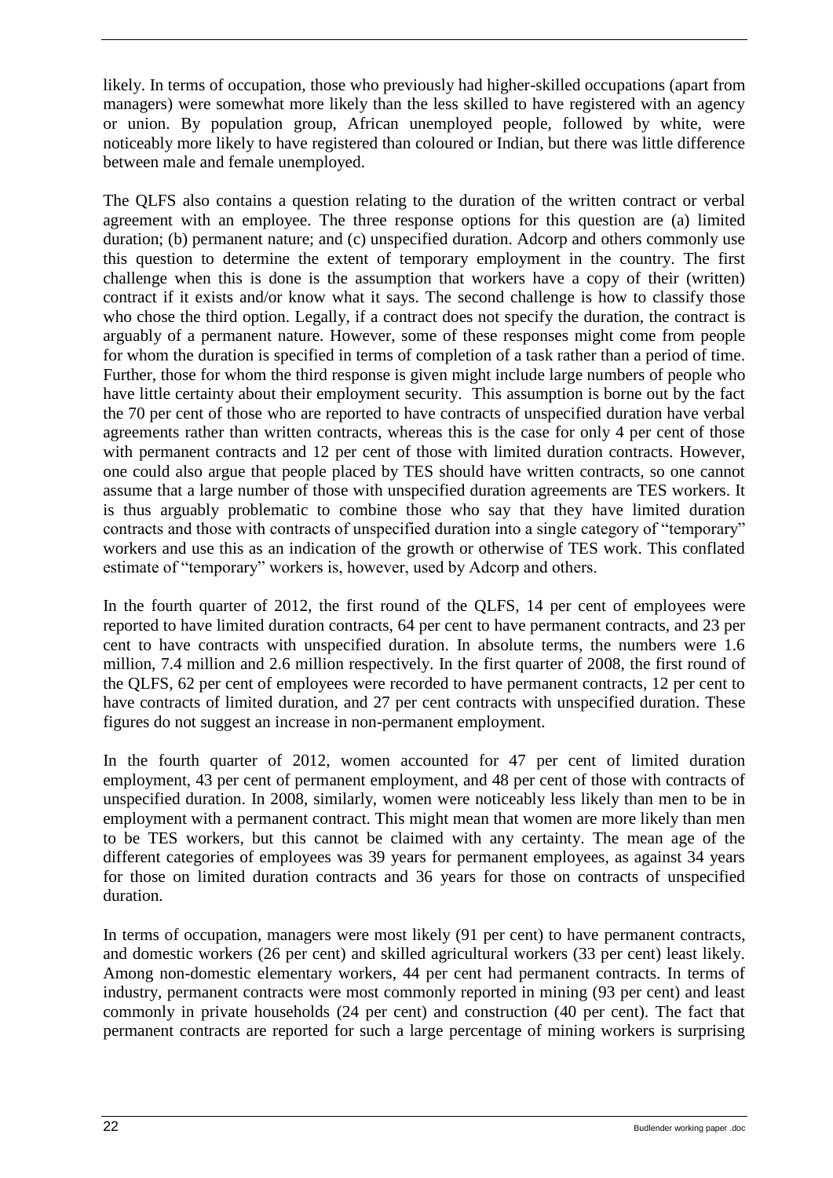likely. In terms of occupation, those who previously had higher-skilled occupations (apart from managers) were somewhat more likely than the less skilled to have registered with an agency or union. By population group, African unemployed people, followed by white, were noticeably more likely to have registered than coloured or Indian, but there was little difference between male and female unemployed.

The QLFS also contains a question relating to the duration of the written contract or verbal agreement with an employee. The three response options for this question are (a) limited duration; (b) permanent nature; and (c) unspecified duration. Adcorp and others commonly use this question to determine the extent of temporary employment in the country. The first challenge when this is done is the assumption that workers have a copy of their (written) contract if it exists and/or know what it says. The second challenge is how to classify those who chose the third option. Legally, if a contract does not specify the duration, the contract is arguably of a permanent nature. However, some of these responses might come from people for whom the duration is specified in terms of completion of a task rather than a period of time. Further, those for whom the third response is given might include large numbers of people who have little certainty about their employment security. This assumption is borne out by the fact the 70 per cent of those who are reported to have contracts of unspecified duration have verbal agreements rather than written contracts, whereas this is the case for only 4 per cent of those with permanent contracts and 12 per cent of those with limited duration contracts. However, one could also argue that people placed by TES should have written contracts, so one cannot assume that a large number of those with unspecified duration agreements are TES workers. It is thus arguably problematic to combine those who say that they have limited duration contracts and those with contracts of unspecified duration into a single category of "temporary" workers and use this as an indication of the growth or otherwise of TES work. This conflated estimate of "temporary" workers is, however, used by Adcorp and others.

In the fourth quarter of 2012, the first round of the QLFS, 14 per cent of employees were reported to have limited duration contracts, 64 per cent to have permanent contracts, and 23 per cent to have contracts with unspecified duration. In absolute terms, the numbers were 1.6 million, 7.4 million and 2.6 million respectively. In the first quarter of 2008, the first round of the QLFS, 62 per cent of employees were recorded to have permanent contracts, 12 per cent to have contracts of limited duration, and 27 per cent contracts with unspecified duration. These figures do not suggest an increase in non-permanent employment.

In the fourth quarter of 2012, women accounted for 47 per cent of limited duration employment, 43 per cent of permanent employment, and 48 per cent of those with contracts of unspecified duration. In 2008, similarly, women were noticeably less likely than men to be in employment with a permanent contract. This might mean that women are more likely than men to be TES workers, but this cannot be claimed with any certainty. The mean age of the different categories of employees was 39 years for permanent employees, as against 34 years for those on limited duration contracts and 36 years for those on contracts of unspecified duration.

In terms of occupation, managers were most likely (91 per cent) to have permanent contracts, and domestic workers (26 per cent) and skilled agricultural workers (33 per cent) least likely. Among non-domestic elementary workers, 44 per cent had permanent contracts. In terms of industry, permanent contracts were most commonly reported in mining (93 per cent) and least commonly in private households (24 per cent) and construction (40 per cent). The fact that permanent contracts are reported for such a large percentage of mining workers is surprising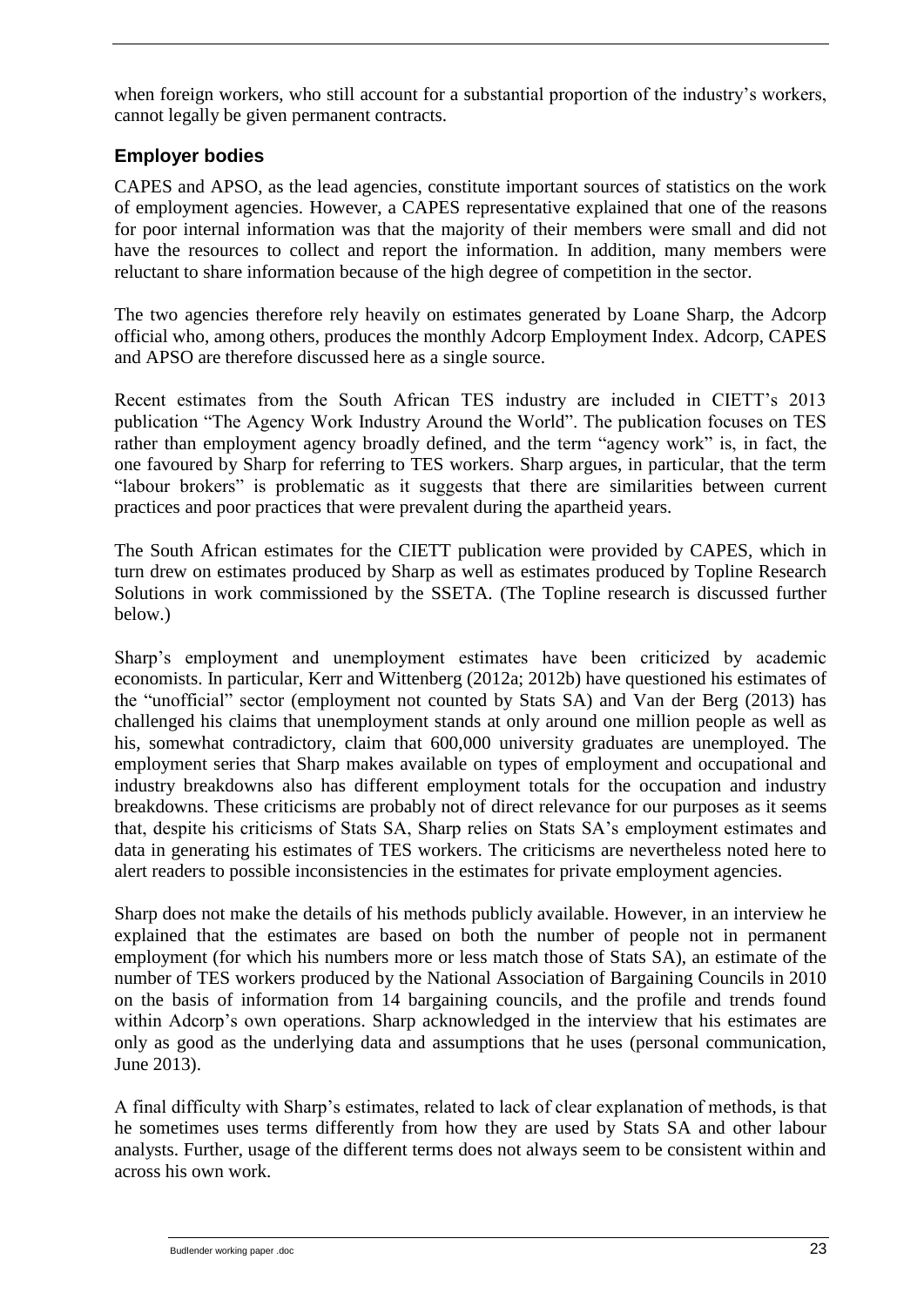when foreign workers, who still account for a substantial proportion of the industry's workers, cannot legally be given permanent contracts.

### Employer bodies

CAPES and APSO, as the lead agencies, constitute important sources of statistics on the work of employment agencies. However, a CAPES representative explained that one of the reasons for poor internal information was that the majority of their members were small and did not have the resources to collect and report the information. In addition, many members were reluctant to share information because of the high degree of competition in the sector.

The two agencies therefore rely heavily on estimates generated by Loane Sharp, the Adcorp official who, among others, produces the monthly Adcorp Employment Index. Adcorp, CAPES and APSO are therefore discussed here as a single source.

Recent estimates from the South African TES industry are included in CIETT's 2013 publication "The Agency Work Industry Around the World". The publication focuses on TES rather than employment agency broadly defined, and the term "agency work" is, in fact, the one favoured by Sharp for referring to TES workers. Sharp argues, in particular, that the term "labour brokers" is problematic as it suggests that there are similarities between current practices and poor practices that were prevalent during the apartheid years.

The South African estimates for the CIETT publication were provided by CAPES, which in turn drew on estimates produced by Sharp as well as estimates produced by Topline Research Solutions in work commissioned by the SSETA. (The Topline research is discussed further below.)

Sharp's employment and unemployment estimates have been criticized by academic economists. In particular, Kerr and Wittenberg (2012a; 2012b) have questioned his estimates of the "unofficial" sector (employment not counted by Stats SA) and Van der Berg (2013) has challenged his claims that unemployment stands at only around one million people as well as his, somewhat contradictory, claim that 600,000 university graduates are unemployed. The employment series that Sharp makes available on types of employment and occupational and industry breakdowns also has different employment totals for the occupation and industry breakdowns. These criticisms are probably not of direct relevance for our purposes as it seems that, despite his criticisms of Stats SA, Sharp relies on Stats SA's employment estimates and data in generating his estimates of TES workers. The criticisms are nevertheless noted here to alert readers to possible inconsistencies in the estimates for private employment agencies.

Sharp does not make the details of his methods publicly available. However, in an interview he explained that the estimates are based on both the number of people not in permanent employment (for which his numbers more or less match those of Stats SA), an estimate of the number of TES workers produced by the National Association of Bargaining Councils in 2010 on the basis of information from 14 bargaining councils, and the profile and trends found within Adcorp's own operations. Sharp acknowledged in the interview that his estimates are only as good as the underlying data and assumptions that he uses (personal communication, June 2013).

A final difficulty with Sharp's estimates, related to lack of clear explanation of methods, is that he sometimes uses terms differently from how they are used by Stats SA and other labour analysts. Further, usage of the different terms does not always seem to be consistent within and across his own work.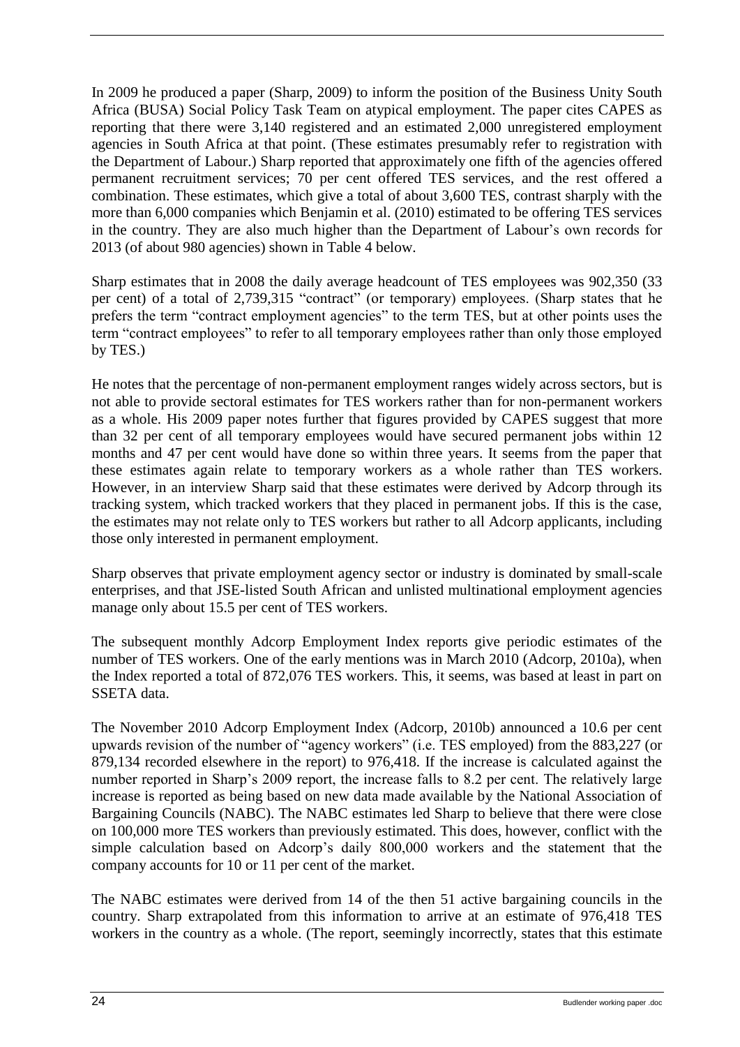In 2009 he produced a paper (Sharp, 2009) to inform the position of the Business Unity South Africa (BUSA) Social Policy Task Team on atypical employment. The paper cites CAPES as reporting that there were 3,140 registered and an estimated 2,000 unregistered employment agencies in South Africa at that point. (These estimates presumably refer to registration with the Department of Labour.) Sharp reported that approximately one fifth of the agencies offered permanent recruitment services; 70 per cent offered TES services, and the rest offered a combination. These estimates, which give a total of about 3,600 TES, contrast sharply with the more than 6,000 companies which Benjamin et al. (2010) estimated to be offering TES services in the country. They are also much higher than the Department of Labour's own records for 2013 (of about 980 agencies) shown in Table 4 below.

Sharp estimates that in 2008 the daily average headcount of TES employees was 902,350 (33 per cent) of a total of 2,739,315 "contract" (or temporary) employees. (Sharp states that he prefers the term "contract employment agencies" to the term TES, but at other points uses the term "contract employees" to refer to all temporary employees rather than only those employed by TES.)

He notes that the percentage of non-permanent employment ranges widely across sectors, but is not able to provide sectoral estimates for TES workers rather than for non-permanent workers as a whole. His 2009 paper notes further that figures provided by CAPES suggest that more than 32 per cent of all temporary employees would have secured permanent jobs within 12 months and 47 per cent would have done so within three years. It seems from the paper that these estimates again relate to temporary workers as a whole rather than TES workers. However, in an interview Sharp said that these estimates were derived by Adcorp through its tracking system, which tracked workers that they placed in permanent jobs. If this is the case, the estimates may not relate only to TES workers but rather to all Adcorp applicants, including those only interested in permanent employment.

Sharp observes that private employment agency sector or industry is dominated by small-scale enterprises, and that JSE-listed South African and unlisted multinational employment agencies manage only about 15.5 per cent of TES workers.

The subsequent monthly Adcorp Employment Index reports give periodic estimates of the number of TES workers. One of the early mentions was in March 2010 (Adcorp, 2010a), when the Index reported a total of 872,076 TES workers. This, it seems, was based at least in part on SSETA data.

The November 2010 Adcorp Employment Index (Adcorp, 2010b) announced a 10.6 per cent upwards revision of the number of "agency workers" (i.e. TES employed) from the 883,227 (or 879,134 recorded elsewhere in the report) to 976,418. If the increase is calculated against the number reported in Sharp's 2009 report, the increase falls to 8.2 per cent. The relatively large increase is reported as being based on new data made available by the National Association of Bargaining Councils (NABC). The NABC estimates led Sharp to believe that there were close on 100,000 more TES workers than previously estimated. This does, however, conflict with the simple calculation based on Adcorp's daily 800,000 workers and the statement that the company accounts for 10 or 11 per cent of the market.

The NABC estimates were derived from 14 of the then 51 active bargaining councils in the country. Sharp extrapolated from this information to arrive at an estimate of 976,418 TES workers in the country as a whole. (The report, seemingly incorrectly, states that this estimate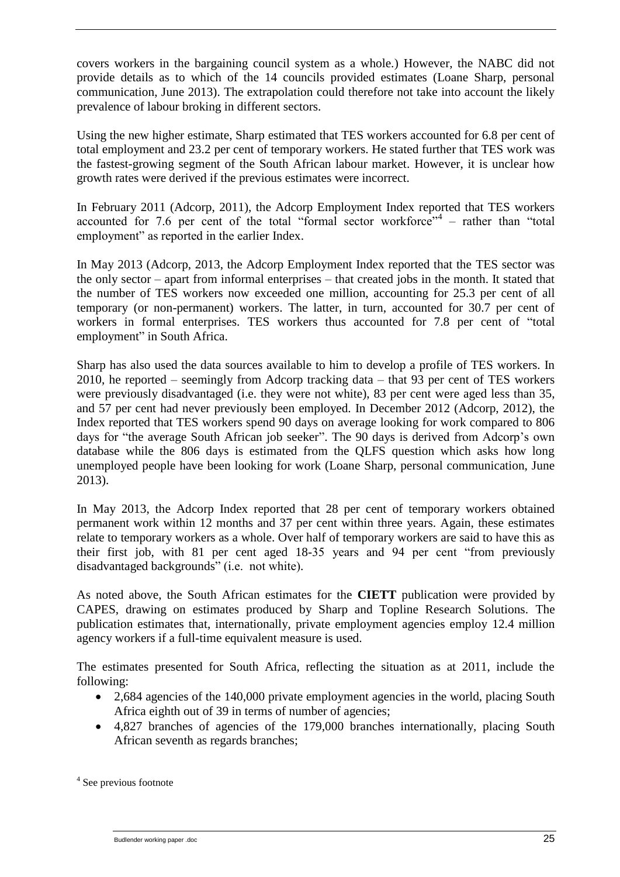covers workers in the bargaining council system as a whole.) However, the NABC did not provide details as to which of the 14 councils provided estimates (Loane Sharp, personal communication, June 2013). The extrapolation could therefore not take into account the likely prevalence of labour broking in different sectors.

Using the new higher estimate, Sharp estimated that TES workers accounted for 6.8 per cent of total employment and 23.2 per cent of temporary workers. He stated further that TES work was the fastest-growing segment of the South African labour market. However, it is unclear how growth rates were derived if the previous estimates were incorrect.

In February 2011 (Adcorp, 2011), the Adcorp Employment Index reported that TES workers accounted for 7.6 per cent of the total "formal sector workforce"[4] – rather than "total employment" as reported in the earlier Index.

In May 2013 (Adcorp, 2013, the Adcorp Employment Index reported that the TES sector was the only sector – apart from informal enterprises – that created jobs in the month. It stated that the number of TES workers now exceeded one million, accounting for 25.3 per cent of all temporary (or non-permanent) workers. The latter, in turn, accounted for 30.7 per cent of workers in formal enterprises. TES workers thus accounted for 7.8 per cent of "total employment" in South Africa.

Sharp has also used the data sources available to him to develop a profile of TES workers. In 2010, he reported – seemingly from Adcorp tracking data – that 93 per cent of TES workers were previously disadvantaged (i.e. they were not white), 83 per cent were aged less than 35, and 57 per cent had never previously been employed. In December 2012 (Adcorp, 2012), the Index reported that TES workers spend 90 days on average looking for work compared to 806 days for "the average South African job seeker". The 90 days is derived from Adcorp's own database while the 806 days is estimated from the QLFS question which asks how long unemployed people have been looking for work (Loane Sharp, personal communication, June 2013).

In May 2013, the Adcorp Index reported that 28 per cent of temporary workers obtained permanent work within 12 months and 37 per cent within three years. Again, these estimates relate to temporary workers as a whole. Over half of temporary workers are said to have this as their first job, with 81 per cent aged 18-35 years and 94 per cent "from previously disadvantaged backgrounds" (i.e. not white).

As noted above, the South African estimates for the **CIETT** publication were provided by CAPES, drawing on estimates produced by Sharp and Topline Research Solutions. The publication estimates that, internationally, private employment agencies employ 12.4 million agency workers if a full-time equivalent measure is used.

The estimates presented for South Africa, reflecting the situation as at 2011, include the following:

- 2,684 agencies of the 140,000 private employment agencies in the world, placing South Africa eighth out of 39 in terms of number of agencies;
- 4,827 branches of agencies of the 179,000 branches internationally, placing South African seventh as regards branches;

[4] See previous footnote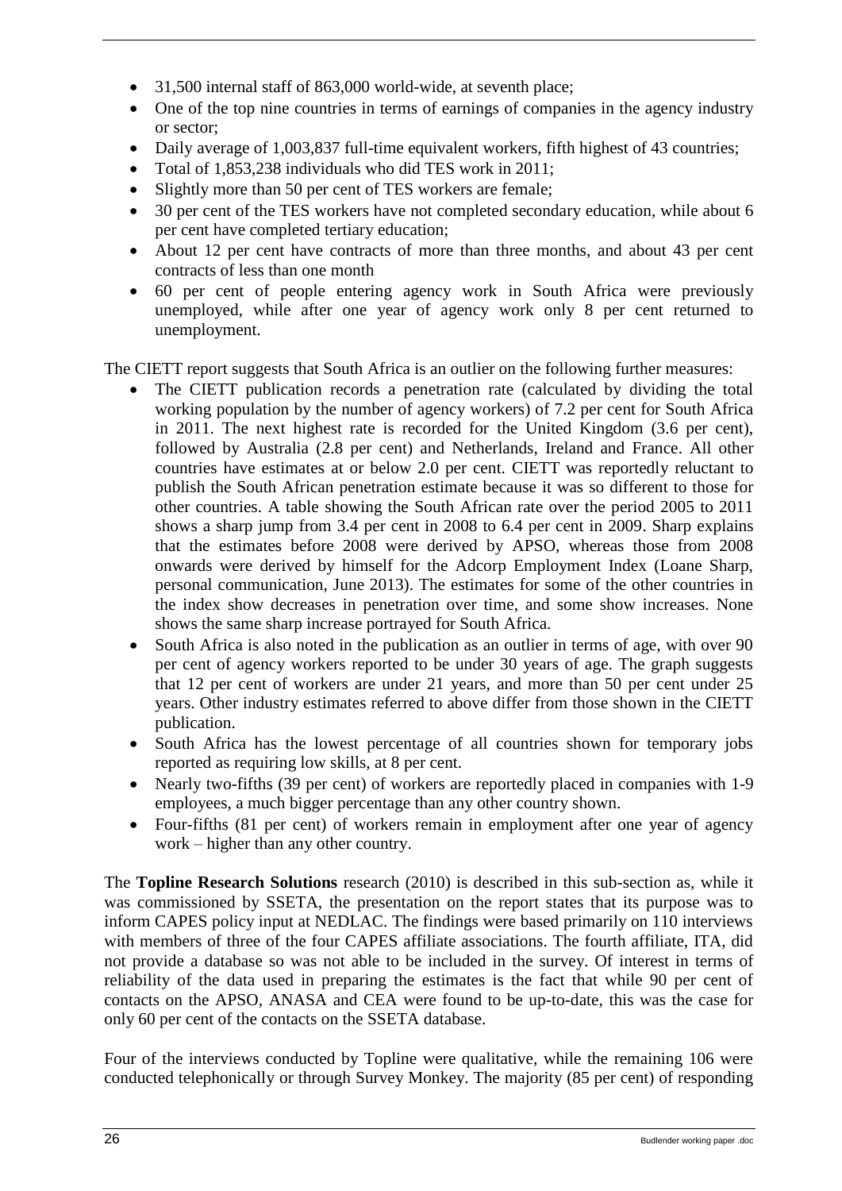- 31,500 internal staff of 863,000 world-wide, at seventh place;
- One of the top nine countries in terms of earnings of companies in the agency industry or sector;
- Daily average of 1,003,837 full-time equivalent workers, fifth highest of 43 countries;
- Total of 1,853,238 individuals who did TES work in 2011;
- Slightly more than 50 per cent of TES workers are female;
- 30 per cent of the TES workers have not completed secondary education, while about 6 per cent have completed tertiary education;
- About 12 per cent have contracts of more than three months, and about 43 per cent contracts of less than one month
- 60 per cent of people entering agency work in South Africa were previously unemployed, while after one year of agency work only 8 per cent returned to unemployment.

The CIETT report suggests that South Africa is an outlier on the following further measures:

- The CIETT publication records a penetration rate (calculated by dividing the total working population by the number of agency workers) of 7.2 per cent for South Africa in 2011. The next highest rate is recorded for the United Kingdom (3.6 per cent), followed by Australia (2.8 per cent) and Netherlands, Ireland and France. All other countries have estimates at or below 2.0 per cent. CIETT was reportedly reluctant to publish the South African penetration estimate because it was so different to those for other countries. A table showing the South African rate over the period 2005 to 2011 shows a sharp jump from 3.4 per cent in 2008 to 6.4 per cent in 2009. Sharp explains that the estimates before 2008 were derived by APSO, whereas those from 2008 onwards were derived by himself for the Adcorp Employment Index (Loane Sharp, personal communication, June 2013). The estimates for some of the other countries in the index show decreases in penetration over time, and some show increases. None shows the same sharp increase portrayed for South Africa.
- South Africa is also noted in the publication as an outlier in terms of age, with over 90 per cent of agency workers reported to be under 30 years of age. The graph suggests that 12 per cent of workers are under 21 years, and more than 50 per cent under 25 years. Other industry estimates referred to above differ from those shown in the CIETT publication.
- South Africa has the lowest percentage of all countries shown for temporary jobs reported as requiring low skills, at 8 per cent.
- Nearly two-fifths (39 per cent) of workers are reportedly placed in companies with 1-9 employees, a much bigger percentage than any other country shown.
- Four-fifths (81 per cent) of workers remain in employment after one year of agency work – higher than any other country.

The **Topline Research Solutions** research (2010) is described in this sub-section as, while it was commissioned by SSETA, the presentation on the report states that its purpose was to inform CAPES policy input at NEDLAC. The findings were based primarily on 110 interviews with members of three of the four CAPES affiliate associations. The fourth affiliate, ITA, did not provide a database so was not able to be included in the survey. Of interest in terms of reliability of the data used in preparing the estimates is the fact that while 90 per cent of contacts on the APSO, ANASA and CEA were found to be up-to-date, this was the case for only 60 per cent of the contacts on the SSETA database.

Four of the interviews conducted by Topline were qualitative, while the remaining 106 were conducted telephonically or through Survey Monkey. The majority (85 per cent) of responding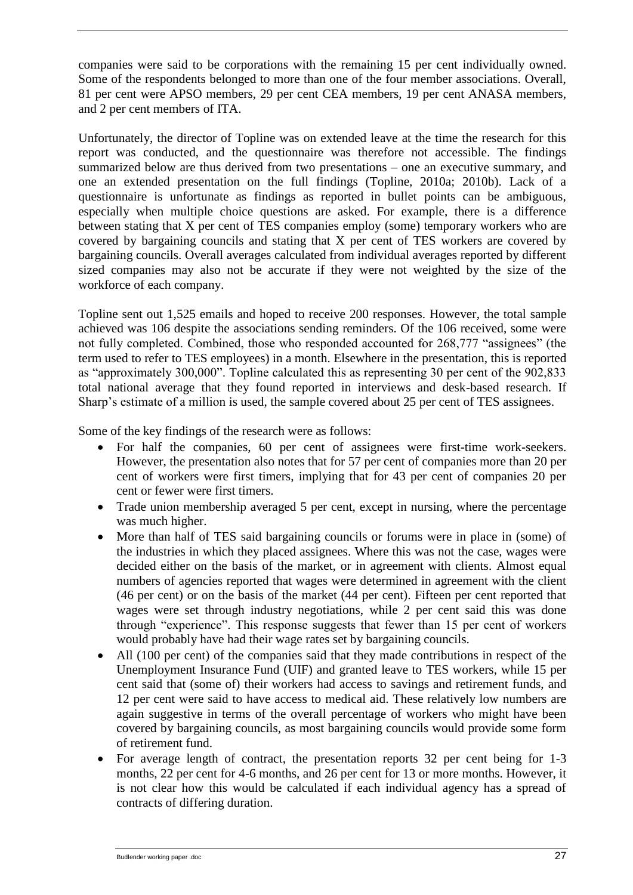companies were said to be corporations with the remaining 15 per cent individually owned. Some of the respondents belonged to more than one of the four member associations. Overall, 81 per cent were APSO members, 29 per cent CEA members, 19 per cent ANASA members, and 2 per cent members of ITA.

Unfortunately, the director of Topline was on extended leave at the time the research for this report was conducted, and the questionnaire was therefore not accessible. The findings summarized below are thus derived from two presentations – one an executive summary, and one an extended presentation on the full findings (Topline, 2010a; 2010b). Lack of a questionnaire is unfortunate as findings as reported in bullet points can be ambiguous, especially when multiple choice questions are asked. For example, there is a difference between stating that X per cent of TES companies employ (some) temporary workers who are covered by bargaining councils and stating that X per cent of TES workers are covered by bargaining councils. Overall averages calculated from individual averages reported by different sized companies may also not be accurate if they were not weighted by the size of the workforce of each company.

Topline sent out 1,525 emails and hoped to receive 200 responses. However, the total sample achieved was 106 despite the associations sending reminders. Of the 106 received, some were not fully completed. Combined, those who responded accounted for 268,777 "assignees" (the term used to refer to TES employees) in a month. Elsewhere in the presentation, this is reported as "approximately 300,000". Topline calculated this as representing 30 per cent of the 902,833 total national average that they found reported in interviews and desk-based research. If Sharp's estimate of a million is used, the sample covered about 25 per cent of TES assignees.

Some of the key findings of the research were as follows:

- For half the companies, 60 per cent of assignees were first-time work-seekers. However, the presentation also notes that for 57 per cent of companies more than 20 per cent of workers were first timers, implying that for 43 per cent of companies 20 per cent or fewer were first timers.
- Trade union membership averaged 5 per cent, except in nursing, where the percentage was much higher.
- More than half of TES said bargaining councils or forums were in place in (some) of the industries in which they placed assignees. Where this was not the case, wages were decided either on the basis of the market, or in agreement with clients. Almost equal numbers of agencies reported that wages were determined in agreement with the client (46 per cent) or on the basis of the market (44 per cent). Fifteen per cent reported that wages were set through industry negotiations, while 2 per cent said this was done through "experience". This response suggests that fewer than 15 per cent of workers would probably have had their wage rates set by bargaining councils.
- All (100 per cent) of the companies said that they made contributions in respect of the Unemployment Insurance Fund (UIF) and granted leave to TES workers, while 15 per cent said that (some of) their workers had access to savings and retirement funds, and 12 per cent were said to have access to medical aid. These relatively low numbers are again suggestive in terms of the overall percentage of workers who might have been covered by bargaining councils, as most bargaining councils would provide some form of retirement fund.
- For average length of contract, the presentation reports 32 per cent being for 1-3 months, 22 per cent for 4-6 months, and 26 per cent for 13 or more months. However, it is not clear how this would be calculated if each individual agency has a spread of contracts of differing duration.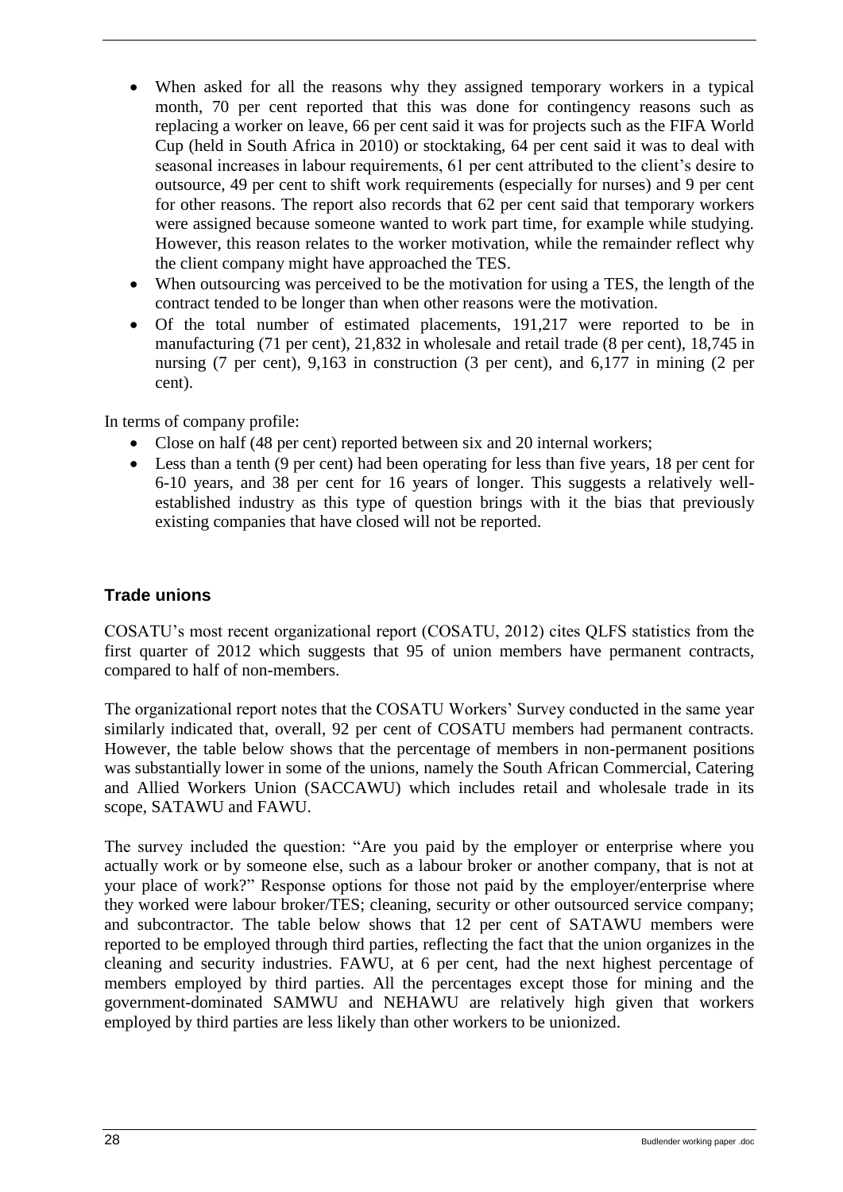- When asked for all the reasons why they assigned temporary workers in a typical month, 70 per cent reported that this was done for contingency reasons such as replacing a worker on leave, 66 per cent said it was for projects such as the FIFA World Cup (held in South Africa in 2010) or stocktaking, 64 per cent said it was to deal with seasonal increases in labour requirements, 61 per cent attributed to the client's desire to outsource, 49 per cent to shift work requirements (especially for nurses) and 9 per cent for other reasons. The report also records that 62 per cent said that temporary workers were assigned because someone wanted to work part time, for example while studying. However, this reason relates to the worker motivation, while the remainder reflect why the client company might have approached the TES.
- When outsourcing was perceived to be the motivation for using a TES, the length of the contract tended to be longer than when other reasons were the motivation.
- Of the total number of estimated placements, 191,217 were reported to be in manufacturing (71 per cent), 21,832 in wholesale and retail trade (8 per cent), 18,745 in nursing (7 per cent), 9,163 in construction (3 per cent), and 6,177 in mining (2 per cent).

In terms of company profile:

- Close on half (48 per cent) reported between six and 20 internal workers;
- Less than a tenth (9 per cent) had been operating for less than five years, 18 per cent for 6-10 years, and 38 per cent for 16 years of longer. This suggests a relatively well-established industry as this type of question brings with it the bias that previously existing companies that have closed will not be reported.

## Trade unions

COSATU's most recent organizational report (COSATU, 2012) cites QLFS statistics from the first quarter of 2012 which suggests that 95 of union members have permanent contracts, compared to half of non-members.

The organizational report notes that the COSATU Workers' Survey conducted in the same year similarly indicated that, overall, 92 per cent of COSATU members had permanent contracts. However, the table below shows that the percentage of members in non-permanent positions was substantially lower in some of the unions, namely the South African Commercial, Catering and Allied Workers Union (SACCAWU) which includes retail and wholesale trade in its scope, SATAWU and FAWU.

The survey included the question: "Are you paid by the employer or enterprise where you actually work or by someone else, such as a labour broker or another company, that is not at your place of work?" Response options for those not paid by the employer/enterprise where they worked were labour broker/TES; cleaning, security or other outsourced service company; and subcontractor. The table below shows that 12 per cent of SATAWU members were reported to be employed through third parties, reflecting the fact that the union organizes in the cleaning and security industries. FAWU, at 6 per cent, had the next highest percentage of members employed by third parties. All the percentages except those for mining and the government-dominated SAMWU and NEHAWU are relatively high given that workers employed by third parties are less likely than other workers to be unionized.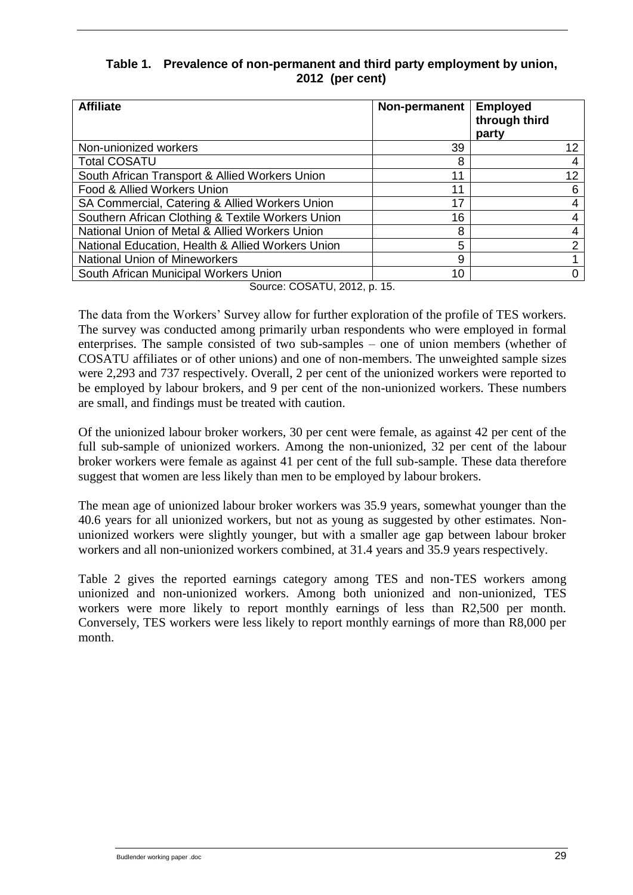**Table 1. Prevalence of non-permanent and third party employment by union, 2012 (per cent)**

| Affiliate | Non-permanent | Employed through third party |
|---|---|---|
| Non-unionized workers | 39 | 12 |
| Total COSATU | 8 | 4 |
| South African Transport & Allied Workers Union | 11 | 12 |
| Food & Allied Workers Union | 11 | 6 |
| SA Commercial, Catering & Allied Workers Union | 17 | 4 |
| Southern African Clothing & Textile Workers Union | 16 | 4 |
| National Union of Metal & Allied Workers Union | 8 | 4 |
| National Education, Health & Allied Workers Union | 5 | 2 |
| National Union of Mineworkers | 9 | 1 |
| South African Municipal Workers Union | 10 | 0 |

Source: COSATU, 2012, p. 15.

The data from the Workers' Survey allow for further exploration of the profile of TES workers. The survey was conducted among primarily urban respondents who were employed in formal enterprises. The sample consisted of two sub-samples – one of union members (whether of COSATU affiliates or of other unions) and one of non-members. The unweighted sample sizes were 2,293 and 737 respectively. Overall, 2 per cent of the unionized workers were reported to be employed by labour brokers, and 9 per cent of the non-unionized workers. These numbers are small, and findings must be treated with caution.

Of the unionized labour broker workers, 30 per cent were female, as against 42 per cent of the full sub-sample of unionized workers. Among the non-unionized, 32 per cent of the labour broker workers were female as against 41 per cent of the full sub-sample. These data therefore suggest that women are less likely than men to be employed by labour brokers.

The mean age of unionized labour broker workers was 35.9 years, somewhat younger than the 40.6 years for all unionized workers, but not as young as suggested by other estimates. Non-unionized workers were slightly younger, but with a smaller age gap between labour broker workers and all non-unionized workers combined, at 31.4 years and 35.9 years respectively.

Table 2 gives the reported earnings category among TES and non-TES workers among unionized and non-unionized workers. Among both unionized and non-unionized, TES workers were more likely to report monthly earnings of less than R2,500 per month. Conversely, TES workers were less likely to report monthly earnings of more than R8,000 per month.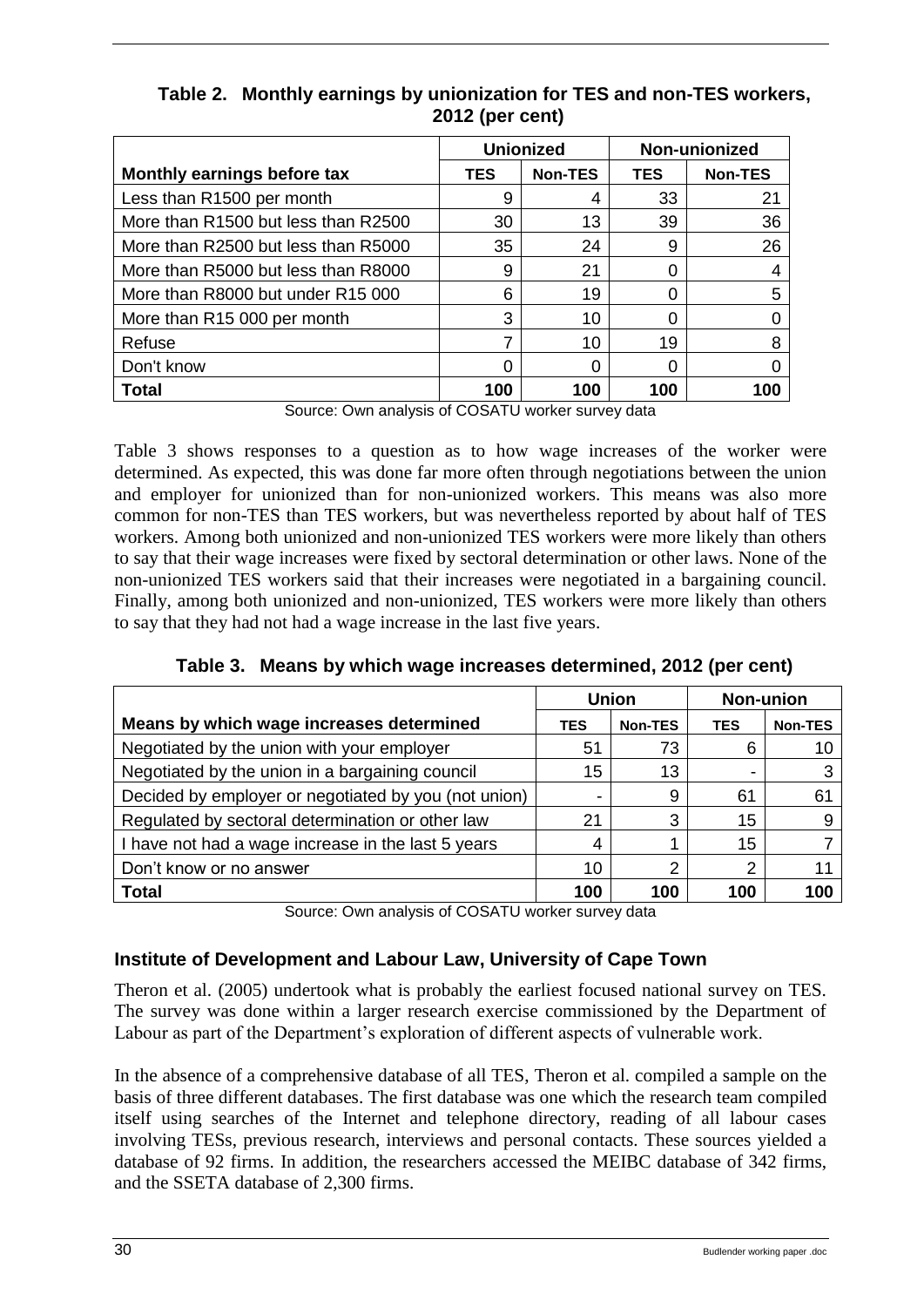**Table 2. Monthly earnings by unionization for TES and non-TES workers, 2012 (per cent)**

| | Unionized | | Non-unionized | |
|---|---|---|---|---|
| **Monthly earnings before tax** | **TES** | **Non-TES** | **TES** | **Non-TES** |
| Less than R1500 per month | 9 | 4 | 33 | 21 |
| More than R1500 but less than R2500 | 30 | 13 | 39 | 36 |
| More than R2500 but less than R5000 | 35 | 24 | 9 | 26 |
| More than R5000 but less than R8000 | 9 | 21 | 0 | 4 |
| More than R8000 but under R15 000 | 6 | 19 | 0 | 5 |
| More than R15 000 per month | 3 | 10 | 0 | 0 |
| Refuse | 7 | 10 | 19 | 8 |
| Don't know | 0 | 0 | 0 | 0 |
| **Total** | **100** | **100** | **100** | **100** |

Source: Own analysis of COSATU worker survey data

Table 3 shows responses to a question as to how wage increases of the worker were determined. As expected, this was done far more often through negotiations between the union and employer for unionized than for non-unionized workers. This means was also more common for non-TES than TES workers, but was nevertheless reported by about half of TES workers. Among both unionized and non-unionized TES workers were more likely than others to say that their wage increases were fixed by sectoral determination or other laws. None of the non-unionized TES workers said that their increases were negotiated in a bargaining council. Finally, among both unionized and non-unionized, TES workers were more likely than others to say that they had not had a wage increase in the last five years.

**Table 3. Means by which wage increases determined, 2012 (per cent)**

| | Union | | Non-union | |
|---|---|---|---|---|
| **Means by which wage increases determined** | **TES** | **Non-TES** | **TES** | **Non-TES** |
| Negotiated by the union with your employer | 51 | 73 | 6 | 10 |
| Negotiated by the union in a bargaining council | 15 | 13 | - | 3 |
| Decided by employer or negotiated by you (not union) | - | 9 | 61 | 61 |
| Regulated by sectoral determination or other law | 21 | 3 | 15 | 9 |
| I have not had a wage increase in the last 5 years | 4 | 1 | 15 | 7 |
| Don't know or no answer | 10 | 2 | 2 | 11 |
| **Total** | **100** | **100** | **100** | **100** |

Source: Own analysis of COSATU worker survey data

### Institute of Development and Labour Law, University of Cape Town

Theron et al. (2005) undertook what is probably the earliest focused national survey on TES. The survey was done within a larger research exercise commissioned by the Department of Labour as part of the Department's exploration of different aspects of vulnerable work.

In the absence of a comprehensive database of all TES, Theron et al. compiled a sample on the basis of three different databases. The first database was one which the research team compiled itself using searches of the Internet and telephone directory, reading of all labour cases involving TESs, previous research, interviews and personal contacts. These sources yielded a database of 92 firms. In addition, the researchers accessed the MEIBC database of 342 firms, and the SSETA database of 2,300 firms.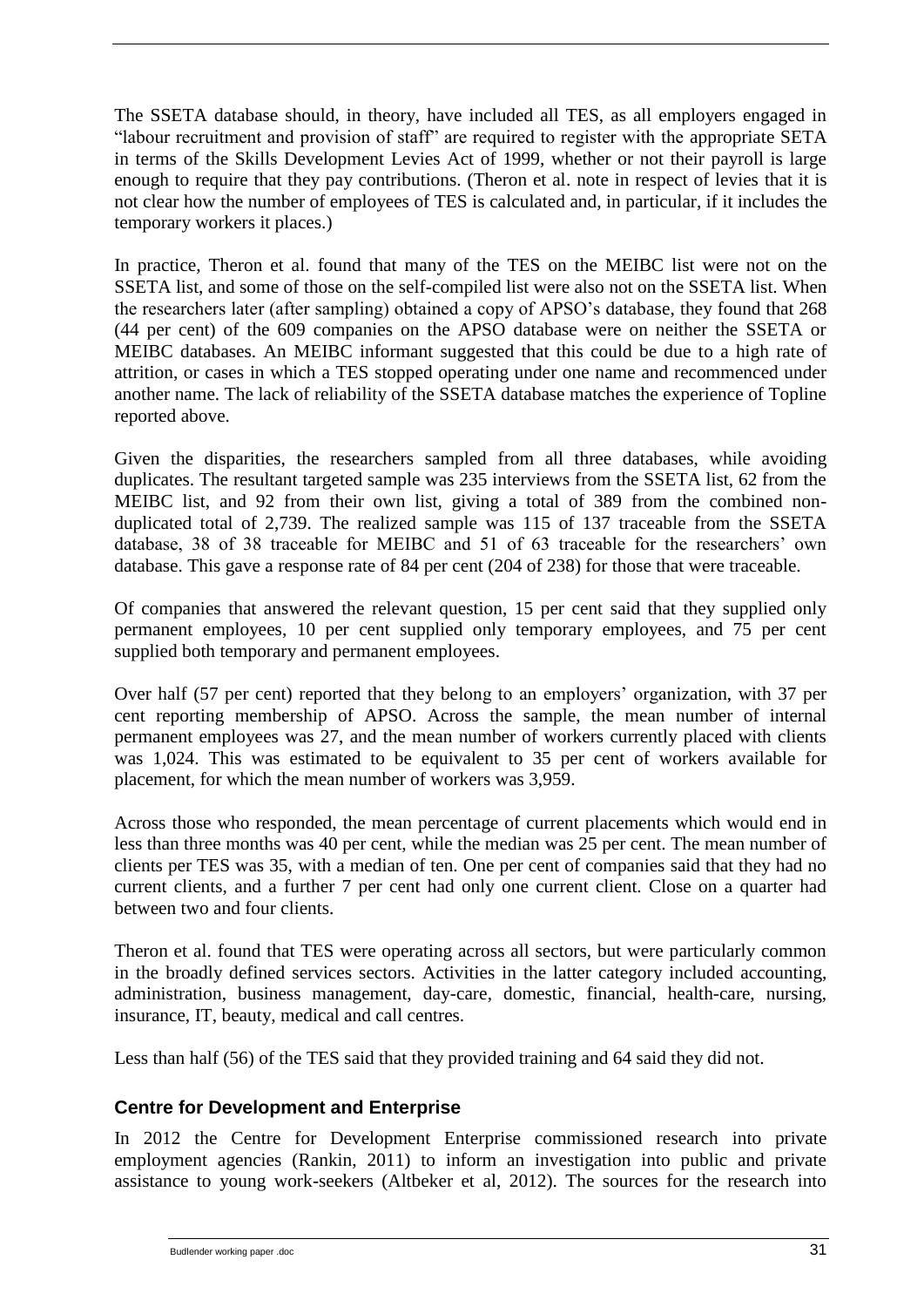The SSETA database should, in theory, have included all TES, as all employers engaged in "labour recruitment and provision of staff" are required to register with the appropriate SETA in terms of the Skills Development Levies Act of 1999, whether or not their payroll is large enough to require that they pay contributions. (Theron et al. note in respect of levies that it is not clear how the number of employees of TES is calculated and, in particular, if it includes the temporary workers it places.)

In practice, Theron et al. found that many of the TES on the MEIBC list were not on the SSETA list, and some of those on the self-compiled list were also not on the SSETA list. When the researchers later (after sampling) obtained a copy of APSO's database, they found that 268 (44 per cent) of the 609 companies on the APSO database were on neither the SSETA or MEIBC databases. An MEIBC informant suggested that this could be due to a high rate of attrition, or cases in which a TES stopped operating under one name and recommenced under another name. The lack of reliability of the SSETA database matches the experience of Topline reported above.

Given the disparities, the researchers sampled from all three databases, while avoiding duplicates. The resultant targeted sample was 235 interviews from the SSETA list, 62 from the MEIBC list, and 92 from their own list, giving a total of 389 from the combined non-duplicated total of 2,739. The realized sample was 115 of 137 traceable from the SSETA database, 38 of 38 traceable for MEIBC and 51 of 63 traceable for the researchers' own database. This gave a response rate of 84 per cent (204 of 238) for those that were traceable.

Of companies that answered the relevant question, 15 per cent said that they supplied only permanent employees, 10 per cent supplied only temporary employees, and 75 per cent supplied both temporary and permanent employees.

Over half (57 per cent) reported that they belong to an employers' organization, with 37 per cent reporting membership of APSO. Across the sample, the mean number of internal permanent employees was 27, and the mean number of workers currently placed with clients was 1,024. This was estimated to be equivalent to 35 per cent of workers available for placement, for which the mean number of workers was 3,959.

Across those who responded, the mean percentage of current placements which would end in less than three months was 40 per cent, while the median was 25 per cent. The mean number of clients per TES was 35, with a median of ten. One per cent of companies said that they had no current clients, and a further 7 per cent had only one current client. Close on a quarter had between two and four clients.

Theron et al. found that TES were operating across all sectors, but were particularly common in the broadly defined services sectors. Activities in the latter category included accounting, administration, business management, day-care, domestic, financial, health-care, nursing, insurance, IT, beauty, medical and call centres.

Less than half (56) of the TES said that they provided training and 64 said they did not.

### Centre for Development and Enterprise

In 2012 the Centre for Development Enterprise commissioned research into private employment agencies (Rankin, 2011) to inform an investigation into public and private assistance to young work-seekers (Altbeker et al, 2012). The sources for the research into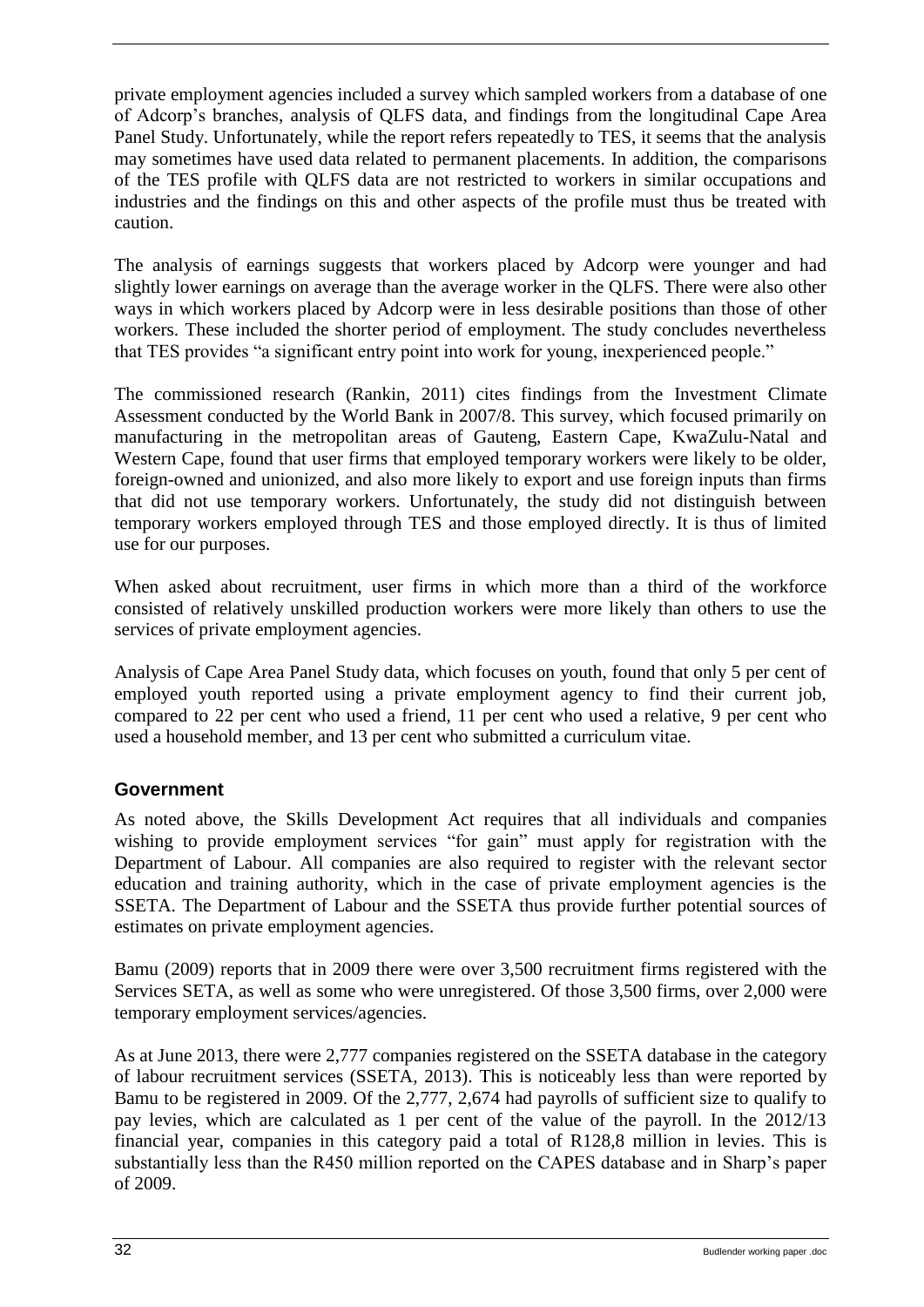private employment agencies included a survey which sampled workers from a database of one of Adcorp's branches, analysis of QLFS data, and findings from the longitudinal Cape Area Panel Study. Unfortunately, while the report refers repeatedly to TES, it seems that the analysis may sometimes have used data related to permanent placements. In addition, the comparisons of the TES profile with QLFS data are not restricted to workers in similar occupations and industries and the findings on this and other aspects of the profile must thus be treated with caution.

The analysis of earnings suggests that workers placed by Adcorp were younger and had slightly lower earnings on average than the average worker in the QLFS. There were also other ways in which workers placed by Adcorp were in less desirable positions than those of other workers. These included the shorter period of employment. The study concludes nevertheless that TES provides "a significant entry point into work for young, inexperienced people."

The commissioned research (Rankin, 2011) cites findings from the Investment Climate Assessment conducted by the World Bank in 2007/8. This survey, which focused primarily on manufacturing in the metropolitan areas of Gauteng, Eastern Cape, KwaZulu-Natal and Western Cape, found that user firms that employed temporary workers were likely to be older, foreign-owned and unionized, and also more likely to export and use foreign inputs than firms that did not use temporary workers. Unfortunately, the study did not distinguish between temporary workers employed through TES and those employed directly. It is thus of limited use for our purposes.

When asked about recruitment, user firms in which more than a third of the workforce consisted of relatively unskilled production workers were more likely than others to use the services of private employment agencies.

Analysis of Cape Area Panel Study data, which focuses on youth, found that only 5 per cent of employed youth reported using a private employment agency to find their current job, compared to 22 per cent who used a friend, 11 per cent who used a relative, 9 per cent who used a household member, and 13 per cent who submitted a curriculum vitae.

### Government

As noted above, the Skills Development Act requires that all individuals and companies wishing to provide employment services "for gain" must apply for registration with the Department of Labour. All companies are also required to register with the relevant sector education and training authority, which in the case of private employment agencies is the SSETA. The Department of Labour and the SSETA thus provide further potential sources of estimates on private employment agencies.

Bamu (2009) reports that in 2009 there were over 3,500 recruitment firms registered with the Services SETA, as well as some who were unregistered. Of those 3,500 firms, over 2,000 were temporary employment services/agencies.

As at June 2013, there were 2,777 companies registered on the SSETA database in the category of labour recruitment services (SSETA, 2013). This is noticeably less than were reported by Bamu to be registered in 2009. Of the 2,777, 2,674 had payrolls of sufficient size to qualify to pay levies, which are calculated as 1 per cent of the value of the payroll. In the 2012/13 financial year, companies in this category paid a total of R128,8 million in levies. This is substantially less than the R450 million reported on the CAPES database and in Sharp's paper of 2009.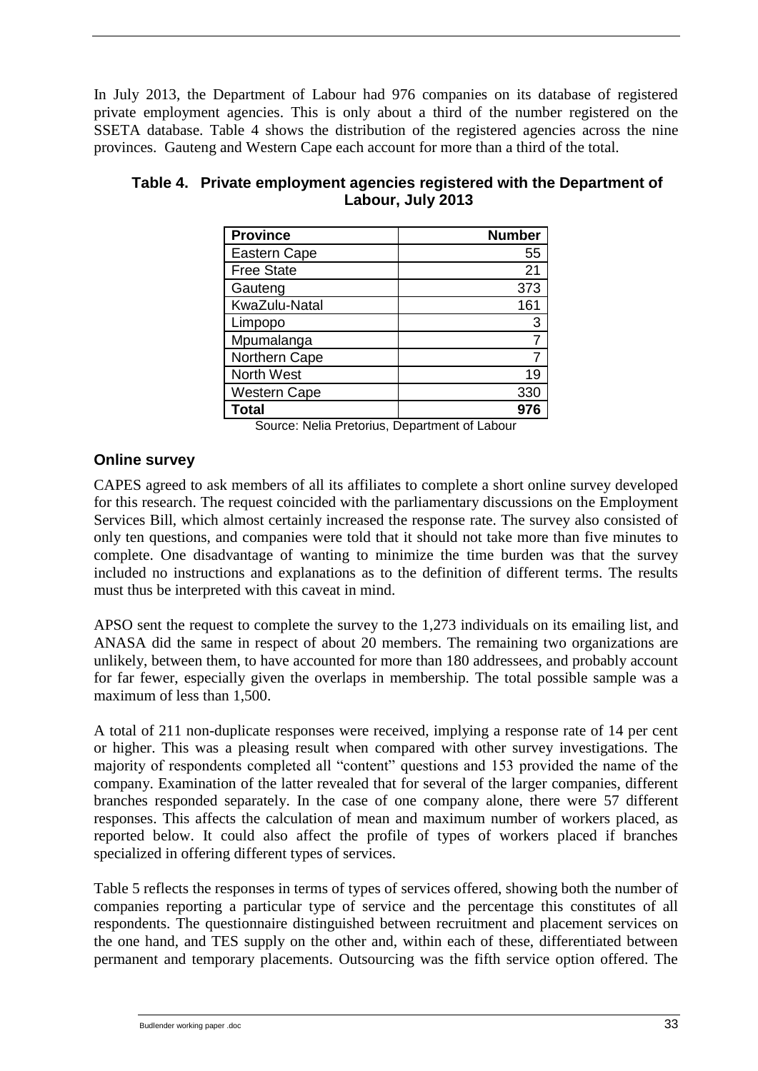In July 2013, the Department of Labour had 976 companies on its database of registered private employment agencies. This is only about a third of the number registered on the SSETA database. Table 4 shows the distribution of the registered agencies across the nine provinces. Gauteng and Western Cape each account for more than a third of the total.

**Table 4. Private employment agencies registered with the Department of Labour, July 2013**

| Province | Number |
|---|---:|
| Eastern Cape | 55 |
| Free State | 21 |
| Gauteng | 373 |
| KwaZulu-Natal | 161 |
| Limpopo | 3 |
| Mpumalanga | 7 |
| Northern Cape | 7 |
| North West | 19 |
| Western Cape | 330 |
| **Total** | **976** |

Source: Nelia Pretorius, Department of Labour

### Online survey

CAPES agreed to ask members of all its affiliates to complete a short online survey developed for this research. The request coincided with the parliamentary discussions on the Employment Services Bill, which almost certainly increased the response rate. The survey also consisted of only ten questions, and companies were told that it should not take more than five minutes to complete. One disadvantage of wanting to minimize the time burden was that the survey included no instructions and explanations as to the definition of different terms. The results must thus be interpreted with this caveat in mind.

APSO sent the request to complete the survey to the 1,273 individuals on its emailing list, and ANASA did the same in respect of about 20 members. The remaining two organizations are unlikely, between them, to have accounted for more than 180 addressees, and probably account for far fewer, especially given the overlaps in membership. The total possible sample was a maximum of less than 1,500.

A total of 211 non-duplicate responses were received, implying a response rate of 14 per cent or higher. This was a pleasing result when compared with other survey investigations. The majority of respondents completed all "content" questions and 153 provided the name of the company. Examination of the latter revealed that for several of the larger companies, different branches responded separately. In the case of one company alone, there were 57 different responses. This affects the calculation of mean and maximum number of workers placed, as reported below. It could also affect the profile of types of workers placed if branches specialized in offering different types of services.

Table 5 reflects the responses in terms of types of services offered, showing both the number of companies reporting a particular type of service and the percentage this constitutes of all respondents. The questionnaire distinguished between recruitment and placement services on the one hand, and TES supply on the other and, within each of these, differentiated between permanent and temporary placements. Outsourcing was the fifth service option offered. The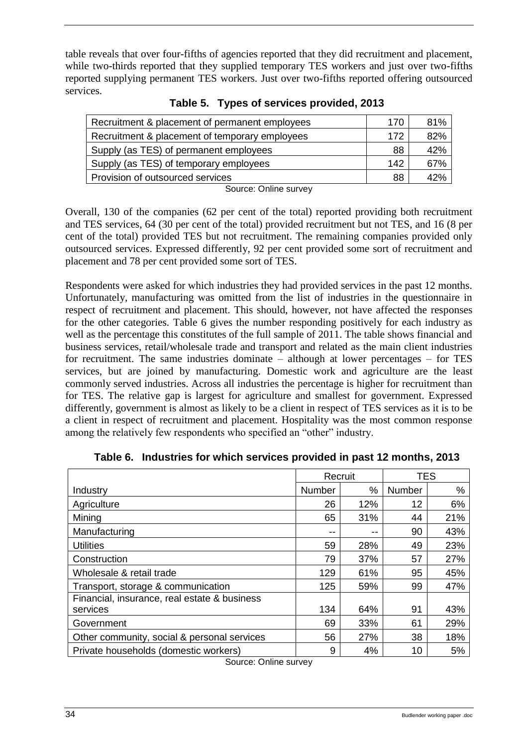table reveals that over four-fifths of agencies reported that they did recruitment and placement, while two-thirds reported that they supplied temporary TES workers and just over two-fifths reported supplying permanent TES workers. Just over two-fifths reported offering outsourced services.

**Table 5. Types of services provided, 2013**

| | | |
|---|---|---|
| Recruitment & placement of permanent employees | 170 | 81% |
| Recruitment & placement of temporary employees | 172 | 82% |
| Supply (as TES) of permanent employees | 88 | 42% |
| Supply (as TES) of temporary employees | 142 | 67% |
| Provision of outsourced services | 88 | 42% |

Source: Online survey

Overall, 130 of the companies (62 per cent of the total) reported providing both recruitment and TES services, 64 (30 per cent of the total) provided recruitment but not TES, and 16 (8 per cent of the total) provided TES but not recruitment. The remaining companies provided only outsourced services. Expressed differently, 92 per cent provided some sort of recruitment and placement and 78 per cent provided some sort of TES.

Respondents were asked for which industries they had provided services in the past 12 months. Unfortunately, manufacturing was omitted from the list of industries in the questionnaire in respect of recruitment and placement. This should, however, not have affected the responses for the other categories. Table 6 gives the number responding positively for each industry as well as the percentage this constitutes of the full sample of 2011. The table shows financial and business services, retail/wholesale trade and transport and related as the main client industries for recruitment. The same industries dominate – although at lower percentages – for TES services, but are joined by manufacturing. Domestic work and agriculture are the least commonly served industries. Across all industries the percentage is higher for recruitment than for TES. The relative gap is largest for agriculture and smallest for government. Expressed differently, government is almost as likely to be a client in respect of TES services as it is to be a client in respect of recruitment and placement. Hospitality was the most common response among the relatively few respondents who specified an "other" industry.

**Table 6. Industries for which services provided in past 12 months, 2013**

| | Recruit | | TES | |
|---|---|---|---|---|
| Industry | Number | % | Number | % |
| Agriculture | 26 | 12% | 12 | 6% |
| Mining | 65 | 31% | 44 | 21% |
| Manufacturing | -- | -- | 90 | 43% |
| Utilities | 59 | 28% | 49 | 23% |
| Construction | 79 | 37% | 57 | 27% |
| Wholesale & retail trade | 129 | 61% | 95 | 45% |
| Transport, storage & communication | 125 | 59% | 99 | 47% |
| Financial, insurance, real estate & business services | 134 | 64% | 91 | 43% |
| Government | 69 | 33% | 61 | 29% |
| Other community, social & personal services | 56 | 27% | 38 | 18% |
| Private households (domestic workers) | 9 | 4% | 10 | 5% |

Source: Online survey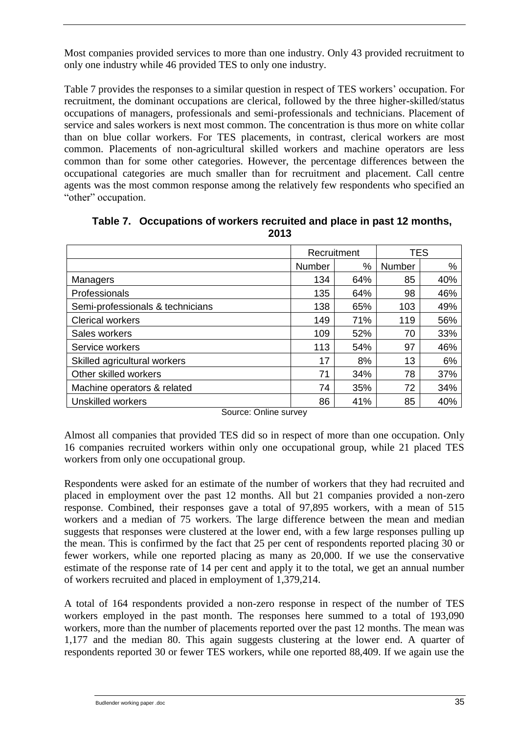Most companies provided services to more than one industry. Only 43 provided recruitment to only one industry while 46 provided TES to only one industry.

Table 7 provides the responses to a similar question in respect of TES workers' occupation. For recruitment, the dominant occupations are clerical, followed by the three higher-skilled/status occupations of managers, professionals and semi-professionals and technicians. Placement of service and sales workers is next most common. The concentration is thus more on white collar than on blue collar workers. For TES placements, in contrast, clerical workers are most common. Placements of non-agricultural skilled workers and machine operators are less common than for some other categories. However, the percentage differences between the occupational categories are much smaller than for recruitment and placement. Call centre agents was the most common response among the relatively few respondents who specified an "other" occupation.

**Table 7. Occupations of workers recruited and place in past 12 months, 2013**

| | Recruitment | | TES | |
|---|---|---|---|---|
| | Number | % | Number | % |
| Managers | 134 | 64% | 85 | 40% |
| Professionals | 135 | 64% | 98 | 46% |
| Semi-professionals & technicians | 138 | 65% | 103 | 49% |
| Clerical workers | 149 | 71% | 119 | 56% |
| Sales workers | 109 | 52% | 70 | 33% |
| Service workers | 113 | 54% | 97 | 46% |
| Skilled agricultural workers | 17 | 8% | 13 | 6% |
| Other skilled workers | 71 | 34% | 78 | 37% |
| Machine operators & related | 74 | 35% | 72 | 34% |
| Unskilled workers | 86 | 41% | 85 | 40% |

Source: Online survey

Almost all companies that provided TES did so in respect of more than one occupation. Only 16 companies recruited workers within only one occupational group, while 21 placed TES workers from only one occupational group.

Respondents were asked for an estimate of the number of workers that they had recruited and placed in employment over the past 12 months. All but 21 companies provided a non-zero response. Combined, their responses gave a total of 97,895 workers, with a mean of 515 workers and a median of 75 workers. The large difference between the mean and median suggests that responses were clustered at the lower end, with a few large responses pulling up the mean. This is confirmed by the fact that 25 per cent of respondents reported placing 30 or fewer workers, while one reported placing as many as 20,000. If we use the conservative estimate of the response rate of 14 per cent and apply it to the total, we get an annual number of workers recruited and placed in employment of 1,379,214.

A total of 164 respondents provided a non-zero response in respect of the number of TES workers employed in the past month. The responses here summed to a total of 193,090 workers, more than the number of placements reported over the past 12 months. The mean was 1,177 and the median 80. This again suggests clustering at the lower end. A quarter of respondents reported 30 or fewer TES workers, while one reported 88,409. If we again use the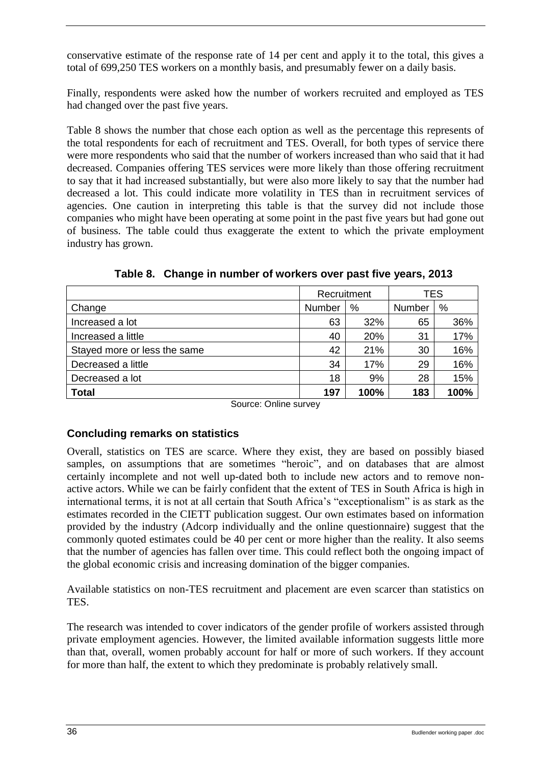conservative estimate of the response rate of 14 per cent and apply it to the total, this gives a total of 699,250 TES workers on a monthly basis, and presumably fewer on a daily basis.

Finally, respondents were asked how the number of workers recruited and employed as TES had changed over the past five years.

Table 8 shows the number that chose each option as well as the percentage this represents of the total respondents for each of recruitment and TES. Overall, for both types of service there were more respondents who said that the number of workers increased than who said that it had decreased. Companies offering TES services were more likely than those offering recruitment to say that it had increased substantially, but were also more likely to say that the number had decreased a lot. This could indicate more volatility in TES than in recruitment services of agencies. One caution in interpreting this table is that the survey did not include those companies who might have been operating at some point in the past five years but had gone out of business. The table could thus exaggerate the extent to which the private employment industry has grown.

**Table 8. Change in number of workers over past five years, 2013**

| | Recruitment | | TES | |
|---|---|---|---|---|
| Change | Number | % | Number | % |
| Increased a lot | 63 | 32% | 65 | 36% |
| Increased a little | 40 | 20% | 31 | 17% |
| Stayed more or less the same | 42 | 21% | 30 | 16% |
| Decreased a little | 34 | 17% | 29 | 16% |
| Decreased a lot | 18 | 9% | 28 | 15% |
| **Total** | **197** | **100%** | **183** | **100%** |

Source: Online survey

### Concluding remarks on statistics

Overall, statistics on TES are scarce. Where they exist, they are based on possibly biased samples, on assumptions that are sometimes "heroic", and on databases that are almost certainly incomplete and not well up-dated both to include new actors and to remove non-active actors. While we can be fairly confident that the extent of TES in South Africa is high in international terms, it is not at all certain that South Africa's "exceptionalism" is as stark as the estimates recorded in the CIETT publication suggest. Our own estimates based on information provided by the industry (Adcorp individually and the online questionnaire) suggest that the commonly quoted estimates could be 40 per cent or more higher than the reality. It also seems that the number of agencies has fallen over time. This could reflect both the ongoing impact of the global economic crisis and increasing domination of the bigger companies.

Available statistics on non-TES recruitment and placement are even scarcer than statistics on TES.

The research was intended to cover indicators of the gender profile of workers assisted through private employment agencies. However, the limited available information suggests little more than that, overall, women probably account for half or more of such workers. If they account for more than half, the extent to which they predominate is probably relatively small.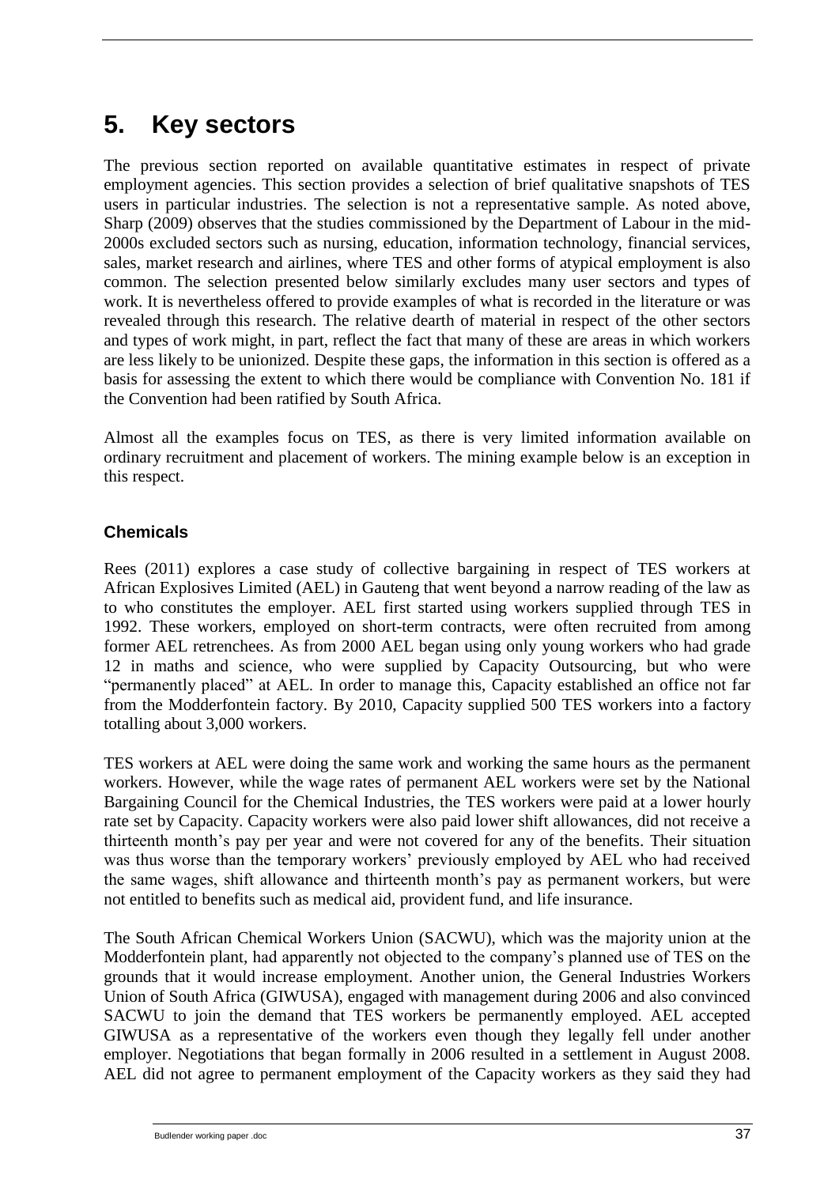# 5. Key sectors

The previous section reported on available quantitative estimates in respect of private employment agencies. This section provides a selection of brief qualitative snapshots of TES users in particular industries. The selection is not a representative sample. As noted above, Sharp (2009) observes that the studies commissioned by the Department of Labour in the mid-2000s excluded sectors such as nursing, education, information technology, financial services, sales, market research and airlines, where TES and other forms of atypical employment is also common. The selection presented below similarly excludes many user sectors and types of work. It is nevertheless offered to provide examples of what is recorded in the literature or was revealed through this research. The relative dearth of material in respect of the other sectors and types of work might, in part, reflect the fact that many of these are areas in which workers are less likely to be unionized. Despite these gaps, the information in this section is offered as a basis for assessing the extent to which there would be compliance with Convention No. 181 if the Convention had been ratified by South Africa.

Almost all the examples focus on TES, as there is very limited information available on ordinary recruitment and placement of workers. The mining example below is an exception in this respect.

### Chemicals

Rees (2011) explores a case study of collective bargaining in respect of TES workers at African Explosives Limited (AEL) in Gauteng that went beyond a narrow reading of the law as to who constitutes the employer. AEL first started using workers supplied through TES in 1992. These workers, employed on short-term contracts, were often recruited from among former AEL retrenchees. As from 2000 AEL began using only young workers who had grade 12 in maths and science, who were supplied by Capacity Outsourcing, but who were "permanently placed" at AEL. In order to manage this, Capacity established an office not far from the Modderfontein factory. By 2010, Capacity supplied 500 TES workers into a factory totalling about 3,000 workers.

TES workers at AEL were doing the same work and working the same hours as the permanent workers. However, while the wage rates of permanent AEL workers were set by the National Bargaining Council for the Chemical Industries, the TES workers were paid at a lower hourly rate set by Capacity. Capacity workers were also paid lower shift allowances, did not receive a thirteenth month's pay per year and were not covered for any of the benefits. Their situation was thus worse than the temporary workers' previously employed by AEL who had received the same wages, shift allowance and thirteenth month's pay as permanent workers, but were not entitled to benefits such as medical aid, provident fund, and life insurance.

The South African Chemical Workers Union (SACWU), which was the majority union at the Modderfontein plant, had apparently not objected to the company's planned use of TES on the grounds that it would increase employment. Another union, the General Industries Workers Union of South Africa (GIWUSA), engaged with management during 2006 and also convinced SACWU to join the demand that TES workers be permanently employed. AEL accepted GIWUSA as a representative of the workers even though they legally fell under another employer. Negotiations that began formally in 2006 resulted in a settlement in August 2008. AEL did not agree to permanent employment of the Capacity workers as they said they had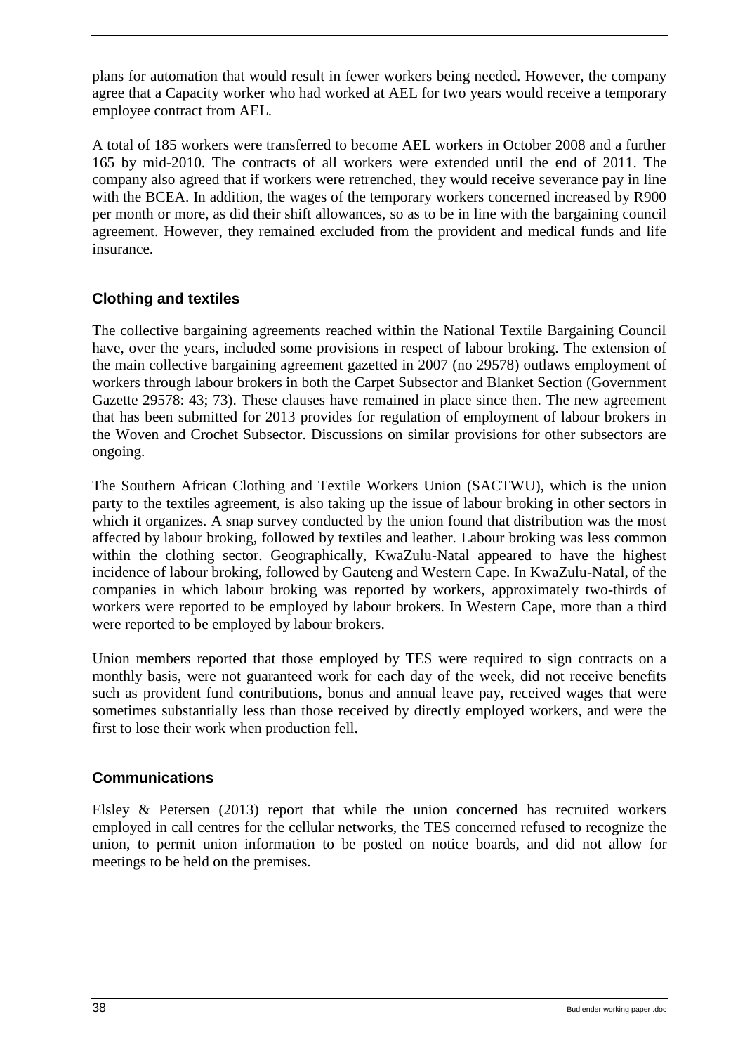plans for automation that would result in fewer workers being needed. However, the company agree that a Capacity worker who had worked at AEL for two years would receive a temporary employee contract from AEL.

A total of 185 workers were transferred to become AEL workers in October 2008 and a further 165 by mid-2010. The contracts of all workers were extended until the end of 2011. The company also agreed that if workers were retrenched, they would receive severance pay in line with the BCEA. In addition, the wages of the temporary workers concerned increased by R900 per month or more, as did their shift allowances, so as to be in line with the bargaining council agreement. However, they remained excluded from the provident and medical funds and life insurance.

### Clothing and textiles

The collective bargaining agreements reached within the National Textile Bargaining Council have, over the years, included some provisions in respect of labour broking. The extension of the main collective bargaining agreement gazetted in 2007 (no 29578) outlaws employment of workers through labour brokers in both the Carpet Subsector and Blanket Section (Government Gazette 29578: 43; 73). These clauses have remained in place since then. The new agreement that has been submitted for 2013 provides for regulation of employment of labour brokers in the Woven and Crochet Subsector. Discussions on similar provisions for other subsectors are ongoing.

The Southern African Clothing and Textile Workers Union (SACTWU), which is the union party to the textiles agreement, is also taking up the issue of labour broking in other sectors in which it organizes. A snap survey conducted by the union found that distribution was the most affected by labour broking, followed by textiles and leather. Labour broking was less common within the clothing sector. Geographically, KwaZulu-Natal appeared to have the highest incidence of labour broking, followed by Gauteng and Western Cape. In KwaZulu-Natal, of the companies in which labour broking was reported by workers, approximately two-thirds of workers were reported to be employed by labour brokers. In Western Cape, more than a third were reported to be employed by labour brokers.

Union members reported that those employed by TES were required to sign contracts on a monthly basis, were not guaranteed work for each day of the week, did not receive benefits such as provident fund contributions, bonus and annual leave pay, received wages that were sometimes substantially less than those received by directly employed workers, and were the first to lose their work when production fell.

### Communications

Elsley & Petersen (2013) report that while the union concerned has recruited workers employed in call centres for the cellular networks, the TES concerned refused to recognize the union, to permit union information to be posted on notice boards, and did not allow for meetings to be held on the premises.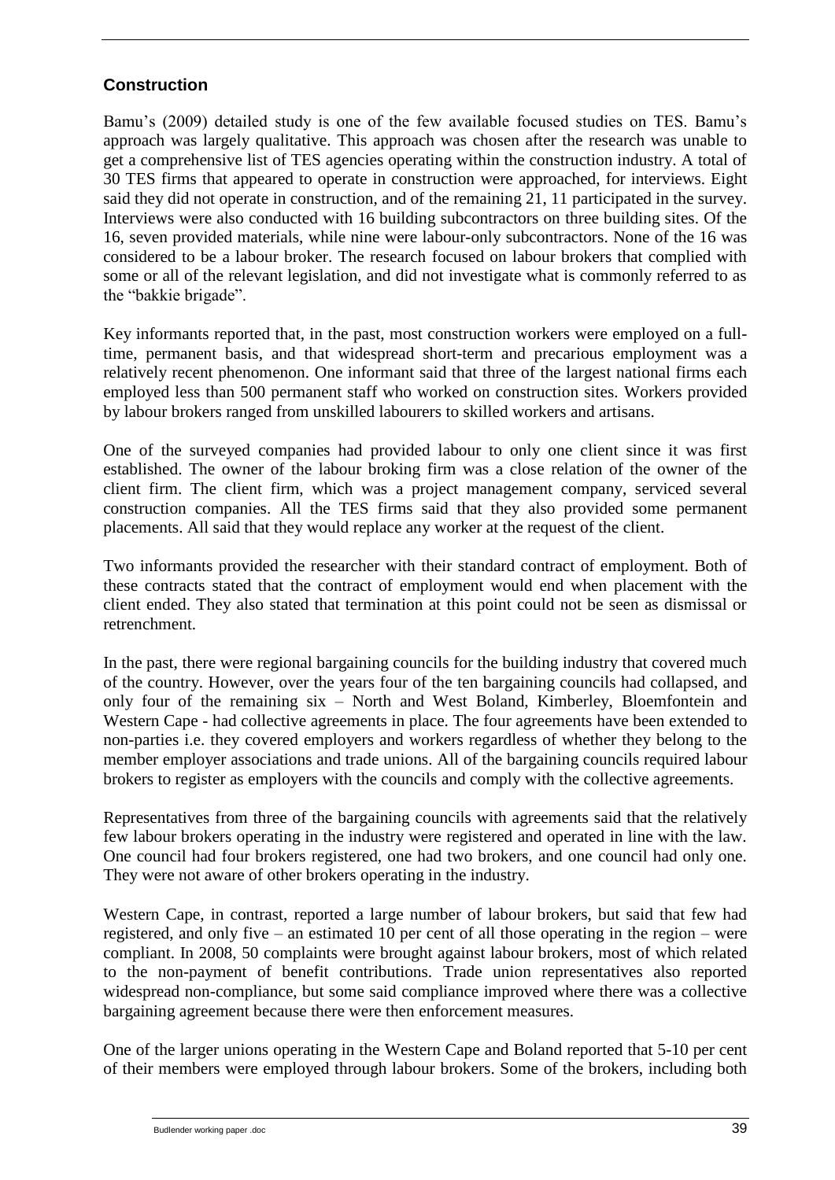## Construction

Bamu's (2009) detailed study is one of the few available focused studies on TES. Bamu's approach was largely qualitative. This approach was chosen after the research was unable to get a comprehensive list of TES agencies operating within the construction industry. A total of 30 TES firms that appeared to operate in construction were approached, for interviews. Eight said they did not operate in construction, and of the remaining 21, 11 participated in the survey. Interviews were also conducted with 16 building subcontractors on three building sites. Of the 16, seven provided materials, while nine were labour-only subcontractors. None of the 16 was considered to be a labour broker. The research focused on labour brokers that complied with some or all of the relevant legislation, and did not investigate what is commonly referred to as the "bakkie brigade".

Key informants reported that, in the past, most construction workers were employed on a full-time, permanent basis, and that widespread short-term and precarious employment was a relatively recent phenomenon. One informant said that three of the largest national firms each employed less than 500 permanent staff who worked on construction sites. Workers provided by labour brokers ranged from unskilled labourers to skilled workers and artisans.

One of the surveyed companies had provided labour to only one client since it was first established. The owner of the labour broking firm was a close relation of the owner of the client firm. The client firm, which was a project management company, serviced several construction companies. All the TES firms said that they also provided some permanent placements. All said that they would replace any worker at the request of the client.

Two informants provided the researcher with their standard contract of employment. Both of these contracts stated that the contract of employment would end when placement with the client ended. They also stated that termination at this point could not be seen as dismissal or retrenchment.

In the past, there were regional bargaining councils for the building industry that covered much of the country. However, over the years four of the ten bargaining councils had collapsed, and only four of the remaining six – North and West Boland, Kimberley, Bloemfontein and Western Cape - had collective agreements in place. The four agreements have been extended to non-parties i.e. they covered employers and workers regardless of whether they belong to the member employer associations and trade unions. All of the bargaining councils required labour brokers to register as employers with the councils and comply with the collective agreements.

Representatives from three of the bargaining councils with agreements said that the relatively few labour brokers operating in the industry were registered and operated in line with the law. One council had four brokers registered, one had two brokers, and one council had only one. They were not aware of other brokers operating in the industry.

Western Cape, in contrast, reported a large number of labour brokers, but said that few had registered, and only five – an estimated 10 per cent of all those operating in the region – were compliant. In 2008, 50 complaints were brought against labour brokers, most of which related to the non-payment of benefit contributions. Trade union representatives also reported widespread non-compliance, but some said compliance improved where there was a collective bargaining agreement because there were then enforcement measures.

One of the larger unions operating in the Western Cape and Boland reported that 5-10 per cent of their members were employed through labour brokers. Some of the brokers, including both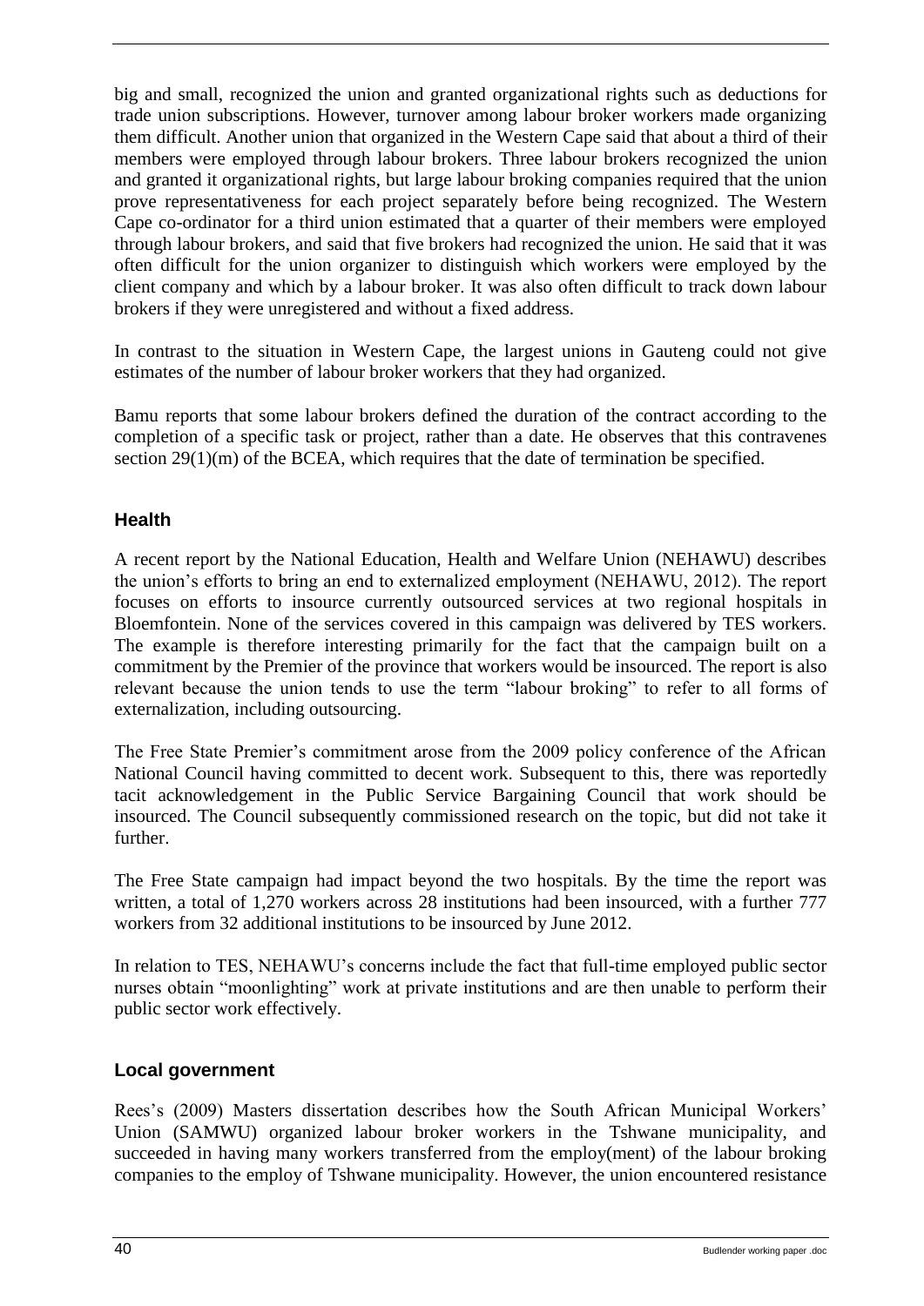big and small, recognized the union and granted organizational rights such as deductions for trade union subscriptions. However, turnover among labour broker workers made organizing them difficult. Another union that organized in the Western Cape said that about a third of their members were employed through labour brokers. Three labour brokers recognized the union and granted it organizational rights, but large labour broking companies required that the union prove representativeness for each project separately before being recognized. The Western Cape co-ordinator for a third union estimated that a quarter of their members were employed through labour brokers, and said that five brokers had recognized the union. He said that it was often difficult for the union organizer to distinguish which workers were employed by the client company and which by a labour broker. It was also often difficult to track down labour brokers if they were unregistered and without a fixed address.

In contrast to the situation in Western Cape, the largest unions in Gauteng could not give estimates of the number of labour broker workers that they had organized.

Bamu reports that some labour brokers defined the duration of the contract according to the completion of a specific task or project, rather than a date. He observes that this contravenes section 29(1)(m) of the BCEA, which requires that the date of termination be specified.

### Health

A recent report by the National Education, Health and Welfare Union (NEHAWU) describes the union's efforts to bring an end to externalized employment (NEHAWU, 2012). The report focuses on efforts to insource currently outsourced services at two regional hospitals in Bloemfontein. None of the services covered in this campaign was delivered by TES workers. The example is therefore interesting primarily for the fact that the campaign built on a commitment by the Premier of the province that workers would be insourced. The report is also relevant because the union tends to use the term "labour broking" to refer to all forms of externalization, including outsourcing.

The Free State Premier's commitment arose from the 2009 policy conference of the African National Council having committed to decent work. Subsequent to this, there was reportedly tacit acknowledgement in the Public Service Bargaining Council that work should be insourced. The Council subsequently commissioned research on the topic, but did not take it further.

The Free State campaign had impact beyond the two hospitals. By the time the report was written, a total of 1,270 workers across 28 institutions had been insourced, with a further 777 workers from 32 additional institutions to be insourced by June 2012.

In relation to TES, NEHAWU's concerns include the fact that full-time employed public sector nurses obtain "moonlighting" work at private institutions and are then unable to perform their public sector work effectively.

### Local government

Rees's (2009) Masters dissertation describes how the South African Municipal Workers' Union (SAMWU) organized labour broker workers in the Tshwane municipality, and succeeded in having many workers transferred from the employ(ment) of the labour broking companies to the employ of Tshwane municipality. However, the union encountered resistance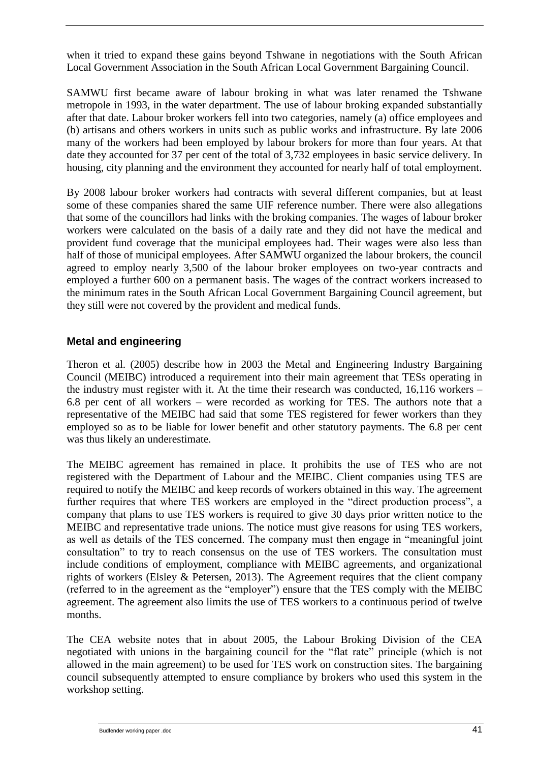when it tried to expand these gains beyond Tshwane in negotiations with the South African Local Government Association in the South African Local Government Bargaining Council.

SAMWU first became aware of labour broking in what was later renamed the Tshwane metropole in 1993, in the water department. The use of labour broking expanded substantially after that date. Labour broker workers fell into two categories, namely (a) office employees and (b) artisans and others workers in units such as public works and infrastructure. By late 2006 many of the workers had been employed by labour brokers for more than four years. At that date they accounted for 37 per cent of the total of 3,732 employees in basic service delivery. In housing, city planning and the environment they accounted for nearly half of total employment.

By 2008 labour broker workers had contracts with several different companies, but at least some of these companies shared the same UIF reference number. There were also allegations that some of the councillors had links with the broking companies. The wages of labour broker workers were calculated on the basis of a daily rate and they did not have the medical and provident fund coverage that the municipal employees had. Their wages were also less than half of those of municipal employees. After SAMWU organized the labour brokers, the council agreed to employ nearly 3,500 of the labour broker employees on two-year contracts and employed a further 600 on a permanent basis. The wages of the contract workers increased to the minimum rates in the South African Local Government Bargaining Council agreement, but they still were not covered by the provident and medical funds.

### Metal and engineering

Theron et al. (2005) describe how in 2003 the Metal and Engineering Industry Bargaining Council (MEIBC) introduced a requirement into their main agreement that TESs operating in the industry must register with it. At the time their research was conducted, 16,116 workers – 6.8 per cent of all workers – were recorded as working for TES. The authors note that a representative of the MEIBC had said that some TES registered for fewer workers than they employed so as to be liable for lower benefit and other statutory payments. The 6.8 per cent was thus likely an underestimate.

The MEIBC agreement has remained in place. It prohibits the use of TES who are not registered with the Department of Labour and the MEIBC. Client companies using TES are required to notify the MEIBC and keep records of workers obtained in this way. The agreement further requires that where TES workers are employed in the "direct production process", a company that plans to use TES workers is required to give 30 days prior written notice to the MEIBC and representative trade unions. The notice must give reasons for using TES workers, as well as details of the TES concerned. The company must then engage in "meaningful joint consultation" to try to reach consensus on the use of TES workers. The consultation must include conditions of employment, compliance with MEIBC agreements, and organizational rights of workers (Elsley & Petersen, 2013). The Agreement requires that the client company (referred to in the agreement as the "employer") ensure that the TES comply with the MEIBC agreement. The agreement also limits the use of TES workers to a continuous period of twelve months.

The CEA website notes that in about 2005, the Labour Broking Division of the CEA negotiated with unions in the bargaining council for the "flat rate" principle (which is not allowed in the main agreement) to be used for TES work on construction sites. The bargaining council subsequently attempted to ensure compliance by brokers who used this system in the workshop setting.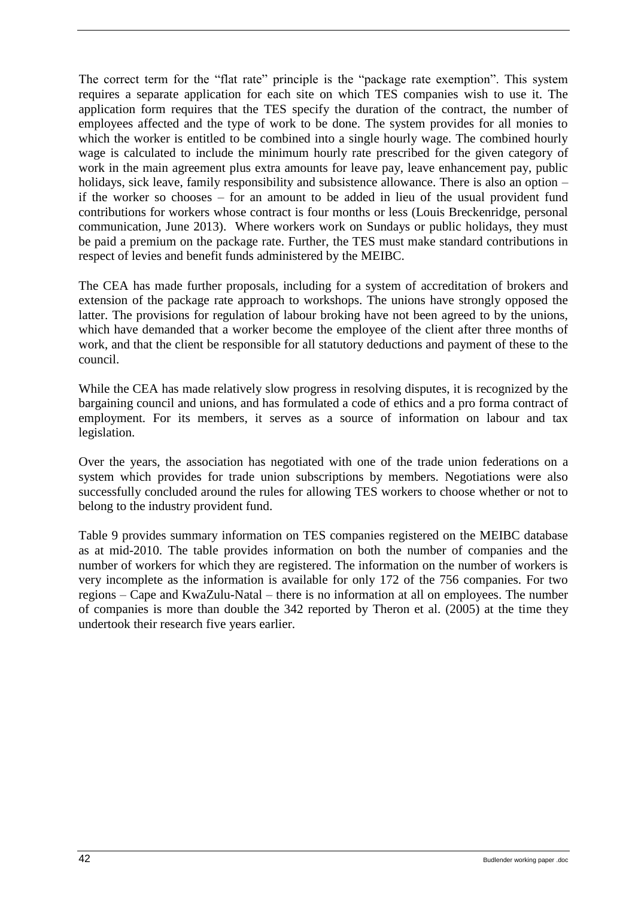The correct term for the "flat rate" principle is the "package rate exemption". This system requires a separate application for each site on which TES companies wish to use it. The application form requires that the TES specify the duration of the contract, the number of employees affected and the type of work to be done. The system provides for all monies to which the worker is entitled to be combined into a single hourly wage. The combined hourly wage is calculated to include the minimum hourly rate prescribed for the given category of work in the main agreement plus extra amounts for leave pay, leave enhancement pay, public holidays, sick leave, family responsibility and subsistence allowance. There is also an option – if the worker so chooses – for an amount to be added in lieu of the usual provident fund contributions for workers whose contract is four months or less (Louis Breckenridge, personal communication, June 2013). Where workers work on Sundays or public holidays, they must be paid a premium on the package rate. Further, the TES must make standard contributions in respect of levies and benefit funds administered by the MEIBC.

The CEA has made further proposals, including for a system of accreditation of brokers and extension of the package rate approach to workshops. The unions have strongly opposed the latter. The provisions for regulation of labour broking have not been agreed to by the unions, which have demanded that a worker become the employee of the client after three months of work, and that the client be responsible for all statutory deductions and payment of these to the council.

While the CEA has made relatively slow progress in resolving disputes, it is recognized by the bargaining council and unions, and has formulated a code of ethics and a pro forma contract of employment. For its members, it serves as a source of information on labour and tax legislation.

Over the years, the association has negotiated with one of the trade union federations on a system which provides for trade union subscriptions by members. Negotiations were also successfully concluded around the rules for allowing TES workers to choose whether or not to belong to the industry provident fund.

Table 9 provides summary information on TES companies registered on the MEIBC database as at mid-2010. The table provides information on both the number of companies and the number of workers for which they are registered. The information on the number of workers is very incomplete as the information is available for only 172 of the 756 companies. For two regions – Cape and KwaZulu-Natal – there is no information at all on employees. The number of companies is more than double the 342 reported by Theron et al. (2005) at the time they undertook their research five years earlier.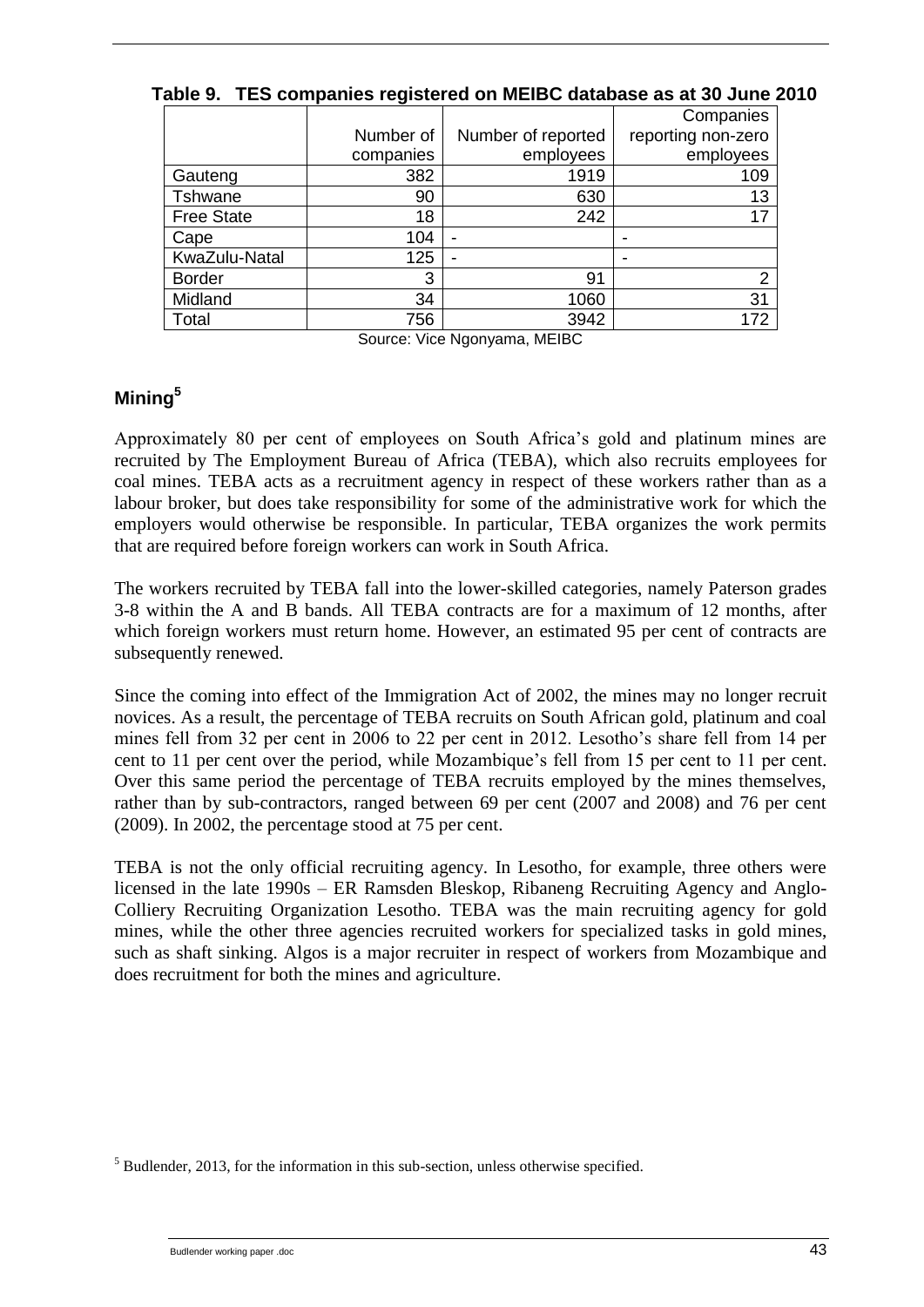**Table 9. TES companies registered on MEIBC database as at 30 June 2010**

| | Number of companies | Number of reported employees | Companies reporting non-zero employees |
|---|---|---|---|
| Gauteng | 382 | 1919 | 109 |
| Tshwane | 90 | 630 | 13 |
| Free State | 18 | 242 | 17 |
| Cape | 104 | - | - |
| KwaZulu-Natal | 125 | - | - |
| Border | 3 | 91 | 2 |
| Midland | 34 | 1060 | 31 |
| Total | 756 | 3942 | 172 |

Source: Vice Ngonyama, MEIBC

## Mining[5]

Approximately 80 per cent of employees on South Africa's gold and platinum mines are recruited by The Employment Bureau of Africa (TEBA), which also recruits employees for coal mines. TEBA acts as a recruitment agency in respect of these workers rather than as a labour broker, but does take responsibility for some of the administrative work for which the employers would otherwise be responsible. In particular, TEBA organizes the work permits that are required before foreign workers can work in South Africa.

The workers recruited by TEBA fall into the lower-skilled categories, namely Paterson grades 3-8 within the A and B bands. All TEBA contracts are for a maximum of 12 months, after which foreign workers must return home. However, an estimated 95 per cent of contracts are subsequently renewed.

Since the coming into effect of the Immigration Act of 2002, the mines may no longer recruit novices. As a result, the percentage of TEBA recruits on South African gold, platinum and coal mines fell from 32 per cent in 2006 to 22 per cent in 2012. Lesotho's share fell from 14 per cent to 11 per cent over the period, while Mozambique's fell from 15 per cent to 11 per cent. Over this same period the percentage of TEBA recruits employed by the mines themselves, rather than by sub-contractors, ranged between 69 per cent (2007 and 2008) and 76 per cent (2009). In 2002, the percentage stood at 75 per cent.

TEBA is not the only official recruiting agency. In Lesotho, for example, three others were licensed in the late 1990s – ER Ramsden Bleskop, Ribaneng Recruiting Agency and Anglo-Colliery Recruiting Organization Lesotho. TEBA was the main recruiting agency for gold mines, while the other three agencies recruited workers for specialized tasks in gold mines, such as shaft sinking. Algos is a major recruiter in respect of workers from Mozambique and does recruitment for both the mines and agriculture.

[5] Budlender, 2013, for the information in this sub-section, unless otherwise specified.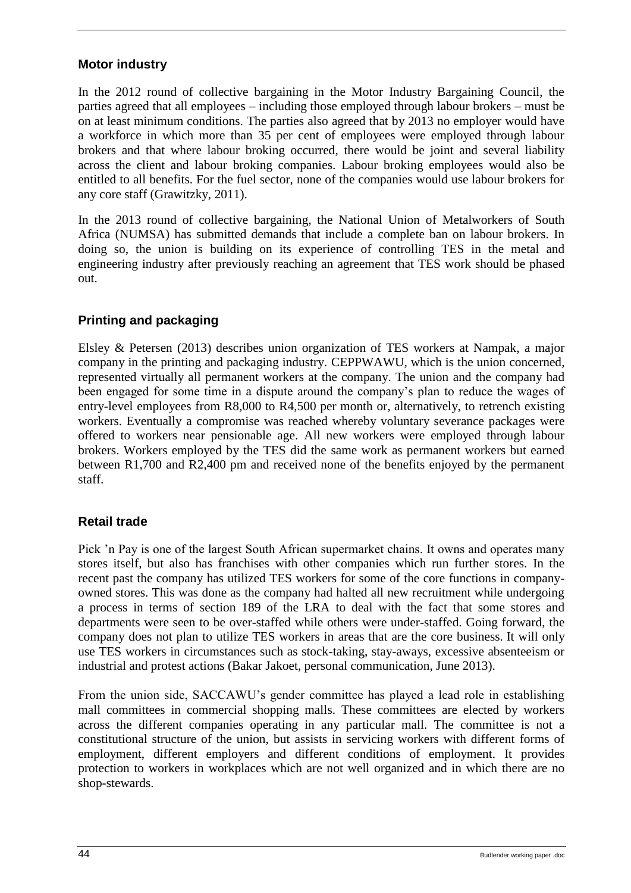### Motor industry

In the 2012 round of collective bargaining in the Motor Industry Bargaining Council, the parties agreed that all employees – including those employed through labour brokers – must be on at least minimum conditions. The parties also agreed that by 2013 no employer would have a workforce in which more than 35 per cent of employees were employed through labour brokers and that where labour broking occurred, there would be joint and several liability across the client and labour broking companies. Labour broking employees would also be entitled to all benefits. For the fuel sector, none of the companies would use labour brokers for any core staff (Grawitzky, 2011).

In the 2013 round of collective bargaining, the National Union of Metalworkers of South Africa (NUMSA) has submitted demands that include a complete ban on labour brokers. In doing so, the union is building on its experience of controlling TES in the metal and engineering industry after previously reaching an agreement that TES work should be phased out.

### Printing and packaging

Elsley & Petersen (2013) describes union organization of TES workers at Nampak, a major company in the printing and packaging industry. CEPPWAWU, which is the union concerned, represented virtually all permanent workers at the company. The union and the company had been engaged for some time in a dispute around the company's plan to reduce the wages of entry-level employees from R8,000 to R4,500 per month or, alternatively, to retrench existing workers. Eventually a compromise was reached whereby voluntary severance packages were offered to workers near pensionable age. All new workers were employed through labour brokers. Workers employed by the TES did the same work as permanent workers but earned between R1,700 and R2,400 pm and received none of the benefits enjoyed by the permanent staff.

### Retail trade

Pick 'n Pay is one of the largest South African supermarket chains. It owns and operates many stores itself, but also has franchises with other companies which run further stores. In the recent past the company has utilized TES workers for some of the core functions in company-owned stores. This was done as the company had halted all new recruitment while undergoing a process in terms of section 189 of the LRA to deal with the fact that some stores and departments were seen to be over-staffed while others were under-staffed. Going forward, the company does not plan to utilize TES workers in areas that are the core business. It will only use TES workers in circumstances such as stock-taking, stay-aways, excessive absenteeism or industrial and protest actions (Bakar Jakoet, personal communication, June 2013).

From the union side, SACCAWU's gender committee has played a lead role in establishing mall committees in commercial shopping malls. These committees are elected by workers across the different companies operating in any particular mall. The committee is not a constitutional structure of the union, but assists in servicing workers with different forms of employment, different employers and different conditions of employment. It provides protection to workers in workplaces which are not well organized and in which there are no shop-stewards.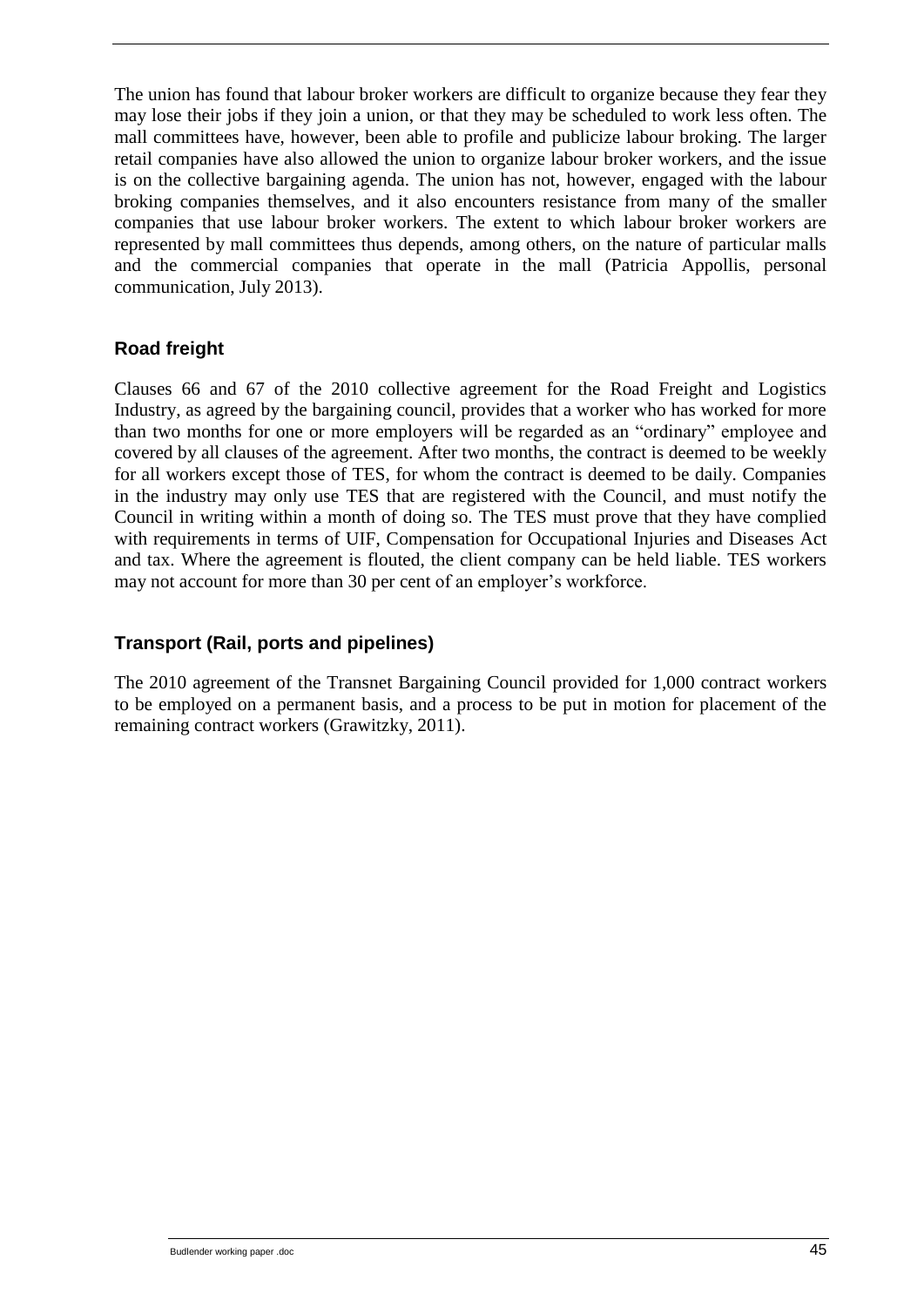The union has found that labour broker workers are difficult to organize because they fear they may lose their jobs if they join a union, or that they may be scheduled to work less often. The mall committees have, however, been able to profile and publicize labour broking. The larger retail companies have also allowed the union to organize labour broker workers, and the issue is on the collective bargaining agenda. The union has not, however, engaged with the labour broking companies themselves, and it also encounters resistance from many of the smaller companies that use labour broker workers. The extent to which labour broker workers are represented by mall committees thus depends, among others, on the nature of particular malls and the commercial companies that operate in the mall (Patricia Appollis, personal communication, July 2013).

### Road freight

Clauses 66 and 67 of the 2010 collective agreement for the Road Freight and Logistics Industry, as agreed by the bargaining council, provides that a worker who has worked for more than two months for one or more employers will be regarded as an "ordinary" employee and covered by all clauses of the agreement. After two months, the contract is deemed to be weekly for all workers except those of TES, for whom the contract is deemed to be daily. Companies in the industry may only use TES that are registered with the Council, and must notify the Council in writing within a month of doing so. The TES must prove that they have complied with requirements in terms of UIF, Compensation for Occupational Injuries and Diseases Act and tax. Where the agreement is flouted, the client company can be held liable. TES workers may not account for more than 30 per cent of an employer's workforce.

### Transport (Rail, ports and pipelines)

The 2010 agreement of the Transnet Bargaining Council provided for 1,000 contract workers to be employed on a permanent basis, and a process to be put in motion for placement of the remaining contract workers (Grawitzky, 2011).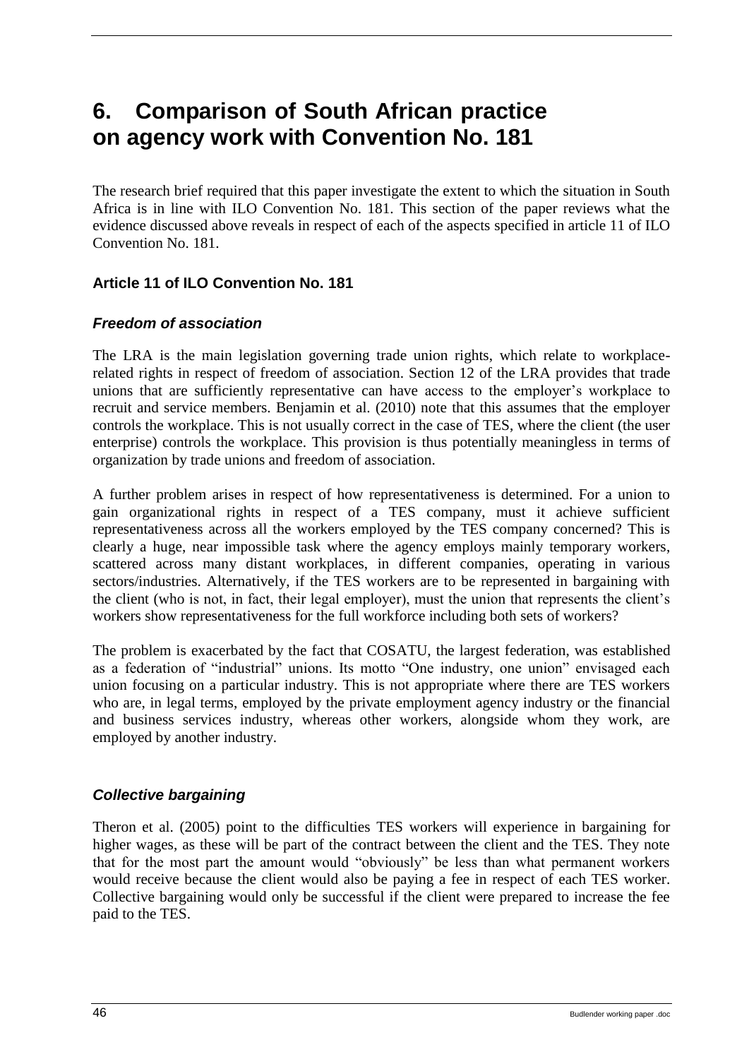# 6. Comparison of South African practice on agency work with Convention No. 181

The research brief required that this paper investigate the extent to which the situation in South Africa is in line with ILO Convention No. 181. This section of the paper reviews what the evidence discussed above reveals in respect of each of the aspects specified in article 11 of ILO Convention No. 181.

### Article 11 of ILO Convention No. 181

#### *Freedom of association*

The LRA is the main legislation governing trade union rights, which relate to workplace-related rights in respect of freedom of association. Section 12 of the LRA provides that trade unions that are sufficiently representative can have access to the employer's workplace to recruit and service members. Benjamin et al. (2010) note that this assumes that the employer controls the workplace. This is not usually correct in the case of TES, where the client (the user enterprise) controls the workplace. This provision is thus potentially meaningless in terms of organization by trade unions and freedom of association.

A further problem arises in respect of how representativeness is determined. For a union to gain organizational rights in respect of a TES company, must it achieve sufficient representativeness across all the workers employed by the TES company concerned? This is clearly a huge, near impossible task where the agency employs mainly temporary workers, scattered across many distant workplaces, in different companies, operating in various sectors/industries. Alternatively, if the TES workers are to be represented in bargaining with the client (who is not, in fact, their legal employer), must the union that represents the client's workers show representativeness for the full workforce including both sets of workers?

The problem is exacerbated by the fact that COSATU, the largest federation, was established as a federation of "industrial" unions. Its motto "One industry, one union" envisaged each union focusing on a particular industry. This is not appropriate where there are TES workers who are, in legal terms, employed by the private employment agency industry or the financial and business services industry, whereas other workers, alongside whom they work, are employed by another industry.

#### *Collective bargaining*

Theron et al. (2005) point to the difficulties TES workers will experience in bargaining for higher wages, as these will be part of the contract between the client and the TES. They note that for the most part the amount would "obviously" be less than what permanent workers would receive because the client would also be paying a fee in respect of each TES worker. Collective bargaining would only be successful if the client were prepared to increase the fee paid to the TES.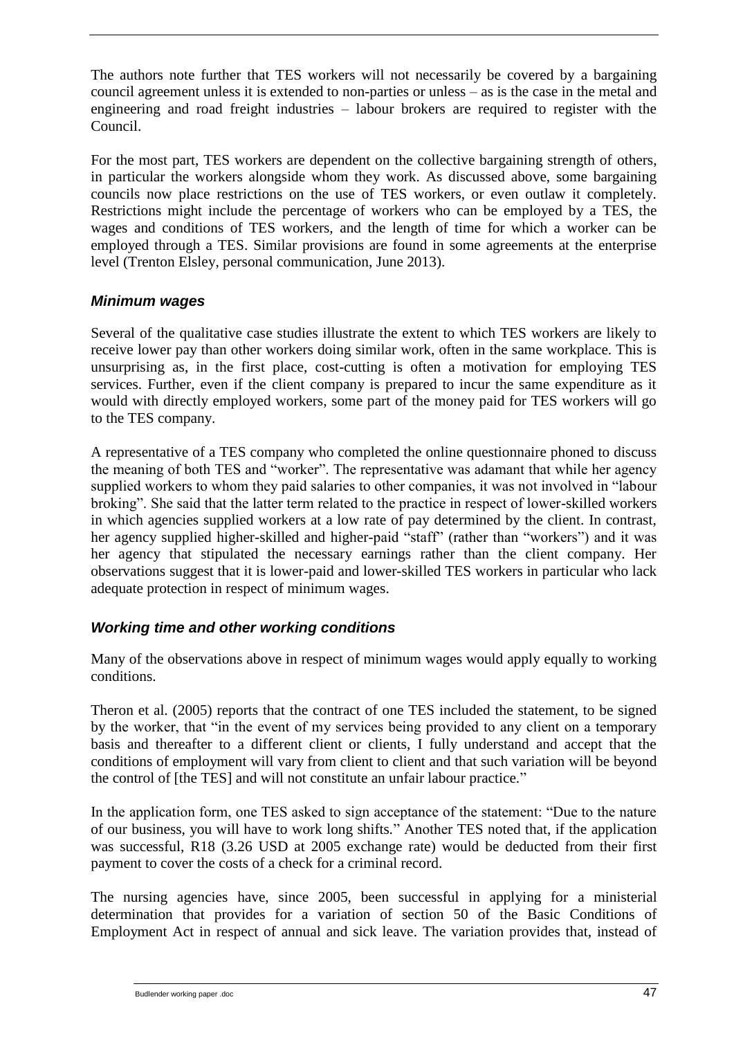The authors note further that TES workers will not necessarily be covered by a bargaining council agreement unless it is extended to non-parties or unless – as is the case in the metal and engineering and road freight industries – labour brokers are required to register with the Council.

For the most part, TES workers are dependent on the collective bargaining strength of others, in particular the workers alongside whom they work. As discussed above, some bargaining councils now place restrictions on the use of TES workers, or even outlaw it completely. Restrictions might include the percentage of workers who can be employed by a TES, the wages and conditions of TES workers, and the length of time for which a worker can be employed through a TES. Similar provisions are found in some agreements at the enterprise level (Trenton Elsley, personal communication, June 2013).

### *Minimum wages*

Several of the qualitative case studies illustrate the extent to which TES workers are likely to receive lower pay than other workers doing similar work, often in the same workplace. This is unsurprising as, in the first place, cost-cutting is often a motivation for employing TES services. Further, even if the client company is prepared to incur the same expenditure as it would with directly employed workers, some part of the money paid for TES workers will go to the TES company.

A representative of a TES company who completed the online questionnaire phoned to discuss the meaning of both TES and "worker". The representative was adamant that while her agency supplied workers to whom they paid salaries to other companies, it was not involved in "labour broking". She said that the latter term related to the practice in respect of lower-skilled workers in which agencies supplied workers at a low rate of pay determined by the client. In contrast, her agency supplied higher-skilled and higher-paid "staff" (rather than "workers") and it was her agency that stipulated the necessary earnings rather than the client company. Her observations suggest that it is lower-paid and lower-skilled TES workers in particular who lack adequate protection in respect of minimum wages.

### *Working time and other working conditions*

Many of the observations above in respect of minimum wages would apply equally to working conditions.

Theron et al. (2005) reports that the contract of one TES included the statement, to be signed by the worker, that "in the event of my services being provided to any client on a temporary basis and thereafter to a different client or clients, I fully understand and accept that the conditions of employment will vary from client to client and that such variation will be beyond the control of [the TES] and will not constitute an unfair labour practice."

In the application form, one TES asked to sign acceptance of the statement: "Due to the nature of our business, you will have to work long shifts." Another TES noted that, if the application was successful, R18 (3.26 USD at 2005 exchange rate) would be deducted from their first payment to cover the costs of a check for a criminal record.

The nursing agencies have, since 2005, been successful in applying for a ministerial determination that provides for a variation of section 50 of the Basic Conditions of Employment Act in respect of annual and sick leave. The variation provides that, instead of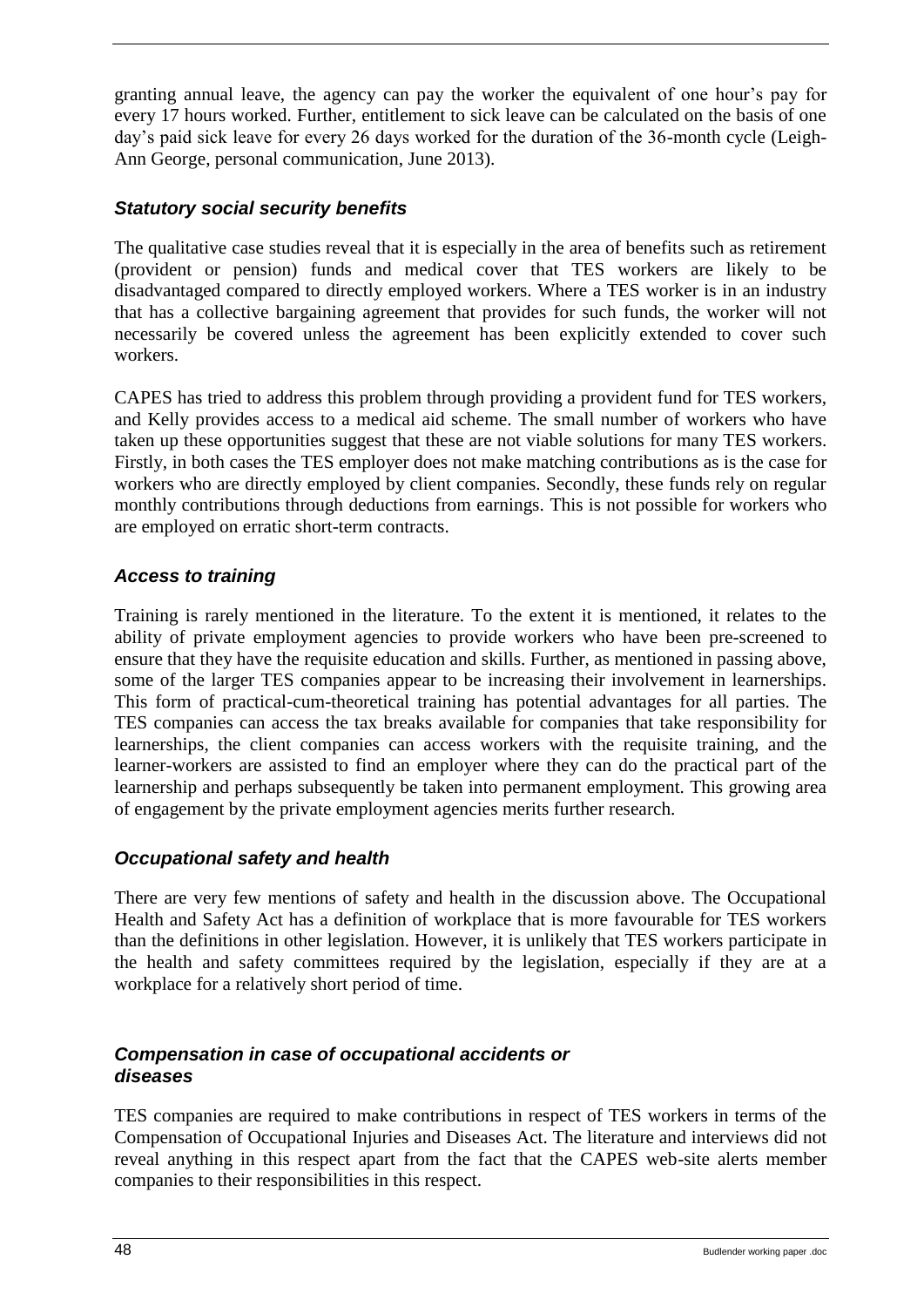granting annual leave, the agency can pay the worker the equivalent of one hour's pay for every 17 hours worked. Further, entitlement to sick leave can be calculated on the basis of one day's paid sick leave for every 26 days worked for the duration of the 36-month cycle (Leigh-Ann George, personal communication, June 2013).

### *Statutory social security benefits*

The qualitative case studies reveal that it is especially in the area of benefits such as retirement (provident or pension) funds and medical cover that TES workers are likely to be disadvantaged compared to directly employed workers. Where a TES worker is in an industry that has a collective bargaining agreement that provides for such funds, the worker will not necessarily be covered unless the agreement has been explicitly extended to cover such workers.

CAPES has tried to address this problem through providing a provident fund for TES workers, and Kelly provides access to a medical aid scheme. The small number of workers who have taken up these opportunities suggest that these are not viable solutions for many TES workers. Firstly, in both cases the TES employer does not make matching contributions as is the case for workers who are directly employed by client companies. Secondly, these funds rely on regular monthly contributions through deductions from earnings. This is not possible for workers who are employed on erratic short-term contracts.

### *Access to training*

Training is rarely mentioned in the literature. To the extent it is mentioned, it relates to the ability of private employment agencies to provide workers who have been pre-screened to ensure that they have the requisite education and skills. Further, as mentioned in passing above, some of the larger TES companies appear to be increasing their involvement in learnerships. This form of practical-cum-theoretical training has potential advantages for all parties. The TES companies can access the tax breaks available for companies that take responsibility for learnerships, the client companies can access workers with the requisite training, and the learner-workers are assisted to find an employer where they can do the practical part of the learnership and perhaps subsequently be taken into permanent employment. This growing area of engagement by the private employment agencies merits further research.

### *Occupational safety and health*

There are very few mentions of safety and health in the discussion above. The Occupational Health and Safety Act has a definition of workplace that is more favourable for TES workers than the definitions in other legislation. However, it is unlikely that TES workers participate in the health and safety committees required by the legislation, especially if they are at a workplace for a relatively short period of time.

### *Compensation in case of occupational accidents or diseases*

TES companies are required to make contributions in respect of TES workers in terms of the Compensation of Occupational Injuries and Diseases Act. The literature and interviews did not reveal anything in this respect apart from the fact that the CAPES web-site alerts member companies to their responsibilities in this respect.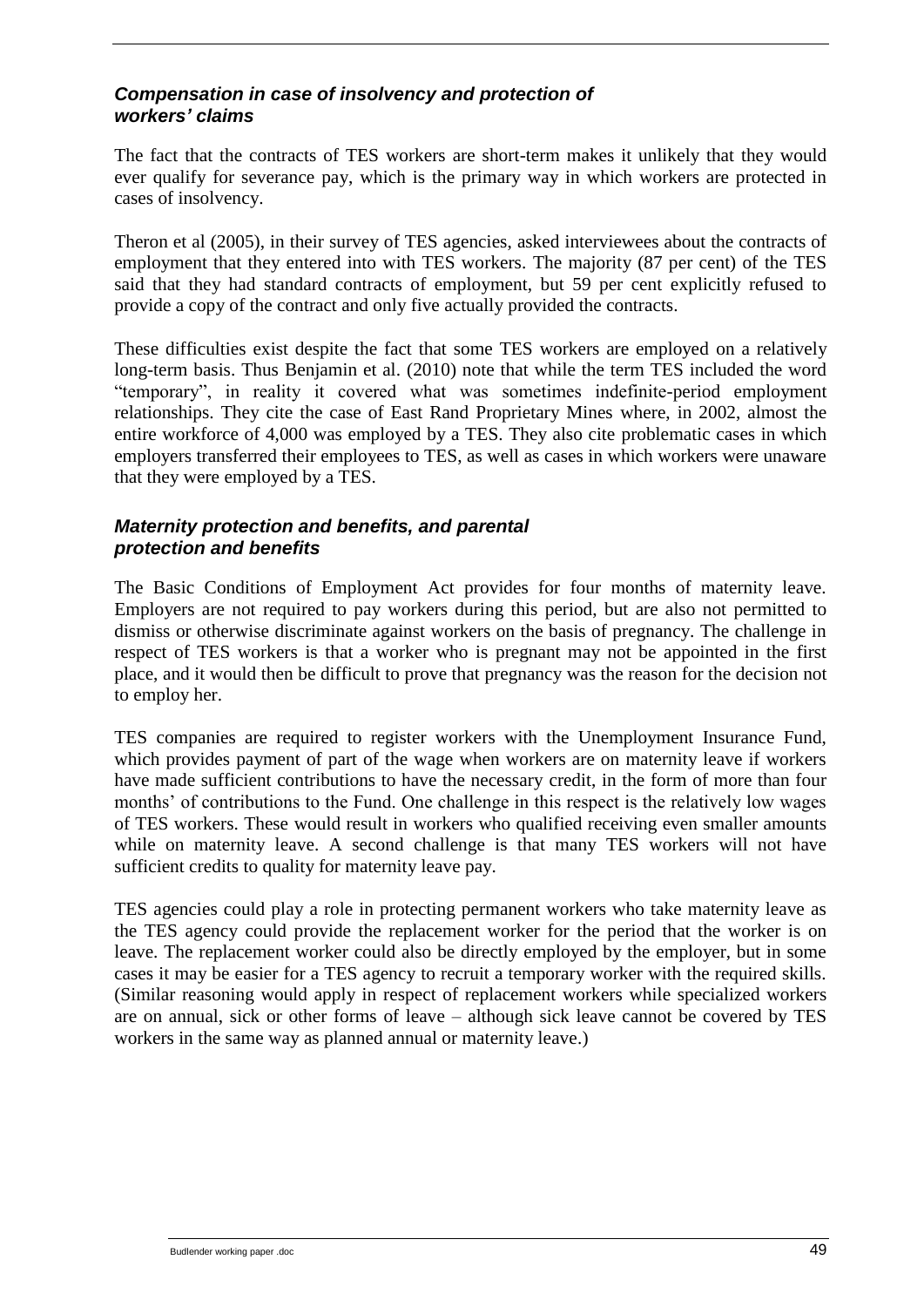### *Compensation in case of insolvency and protection of workers' claims*

The fact that the contracts of TES workers are short-term makes it unlikely that they would ever qualify for severance pay, which is the primary way in which workers are protected in cases of insolvency.

Theron et al (2005), in their survey of TES agencies, asked interviewees about the contracts of employment that they entered into with TES workers. The majority (87 per cent) of the TES said that they had standard contracts of employment, but 59 per cent explicitly refused to provide a copy of the contract and only five actually provided the contracts.

These difficulties exist despite the fact that some TES workers are employed on a relatively long-term basis. Thus Benjamin et al. (2010) note that while the term TES included the word "temporary", in reality it covered what was sometimes indefinite-period employment relationships. They cite the case of East Rand Proprietary Mines where, in 2002, almost the entire workforce of 4,000 was employed by a TES. They also cite problematic cases in which employers transferred their employees to TES, as well as cases in which workers were unaware that they were employed by a TES.

### *Maternity protection and benefits, and parental protection and benefits*

The Basic Conditions of Employment Act provides for four months of maternity leave. Employers are not required to pay workers during this period, but are also not permitted to dismiss or otherwise discriminate against workers on the basis of pregnancy. The challenge in respect of TES workers is that a worker who is pregnant may not be appointed in the first place, and it would then be difficult to prove that pregnancy was the reason for the decision not to employ her.

TES companies are required to register workers with the Unemployment Insurance Fund, which provides payment of part of the wage when workers are on maternity leave if workers have made sufficient contributions to have the necessary credit, in the form of more than four months' of contributions to the Fund. One challenge in this respect is the relatively low wages of TES workers. These would result in workers who qualified receiving even smaller amounts while on maternity leave. A second challenge is that many TES workers will not have sufficient credits to quality for maternity leave pay.

TES agencies could play a role in protecting permanent workers who take maternity leave as the TES agency could provide the replacement worker for the period that the worker is on leave. The replacement worker could also be directly employed by the employer, but in some cases it may be easier for a TES agency to recruit a temporary worker with the required skills. (Similar reasoning would apply in respect of replacement workers while specialized workers are on annual, sick or other forms of leave – although sick leave cannot be covered by TES workers in the same way as planned annual or maternity leave.)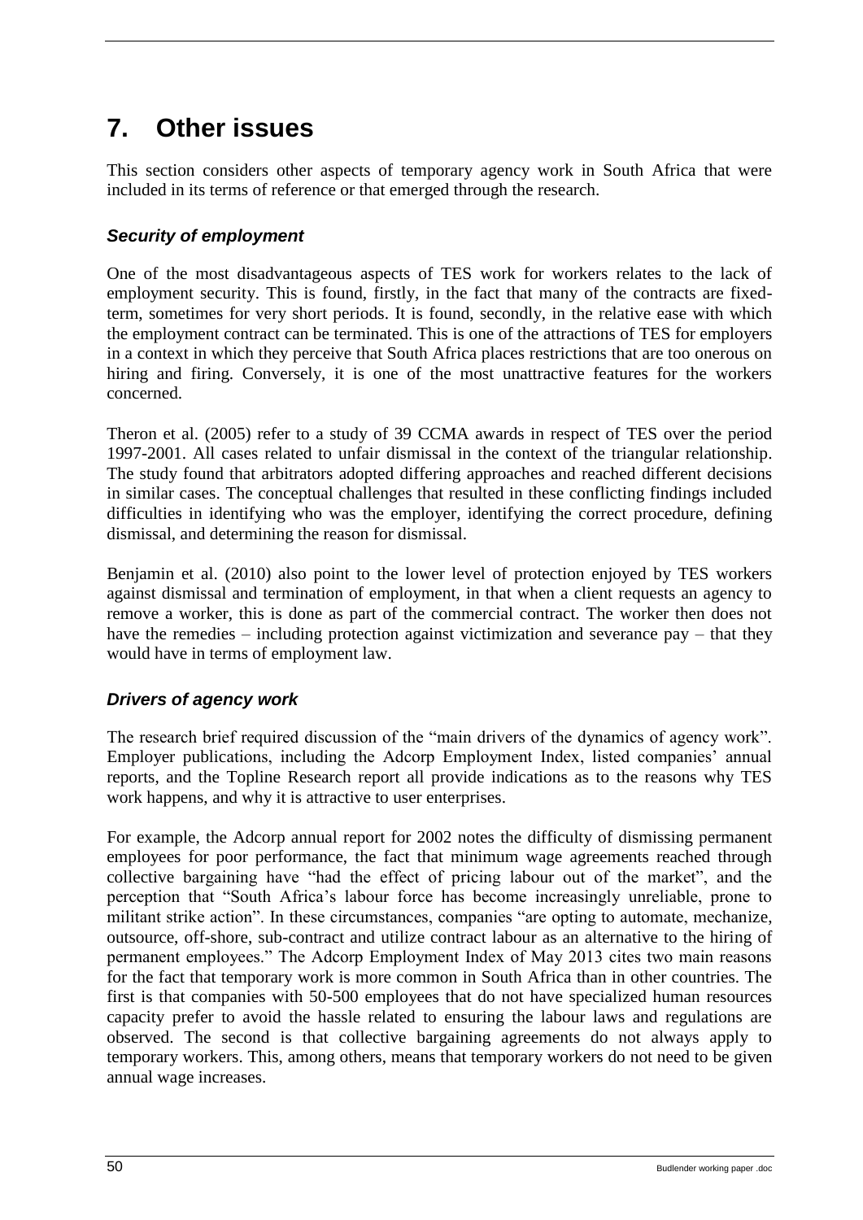# 7. Other issues

This section considers other aspects of temporary agency work in South Africa that were included in its terms of reference or that emerged through the research.

### *Security of employment*

One of the most disadvantageous aspects of TES work for workers relates to the lack of employment security. This is found, firstly, in the fact that many of the contracts are fixed-term, sometimes for very short periods. It is found, secondly, in the relative ease with which the employment contract can be terminated. This is one of the attractions of TES for employers in a context in which they perceive that South Africa places restrictions that are too onerous on hiring and firing. Conversely, it is one of the most unattractive features for the workers concerned.

Theron et al. (2005) refer to a study of 39 CCMA awards in respect of TES over the period 1997-2001. All cases related to unfair dismissal in the context of the triangular relationship. The study found that arbitrators adopted differing approaches and reached different decisions in similar cases. The conceptual challenges that resulted in these conflicting findings included difficulties in identifying who was the employer, identifying the correct procedure, defining dismissal, and determining the reason for dismissal.

Benjamin et al. (2010) also point to the lower level of protection enjoyed by TES workers against dismissal and termination of employment, in that when a client requests an agency to remove a worker, this is done as part of the commercial contract. The worker then does not have the remedies – including protection against victimization and severance pay – that they would have in terms of employment law.

### *Drivers of agency work*

The research brief required discussion of the "main drivers of the dynamics of agency work". Employer publications, including the Adcorp Employment Index, listed companies' annual reports, and the Topline Research report all provide indications as to the reasons why TES work happens, and why it is attractive to user enterprises.

For example, the Adcorp annual report for 2002 notes the difficulty of dismissing permanent employees for poor performance, the fact that minimum wage agreements reached through collective bargaining have "had the effect of pricing labour out of the market", and the perception that "South Africa's labour force has become increasingly unreliable, prone to militant strike action". In these circumstances, companies "are opting to automate, mechanize, outsource, off-shore, sub-contract and utilize contract labour as an alternative to the hiring of permanent employees." The Adcorp Employment Index of May 2013 cites two main reasons for the fact that temporary work is more common in South Africa than in other countries. The first is that companies with 50-500 employees that do not have specialized human resources capacity prefer to avoid the hassle related to ensuring the labour laws and regulations are observed. The second is that collective bargaining agreements do not always apply to temporary workers. This, among others, means that temporary workers do not need to be given annual wage increases.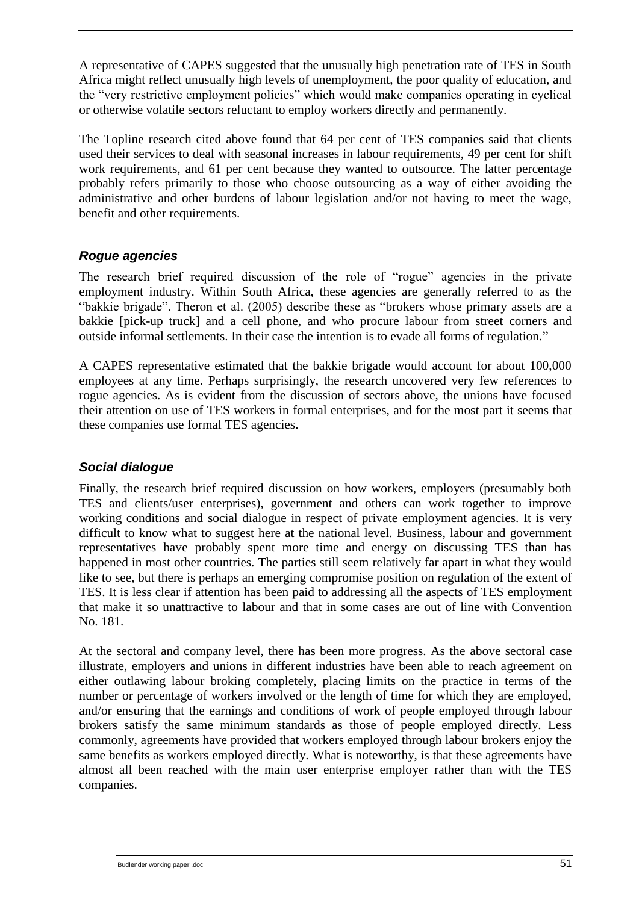A representative of CAPES suggested that the unusually high penetration rate of TES in South Africa might reflect unusually high levels of unemployment, the poor quality of education, and the "very restrictive employment policies" which would make companies operating in cyclical or otherwise volatile sectors reluctant to employ workers directly and permanently.

The Topline research cited above found that 64 per cent of TES companies said that clients used their services to deal with seasonal increases in labour requirements, 49 per cent for shift work requirements, and 61 per cent because they wanted to outsource. The latter percentage probably refers primarily to those who choose outsourcing as a way of either avoiding the administrative and other burdens of labour legislation and/or not having to meet the wage, benefit and other requirements.

### *Rogue agencies*

The research brief required discussion of the role of "rogue" agencies in the private employment industry. Within South Africa, these agencies are generally referred to as the "bakkie brigade". Theron et al. (2005) describe these as "brokers whose primary assets are a bakkie [pick-up truck] and a cell phone, and who procure labour from street corners and outside informal settlements. In their case the intention is to evade all forms of regulation."

A CAPES representative estimated that the bakkie brigade would account for about 100,000 employees at any time. Perhaps surprisingly, the research uncovered very few references to rogue agencies. As is evident from the discussion of sectors above, the unions have focused their attention on use of TES workers in formal enterprises, and for the most part it seems that these companies use formal TES agencies.

### *Social dialogue*

Finally, the research brief required discussion on how workers, employers (presumably both TES and clients/user enterprises), government and others can work together to improve working conditions and social dialogue in respect of private employment agencies. It is very difficult to know what to suggest here at the national level. Business, labour and government representatives have probably spent more time and energy on discussing TES than has happened in most other countries. The parties still seem relatively far apart in what they would like to see, but there is perhaps an emerging compromise position on regulation of the extent of TES. It is less clear if attention has been paid to addressing all the aspects of TES employment that make it so unattractive to labour and that in some cases are out of line with Convention No. 181.

At the sectoral and company level, there has been more progress. As the above sectoral case illustrate, employers and unions in different industries have been able to reach agreement on either outlawing labour broking completely, placing limits on the practice in terms of the number or percentage of workers involved or the length of time for which they are employed, and/or ensuring that the earnings and conditions of work of people employed through labour brokers satisfy the same minimum standards as those of people employed directly. Less commonly, agreements have provided that workers employed through labour brokers enjoy the same benefits as workers employed directly. What is noteworthy, is that these agreements have almost all been reached with the main user enterprise employer rather than with the TES companies.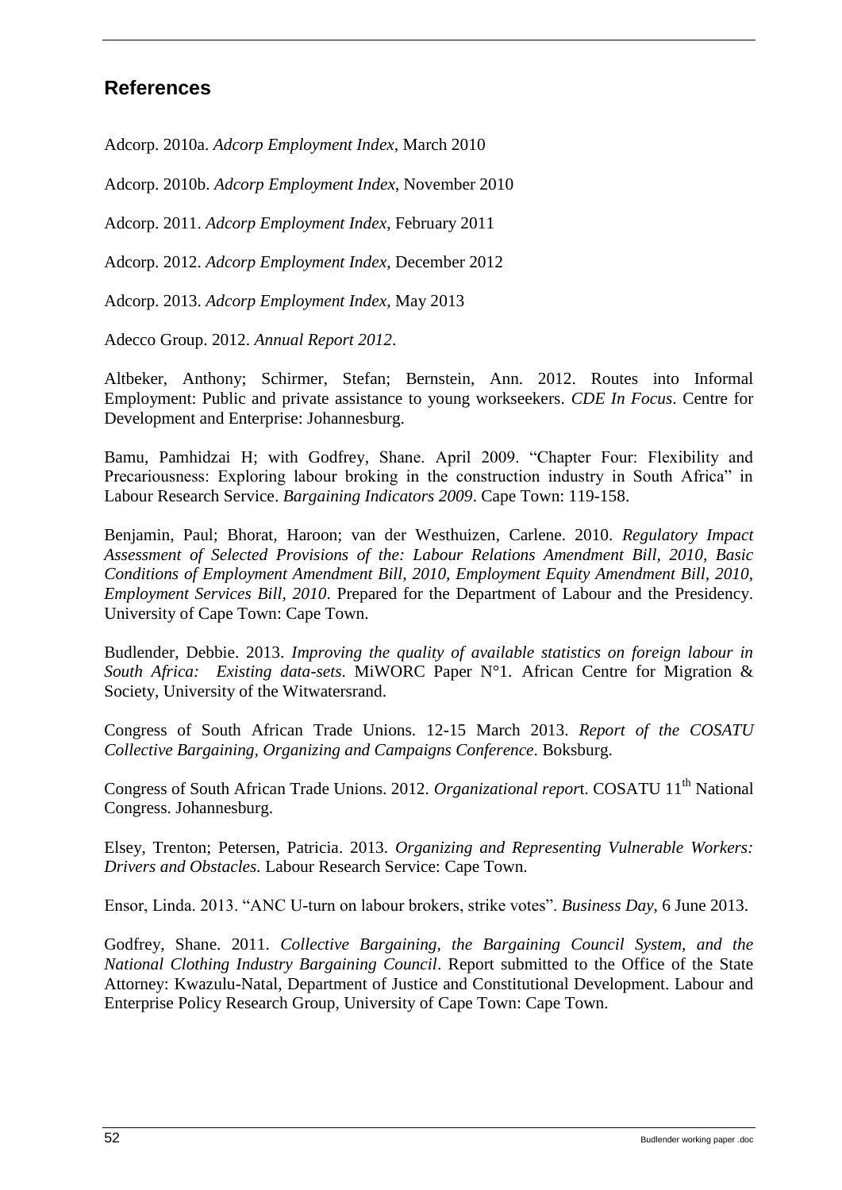## References

Adcorp. 2010a. *Adcorp Employment Index*, March 2010

Adcorp. 2010b. *Adcorp Employment Index*, November 2010

Adcorp. 2011. *Adcorp Employment Index*, February 2011

Adcorp. 2012. *Adcorp Employment Index*, December 2012

Adcorp. 2013. *Adcorp Employment Index*, May 2013

Adecco Group. 2012. *Annual Report 2012*.

Altbeker, Anthony; Schirmer, Stefan; Bernstein, Ann. 2012. Routes into Informal Employment: Public and private assistance to young workseekers. *CDE In Focus*. Centre for Development and Enterprise: Johannesburg.

Bamu, Pamhidzai H; with Godfrey, Shane. April 2009. "Chapter Four: Flexibility and Precariousness: Exploring labour broking in the construction industry in South Africa" in Labour Research Service. *Bargaining Indicators 2009*. Cape Town: 119-158.

Benjamin, Paul; Bhorat, Haroon; van der Westhuizen, Carlene. 2010. *Regulatory Impact Assessment of Selected Provisions of the: Labour Relations Amendment Bill, 2010, Basic Conditions of Employment Amendment Bill, 2010, Employment Equity Amendment Bill, 2010, Employment Services Bill, 2010*. Prepared for the Department of Labour and the Presidency. University of Cape Town: Cape Town.

Budlender, Debbie. 2013. *Improving the quality of available statistics on foreign labour in South Africa: Existing data-sets*. MiWORC Paper N°1. African Centre for Migration & Society, University of the Witwatersrand.

Congress of South African Trade Unions. 12-15 March 2013. *Report of the COSATU Collective Bargaining, Organizing and Campaigns Conference*. Boksburg.

Congress of South African Trade Unions. 2012. *Organizational repor*t. COSATU 11th National Congress. Johannesburg.

Elsey, Trenton; Petersen, Patricia. 2013. *Organizing and Representing Vulnerable Workers: Drivers and Obstacles.* Labour Research Service: Cape Town.

Ensor, Linda. 2013. "ANC U-turn on labour brokers, strike votes". *Business Day*, 6 June 2013.

Godfrey, Shane. 2011. *Collective Bargaining, the Bargaining Council System, and the National Clothing Industry Bargaining Council*. Report submitted to the Office of the State Attorney: Kwazulu-Natal, Department of Justice and Constitutional Development. Labour and Enterprise Policy Research Group, University of Cape Town: Cape Town.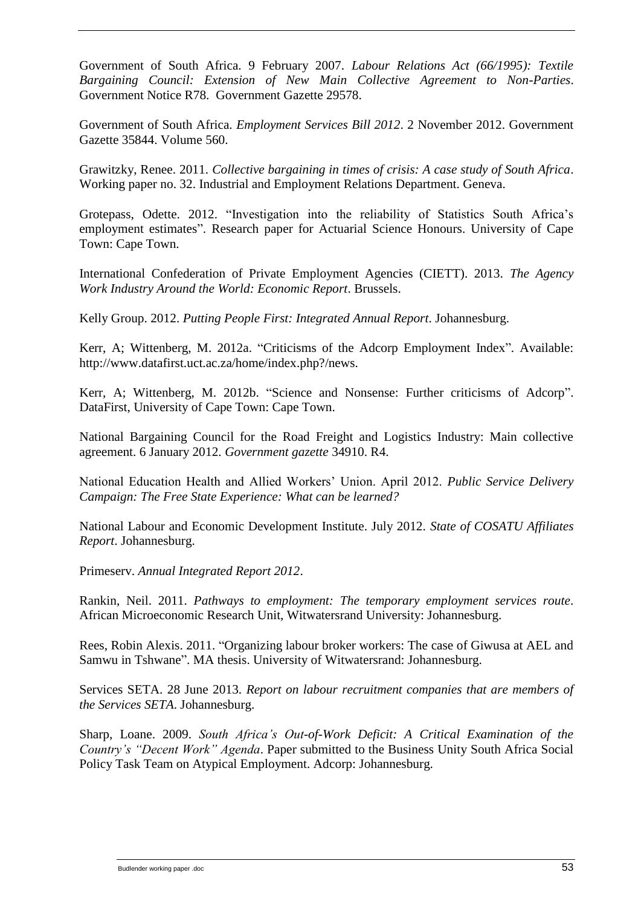Government of South Africa. 9 February 2007. *Labour Relations Act (66/1995): Textile Bargaining Council: Extension of New Main Collective Agreement to Non-Parties*. Government Notice R78. Government Gazette 29578.

Government of South Africa. *Employment Services Bill 2012*. 2 November 2012. Government Gazette 35844. Volume 560.

Grawitzky, Renee. 2011. *Collective bargaining in times of crisis: A case study of South Africa*. Working paper no. 32. Industrial and Employment Relations Department. Geneva.

Grotepass, Odette. 2012. "Investigation into the reliability of Statistics South Africa's employment estimates". Research paper for Actuarial Science Honours. University of Cape Town: Cape Town.

International Confederation of Private Employment Agencies (CIETT). 2013. *The Agency Work Industry Around the World: Economic Report*. Brussels.

Kelly Group. 2012. *Putting People First: Integrated Annual Report*. Johannesburg.

Kerr, A; Wittenberg, M. 2012a. "Criticisms of the Adcorp Employment Index". Available: http://www.datafirst.uct.ac.za/home/index.php?/news.

Kerr, A; Wittenberg, M. 2012b. "Science and Nonsense: Further criticisms of Adcorp". DataFirst, University of Cape Town: Cape Town.

National Bargaining Council for the Road Freight and Logistics Industry: Main collective agreement. 6 January 2012. *Government gazette* 34910. R4.

National Education Health and Allied Workers' Union. April 2012. *Public Service Delivery Campaign: The Free State Experience: What can be learned?*

National Labour and Economic Development Institute. July 2012. *State of COSATU Affiliates Report*. Johannesburg.

Primeserv. *Annual Integrated Report 2012*.

Rankin, Neil. 2011. *Pathways to employment: The temporary employment services route*. African Microeconomic Research Unit, Witwatersrand University: Johannesburg.

Rees, Robin Alexis. 2011. "Organizing labour broker workers: The case of Giwusa at AEL and Samwu in Tshwane". MA thesis. University of Witwatersrand: Johannesburg.

Services SETA. 28 June 2013. *Report on labour recruitment companies that are members of the Services SETA*. Johannesburg.

Sharp, Loane. 2009. *South Africa's Out-of-Work Deficit: A Critical Examination of the Country's "Decent Work" Agenda*. Paper submitted to the Business Unity South Africa Social Policy Task Team on Atypical Employment. Adcorp: Johannesburg.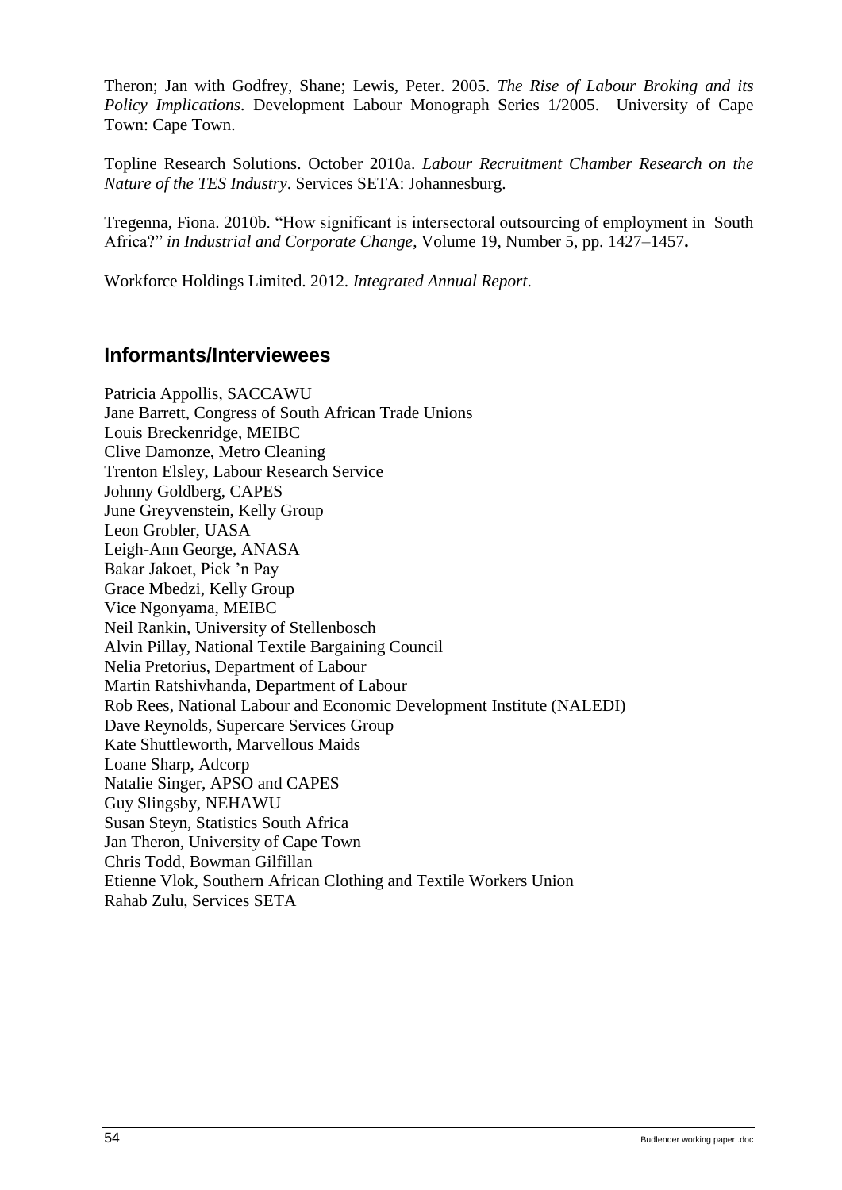Theron; Jan with Godfrey, Shane; Lewis, Peter. 2005. *The Rise of Labour Broking and its Policy Implications*. Development Labour Monograph Series 1/2005. University of Cape Town: Cape Town.

Topline Research Solutions. October 2010a. *Labour Recruitment Chamber Research on the Nature of the TES Industry*. Services SETA: Johannesburg.

Tregenna, Fiona. 2010b. "How significant is intersectoral outsourcing of employment in South Africa?" *in Industrial and Corporate Change*, Volume 19, Number 5, pp. 1427–1457**.**

Workforce Holdings Limited. 2012. *Integrated Annual Report*.

## Informants/Interviewees

Patricia Appollis, SACCAWU
Jane Barrett, Congress of South African Trade Unions
Louis Breckenridge, MEIBC
Clive Damonze, Metro Cleaning
Trenton Elsley, Labour Research Service
Johnny Goldberg, CAPES
June Greyvenstein, Kelly Group
Leon Grobler, UASA
Leigh-Ann George, ANASA
Bakar Jakoet, Pick 'n Pay
Grace Mbedzi, Kelly Group
Vice Ngonyama, MEIBC
Neil Rankin, University of Stellenbosch
Alvin Pillay, National Textile Bargaining Council
Nelia Pretorius, Department of Labour
Martin Ratshivhanda, Department of Labour
Rob Rees, National Labour and Economic Development Institute (NALEDI)
Dave Reynolds, Supercare Services Group
Kate Shuttleworth, Marvellous Maids
Loane Sharp, Adcorp
Natalie Singer, APSO and CAPES
Guy Slingsby, NEHAWU
Susan Steyn, Statistics South Africa
Jan Theron, University of Cape Town
Chris Todd, Bowman Gilfillan
Etienne Vlok, Southern African Clothing and Textile Workers Union
Rahab Zulu, Services SETA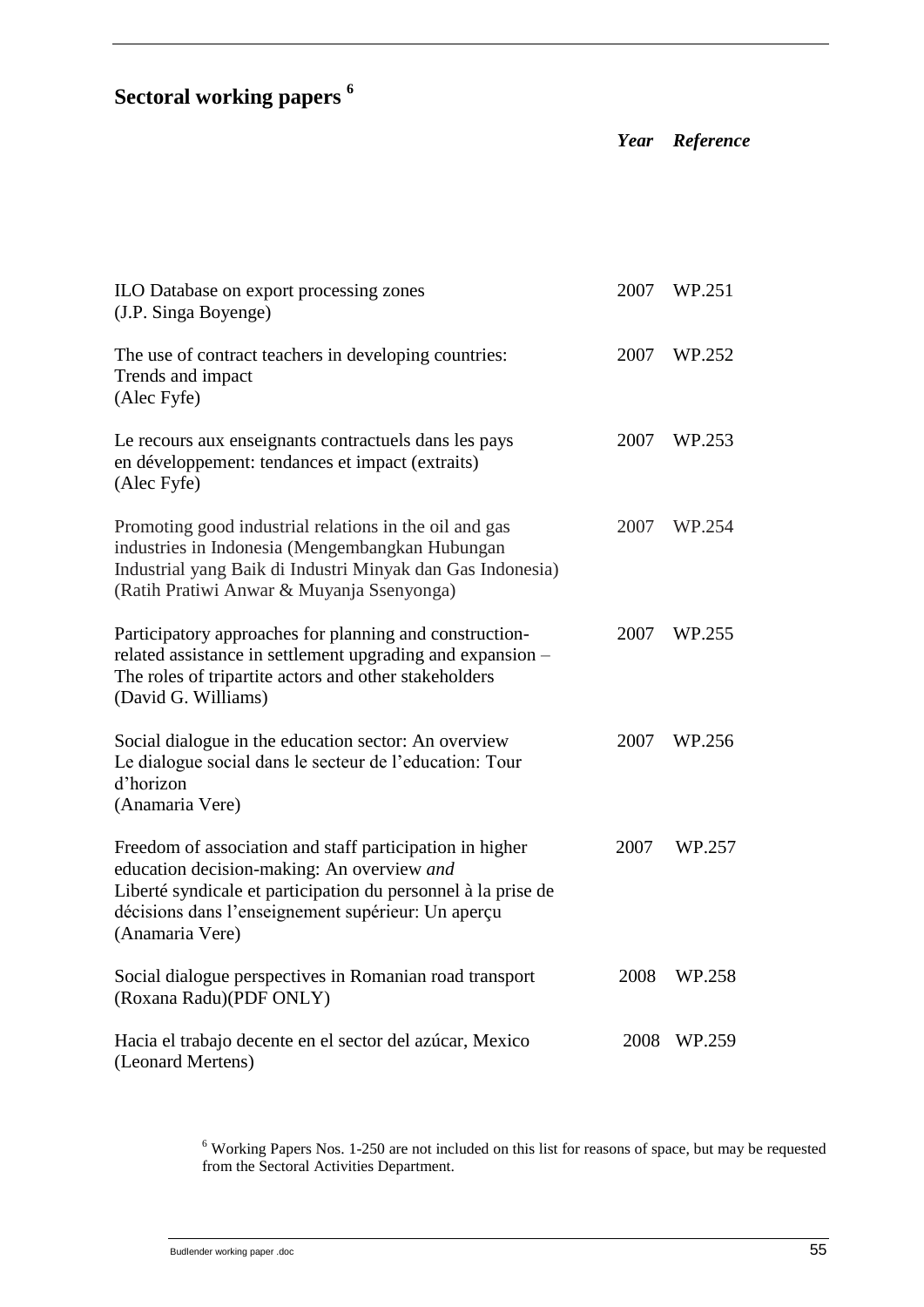## Sectoral working papers [6]

| | *Year* | *Reference* |
|---|---|---|
| ILO Database on export processing zones (J.P. Singa Boyenge) | 2007 | WP.251 |
| The use of contract teachers in developing countries: Trends and impact (Alec Fyfe) | 2007 | WP.252 |
| Le recours aux enseignants contractuels dans les pays en développement: tendances et impact (extraits) (Alec Fyfe) | 2007 | WP.253 |
| Promoting good industrial relations in the oil and gas industries in Indonesia (Mengembangkan Hubungan Industrial yang Baik di Industri Minyak dan Gas Indonesia) (Ratih Pratiwi Anwar & Muyanja Ssenyonga) | 2007 | WP.254 |
| Participatory approaches for planning and construction-related assistance in settlement upgrading and expansion – The roles of tripartite actors and other stakeholders (David G. Williams) | 2007 | WP.255 |
| Social dialogue in the education sector: An overview Le dialogue social dans le secteur de l'education: Tour d'horizon (Anamaria Vere) | 2007 | WP.256 |
| Freedom of association and staff participation in higher education decision-making: An overview *and* Liberté syndicale et participation du personnel à la prise de décisions dans l'enseignement supérieur: Un aperçu (Anamaria Vere) | 2007 | WP.257 |
| Social dialogue perspectives in Romanian road transport (Roxana Radu)(PDF ONLY) | 2008 | WP.258 |
| Hacia el trabajo decente en el sector del azúcar, Mexico (Leonard Mertens) | 2008 | WP.259 |

[6] Working Papers Nos. 1-250 are not included on this list for reasons of space, but may be requested from the Sectoral Activities Department.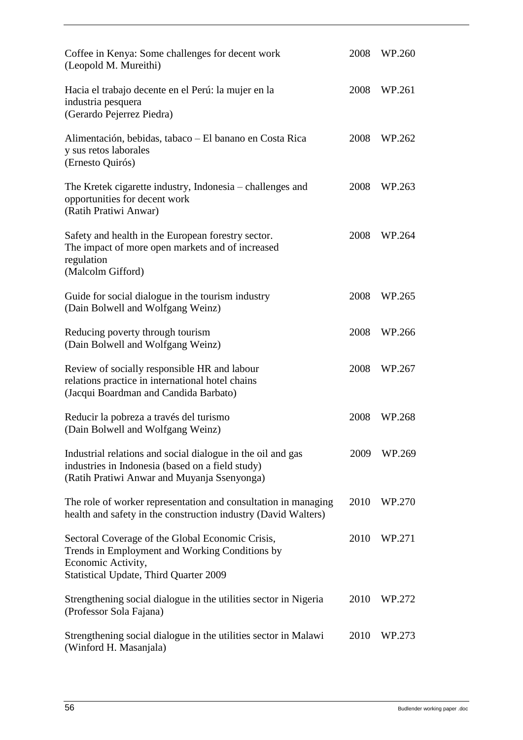| | | |
|---|---|---|
| Coffee in Kenya: Some challenges for decent work (Leopold M. Mureithi) | 2008 | WP.260 |
| Hacia el trabajo decente en el Perú: la mujer en la industria pesquera (Gerardo Pejerrez Piedra) | 2008 | WP.261 |
| Alimentación, bebidas, tabaco – El banano en Costa Rica y sus retos laborales (Ernesto Quirós) | 2008 | WP.262 |
| The Kretek cigarette industry, Indonesia – challenges and opportunities for decent work (Ratih Pratiwi Anwar) | 2008 | WP.263 |
| Safety and health in the European forestry sector. The impact of more open markets and of increased regulation (Malcolm Gifford) | 2008 | WP.264 |
| Guide for social dialogue in the tourism industry (Dain Bolwell and Wolfgang Weinz) | 2008 | WP.265 |
| Reducing poverty through tourism (Dain Bolwell and Wolfgang Weinz) | 2008 | WP.266 |
| Review of socially responsible HR and labour relations practice in international hotel chains (Jacqui Boardman and Candida Barbato) | 2008 | WP.267 |
| Reducir la pobreza a través del turismo (Dain Bolwell and Wolfgang Weinz) | 2008 | WP.268 |
| Industrial relations and social dialogue in the oil and gas industries in Indonesia (based on a field study) (Ratih Pratiwi Anwar and Muyanja Ssenyonga) | 2009 | WP.269 |
| The role of worker representation and consultation in managing health and safety in the construction industry (David Walters) | 2010 | WP.270 |
| Sectoral Coverage of the Global Economic Crisis, Trends in Employment and Working Conditions by Economic Activity, Statistical Update, Third Quarter 2009 | 2010 | WP.271 |
| Strengthening social dialogue in the utilities sector in Nigeria (Professor Sola Fajana) | 2010 | WP.272 |
| Strengthening social dialogue in the utilities sector in Malawi (Winford H. Masanjala) | 2010 | WP.273 |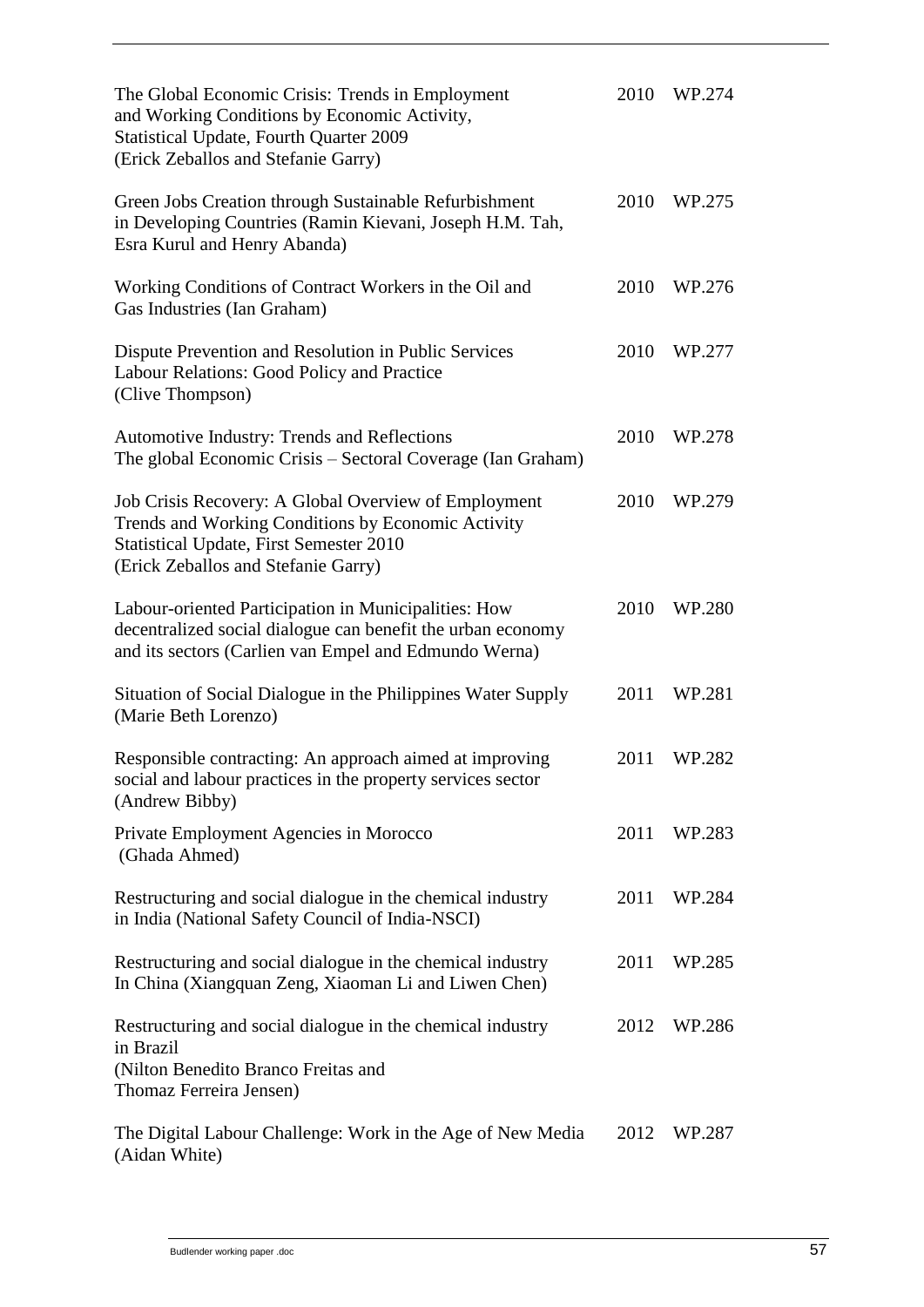| | | |
|---|---|---|
| The Global Economic Crisis: Trends in Employment and Working Conditions by Economic Activity, Statistical Update, Fourth Quarter 2009 (Erick Zeballos and Stefanie Garry) | 2010 | WP.274 |
| Green Jobs Creation through Sustainable Refurbishment in Developing Countries (Ramin Kievani, Joseph H.M. Tah, Esra Kurul and Henry Abanda) | 2010 | WP.275 |
| Working Conditions of Contract Workers in the Oil and Gas Industries (Ian Graham) | 2010 | WP.276 |
| Dispute Prevention and Resolution in Public Services Labour Relations: Good Policy and Practice (Clive Thompson) | 2010 | WP.277 |
| Automotive Industry: Trends and Reflections The global Economic Crisis – Sectoral Coverage (Ian Graham) | 2010 | WP.278 |
| Job Crisis Recovery: A Global Overview of Employment Trends and Working Conditions by Economic Activity Statistical Update, First Semester 2010 (Erick Zeballos and Stefanie Garry) | 2010 | WP.279 |
| Labour-oriented Participation in Municipalities: How decentralized social dialogue can benefit the urban economy and its sectors (Carlien van Empel and Edmundo Werna) | 2010 | WP.280 |
| Situation of Social Dialogue in the Philippines Water Supply (Marie Beth Lorenzo) | 2011 | WP.281 |
| Responsible contracting: An approach aimed at improving social and labour practices in the property services sector (Andrew Bibby) | 2011 | WP.282 |
| Private Employment Agencies in Morocco (Ghada Ahmed) | 2011 | WP.283 |
| Restructuring and social dialogue in the chemical industry in India (National Safety Council of India-NSCI) | 2011 | WP.284 |
| Restructuring and social dialogue in the chemical industry In China (Xiangquan Zeng, Xiaoman Li and Liwen Chen) | 2011 | WP.285 |
| Restructuring and social dialogue in the chemical industry in Brazil (Nilton Benedito Branco Freitas and Thomaz Ferreira Jensen) | 2012 | WP.286 |
| The Digital Labour Challenge: Work in the Age of New Media (Aidan White) | 2012 | WP.287 |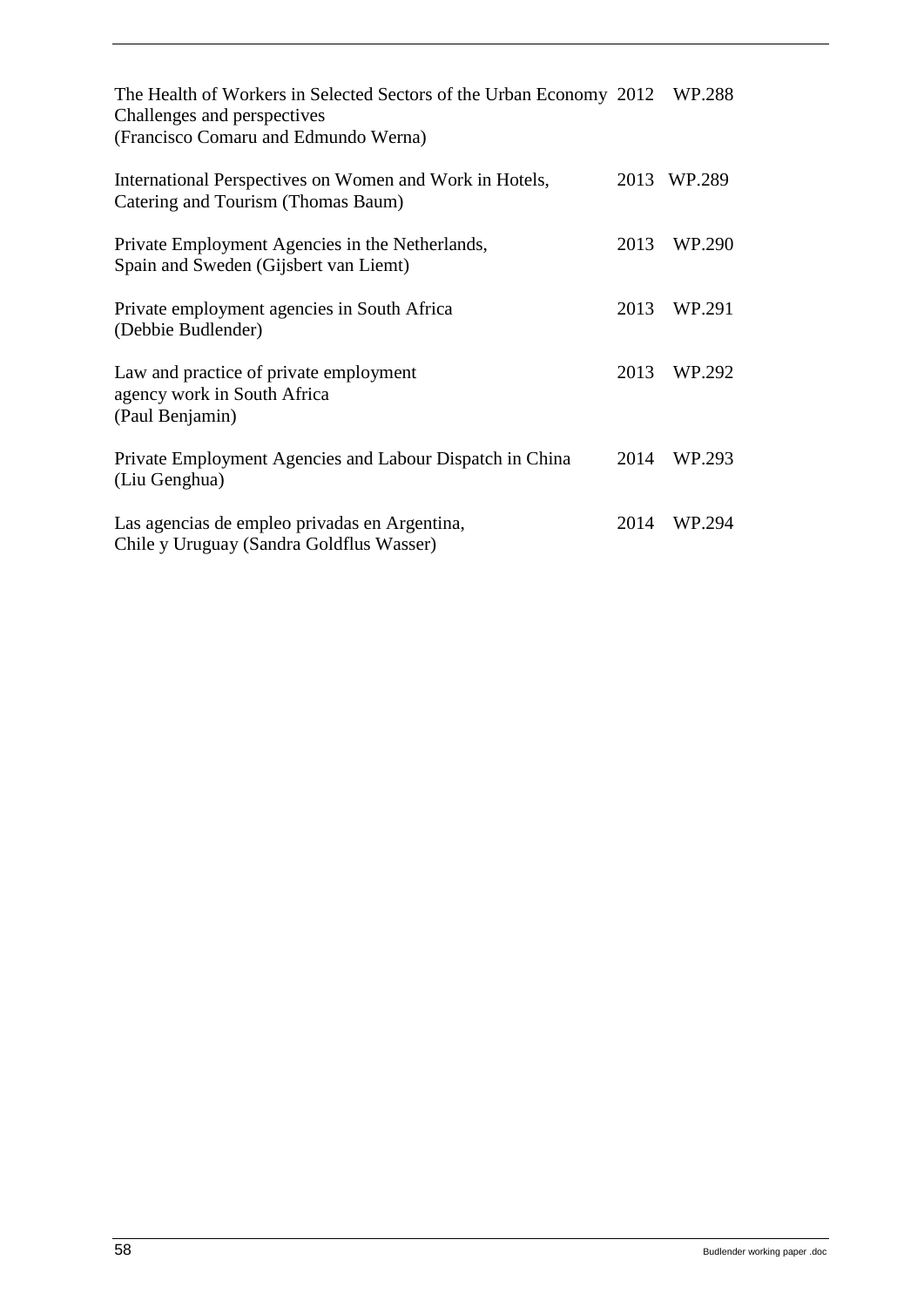| | | |
|---|---|---|
| The Health of Workers in Selected Sectors of the Urban Economy Challenges and perspectives (Francisco Comaru and Edmundo Werna) | 2012 | WP.288 |
| International Perspectives on Women and Work in Hotels, Catering and Tourism (Thomas Baum) | 2013 | WP.289 |
| Private Employment Agencies in the Netherlands, Spain and Sweden (Gijsbert van Liemt) | 2013 | WP.290 |
| Private employment agencies in South Africa (Debbie Budlender) | 2013 | WP.291 |
| Law and practice of private employment agency work in South Africa (Paul Benjamin) | 2013 | WP.292 |
| Private Employment Agencies and Labour Dispatch in China (Liu Genghua) | 2014 | WP.293 |
| Las agencias de empleo privadas en Argentina, Chile y Uruguay (Sandra Goldflus Wasser) | 2014 | WP.294 |